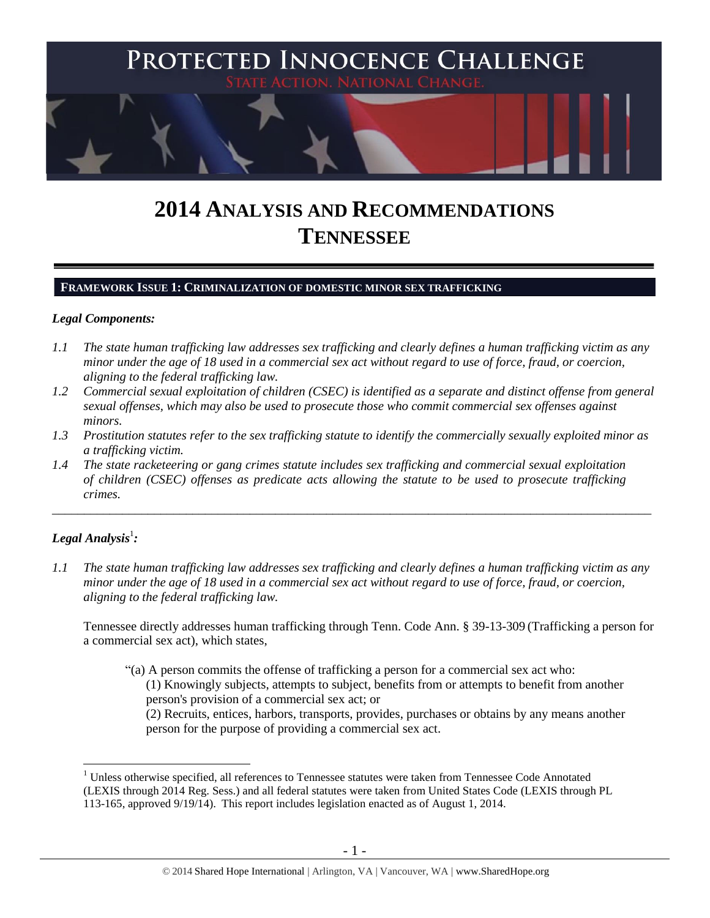# 2014 Analysis and Recommendations Tennessee

## Framework Issue 1: Criminalization of domestic minor sex trafficking

### *Legal Components:*

*1.1 The state human trafficking law addresses sex trafficking and clearly defines a human trafficking victim as any minor under the age of 18 used in a commercial sex act without regard to use of force, fraud, or coercion, aligning to the federal trafficking law.*

*1.2 Commercial sexual exploitation of children (CSEC) is identified as a separate and distinct offense from general sexual offenses, which may also be used to prosecute those who commit commercial sex offenses against minors.*

*1.3 Prostitution statutes refer to the sex trafficking statute to identify the commercially sexually exploited minor as a trafficking victim.*

*1.4 The state racketeering or gang crimes statute includes sex trafficking and commercial sexual exploitation of children (CSEC) offenses as predicate acts allowing the statute to be used to prosecute trafficking crimes.*

---

### *Legal Analysis*[1]*:*

*1.1 The state human trafficking law addresses sex trafficking and clearly defines a human trafficking victim as any minor under the age of 18 used in a commercial sex act without regard to use of force, fraud, or coercion, aligning to the federal trafficking law.*

Tennessee directly addresses human trafficking through Tenn. Code Ann. § 39-13-309 (Trafficking a person for a commercial sex act), which states,

> "(a) A person commits the offense of trafficking a person for a commercial sex act who:
> (1) Knowingly subjects, attempts to subject, benefits from or attempts to benefit from another person's provision of a commercial sex act; or
> (2) Recruits, entices, harbors, transports, provides, purchases or obtains by any means another person for the purpose of providing a commercial sex act.

[1] Unless otherwise specified, all references to Tennessee statutes were taken from Tennessee Code Annotated (LEXIS through 2014 Reg. Sess.) and all federal statutes were taken from United States Code (LEXIS through PL 113-165, approved 9/19/14). This report includes legislation enacted as of August 1, 2014.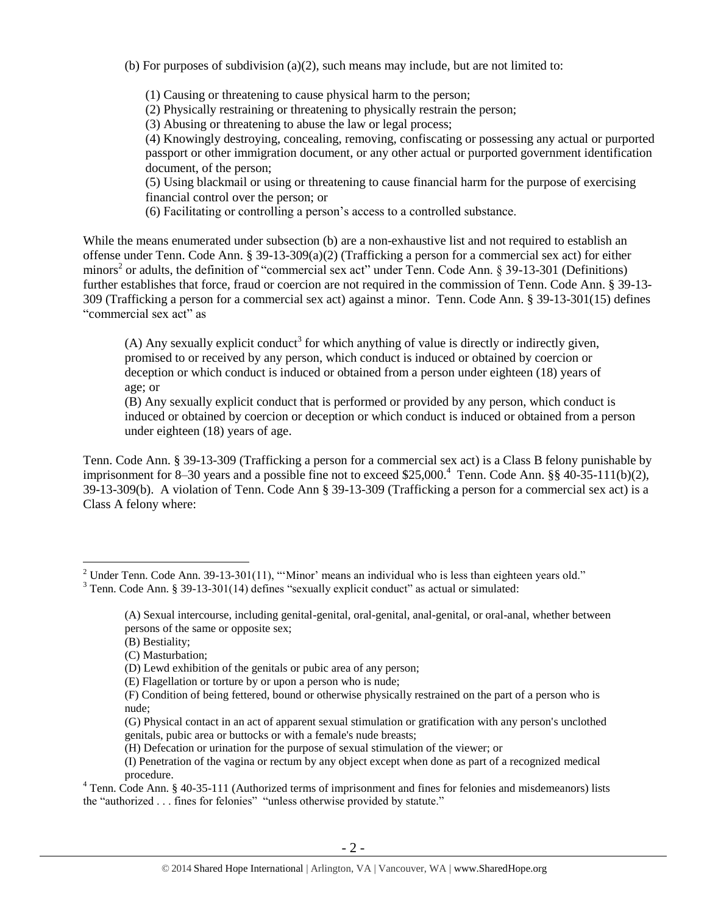(b) For purposes of subdivision (a)(2), such means may include, but are not limited to:

(1) Causing or threatening to cause physical harm to the person;
(2) Physically restraining or threatening to physically restrain the person;
(3) Abusing or threatening to abuse the law or legal process;
(4) Knowingly destroying, concealing, removing, confiscating or possessing any actual or purported passport or other immigration document, or any other actual or purported government identification document, of the person;
(5) Using blackmail or using or threatening to cause financial harm for the purpose of exercising financial control over the person; or
(6) Facilitating or controlling a person's access to a controlled substance.

While the means enumerated under subsection (b) are a non-exhaustive list and not required to establish an offense under Tenn. Code Ann. § 39-13-309(a)(2) (Trafficking a person for a commercial sex act) for either minors[2] or adults, the definition of "commercial sex act" under Tenn. Code Ann. § 39-13-301 (Definitions) further establishes that force, fraud or coercion are not required in the commission of Tenn. Code Ann. § 39-13-309 (Trafficking a person for a commercial sex act) against a minor. Tenn. Code Ann. § 39-13-301(15) defines "commercial sex act" as

> (A) Any sexually explicit conduct[3] for which anything of value is directly or indirectly given, promised to or received by any person, which conduct is induced or obtained by coercion or deception or which conduct is induced or obtained from a person under eighteen (18) years of age; or
> (B) Any sexually explicit conduct that is performed or provided by any person, which conduct is induced or obtained by coercion or deception or which conduct is induced or obtained from a person under eighteen (18) years of age.

Tenn. Code Ann. § 39-13-309 (Trafficking a person for a commercial sex act) is a Class B felony punishable by imprisonment for 8–30 years and a possible fine not to exceed $25,000.[4] Tenn. Code Ann. §§ 40-35-111(b)(2), 39-13-309(b). A violation of Tenn. Code Ann § 39-13-309 (Trafficking a person for a commercial sex act) is a Class A felony where:

---

[2] Under Tenn. Code Ann. 39-13-301(11), "'Minor' means an individual who is less than eighteen years old."

[3] Tenn. Code Ann. § 39-13-301(14) defines "sexually explicit conduct" as actual or simulated:

> (A) Sexual intercourse, including genital-genital, oral-genital, anal-genital, or oral-anal, whether between persons of the same or opposite sex;
> (B) Bestiality;
> (C) Masturbation;
> (D) Lewd exhibition of the genitals or pubic area of any person;
> (E) Flagellation or torture by or upon a person who is nude;
> (F) Condition of being fettered, bound or otherwise physically restrained on the part of a person who is nude;
> (G) Physical contact in an act of apparent sexual stimulation or gratification with any person's unclothed genitals, pubic area or buttocks or with a female's nude breasts;
> (H) Defecation or urination for the purpose of sexual stimulation of the viewer; or
> (I) Penetration of the vagina or rectum by any object except when done as part of a recognized medical procedure.

[4] Tenn. Code Ann. § 40-35-111 (Authorized terms of imprisonment and fines for felonies and misdemeanors) lists the "authorized . . . fines for felonies" "unless otherwise provided by statute."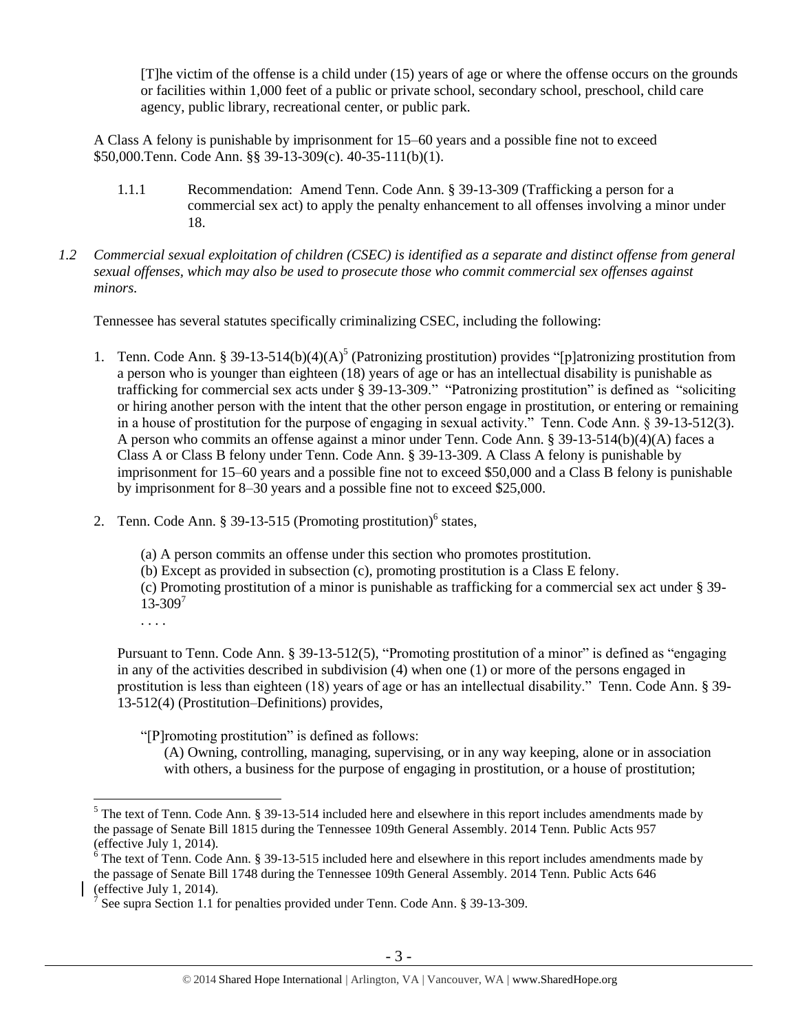[T]he victim of the offense is a child under (15) years of age or where the offense occurs on the grounds or facilities within 1,000 feet of a public or private school, secondary school, preschool, child care agency, public library, recreational center, or public park.

A Class A felony is punishable by imprisonment for 15–60 years and a possible fine not to exceed $50,000.Tenn. Code Ann. §§ 39-13-309(c). 40-35-111(b)(1).

1.1.1 Recommendation: Amend Tenn. Code Ann. § 39-13-309 (Trafficking a person for a commercial sex act) to apply the penalty enhancement to all offenses involving a minor under 18.

*1.2 Commercial sexual exploitation of children (CSEC) is identified as a separate and distinct offense from general sexual offenses, which may also be used to prosecute those who commit commercial sex offenses against minors.*

Tennessee has several statutes specifically criminalizing CSEC, including the following:

1. Tenn. Code Ann. § 39-13-514(b)(4)(A)[5] (Patronizing prostitution) provides "[p]atronizing prostitution from a person who is younger than eighteen (18) years of age or has an intellectual disability is punishable as trafficking for commercial sex acts under § 39-13-309." "Patronizing prostitution" is defined as "soliciting or hiring another person with the intent that the other person engage in prostitution, or entering or remaining in a house of prostitution for the purpose of engaging in sexual activity." Tenn. Code Ann. § 39-13-512(3). A person who commits an offense against a minor under Tenn. Code Ann. § 39-13-514(b)(4)(A) faces a Class A or Class B felony under Tenn. Code Ann. § 39-13-309. A Class A felony is punishable by imprisonment for 15–60 years and a possible fine not to exceed $50,000 and a Class B felony is punishable by imprisonment for 8–30 years and a possible fine not to exceed $25,000.

2. Tenn. Code Ann. § 39-13-515 (Promoting prostitution)[6] states,

   (a) A person commits an offense under this section who promotes prostitution.
   (b) Except as provided in subsection (c), promoting prostitution is a Class E felony.
   (c) Promoting prostitution of a minor is punishable as trafficking for a commercial sex act under § 39-13-309[7]
   . . . .

Pursuant to Tenn. Code Ann. § 39-13-512(5), "Promoting prostitution of a minor" is defined as "engaging in any of the activities described in subdivision (4) when one (1) or more of the persons engaged in prostitution is less than eighteen (18) years of age or has an intellectual disability." Tenn. Code Ann. § 39-13-512(4) (Prostitution–Definitions) provides,

"[P]romoting prostitution" is defined as follows:

(A) Owning, controlling, managing, supervising, or in any way keeping, alone or in association with others, a business for the purpose of engaging in prostitution, or a house of prostitution;

---

[5] The text of Tenn. Code Ann. § 39-13-514 included here and elsewhere in this report includes amendments made by the passage of Senate Bill 1815 during the Tennessee 109th General Assembly. 2014 Tenn. Public Acts 957 (effective July 1, 2014).

[6] The text of Tenn. Code Ann. § 39-13-515 included here and elsewhere in this report includes amendments made by the passage of Senate Bill 1748 during the Tennessee 109th General Assembly. 2014 Tenn. Public Acts 646 (effective July 1, 2014).

[7] See supra Section 1.1 for penalties provided under Tenn. Code Ann. § 39-13-309.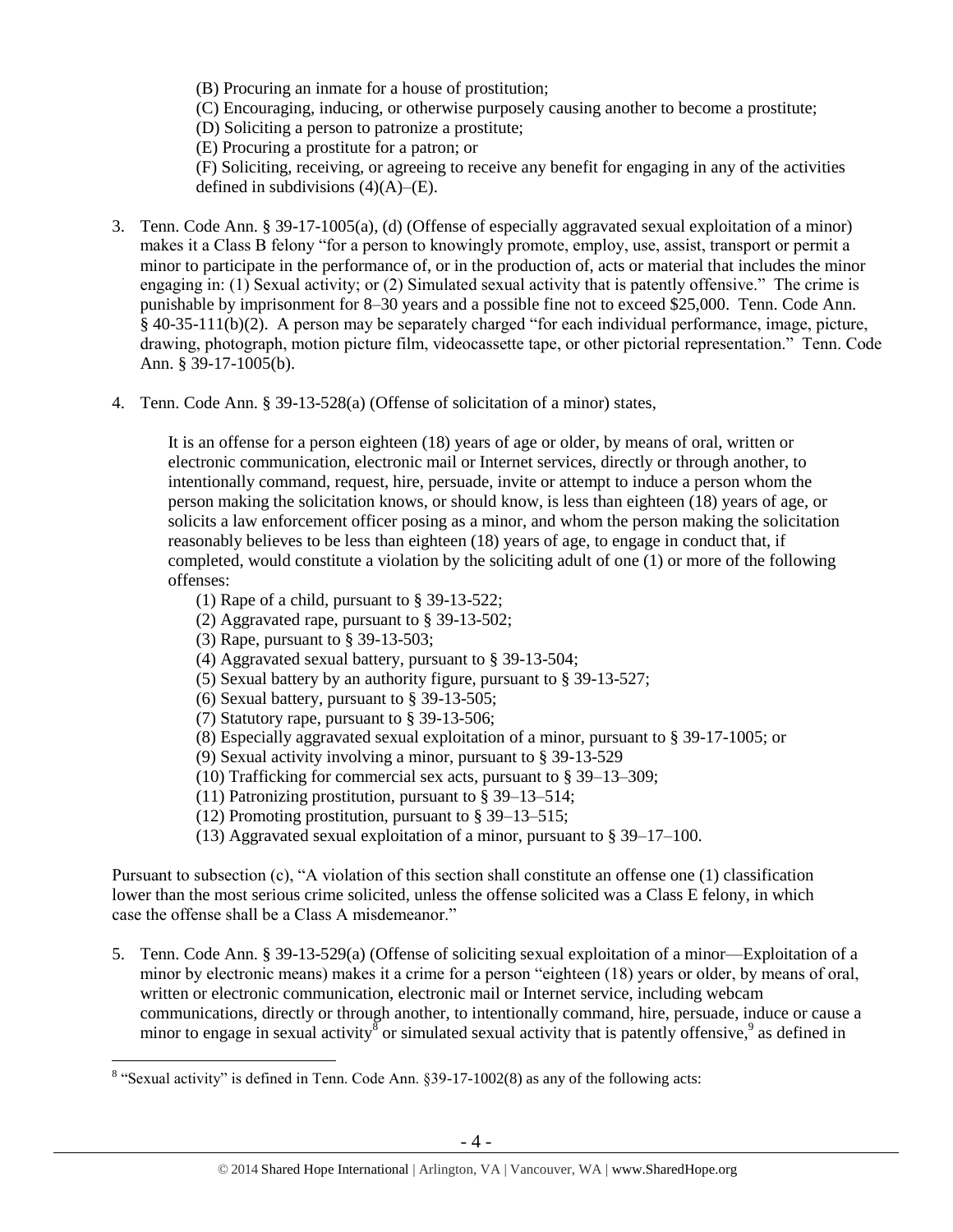(B) Procuring an inmate for a house of prostitution;
(C) Encouraging, inducing, or otherwise purposely causing another to become a prostitute;
(D) Soliciting a person to patronize a prostitute;
(E) Procuring a prostitute for a patron; or
(F) Soliciting, receiving, or agreeing to receive any benefit for engaging in any of the activities defined in subdivisions (4)(A)–(E).

3. Tenn. Code Ann. § 39-17-1005(a), (d) (Offense of especially aggravated sexual exploitation of a minor) makes it a Class B felony "for a person to knowingly promote, employ, use, assist, transport or permit a minor to participate in the performance of, or in the production of, acts or material that includes the minor engaging in: (1) Sexual activity; or (2) Simulated sexual activity that is patently offensive." The crime is punishable by imprisonment for 8–30 years and a possible fine not to exceed $25,000. Tenn. Code Ann. § 40-35-111(b)(2). A person may be separately charged "for each individual performance, image, picture, drawing, photograph, motion picture film, videocassette tape, or other pictorial representation." Tenn. Code Ann. § 39-17-1005(b).

4. Tenn. Code Ann. § 39-13-528(a) (Offense of solicitation of a minor) states,

   It is an offense for a person eighteen (18) years of age or older, by means of oral, written or electronic communication, electronic mail or Internet services, directly or through another, to intentionally command, request, hire, persuade, invite or attempt to induce a person whom the person making the solicitation knows, or should know, is less than eighteen (18) years of age, or solicits a law enforcement officer posing as a minor, and whom the person making the solicitation reasonably believes to be less than eighteen (18) years of age, to engage in conduct that, if completed, would constitute a violation by the soliciting adult of one (1) or more of the following offenses:
   (1) Rape of a child, pursuant to § 39-13-522;
   (2) Aggravated rape, pursuant to § 39-13-502;
   (3) Rape, pursuant to § 39-13-503;
   (4) Aggravated sexual battery, pursuant to § 39-13-504;
   (5) Sexual battery by an authority figure, pursuant to § 39-13-527;
   (6) Sexual battery, pursuant to § 39-13-505;
   (7) Statutory rape, pursuant to § 39-13-506;
   (8) Especially aggravated sexual exploitation of a minor, pursuant to § 39-17-1005; or
   (9) Sexual activity involving a minor, pursuant to § 39-13-529
   (10) Trafficking for commercial sex acts, pursuant to § 39–13–309;
   (11) Patronizing prostitution, pursuant to § 39–13–514;
   (12) Promoting prostitution, pursuant to § 39–13–515;
   (13) Aggravated sexual exploitation of a minor, pursuant to § 39–17–100.

Pursuant to subsection (c), "A violation of this section shall constitute an offense one (1) classification lower than the most serious crime solicited, unless the offense solicited was a Class E felony, in which case the offense shall be a Class A misdemeanor."

5. Tenn. Code Ann. § 39-13-529(a) (Offense of soliciting sexual exploitation of a minor—Exploitation of a minor by electronic means) makes it a crime for a person "eighteen (18) years or older, by means of oral, written or electronic communication, electronic mail or Internet service, including webcam communications, directly or through another, to intentionally command, hire, persuade, induce or cause a minor to engage in sexual activity[8] or simulated sexual activity that is patently offensive,[9] as defined in

[8] "Sexual activity" is defined in Tenn. Code Ann. §39-17-1002(8) as any of the following acts: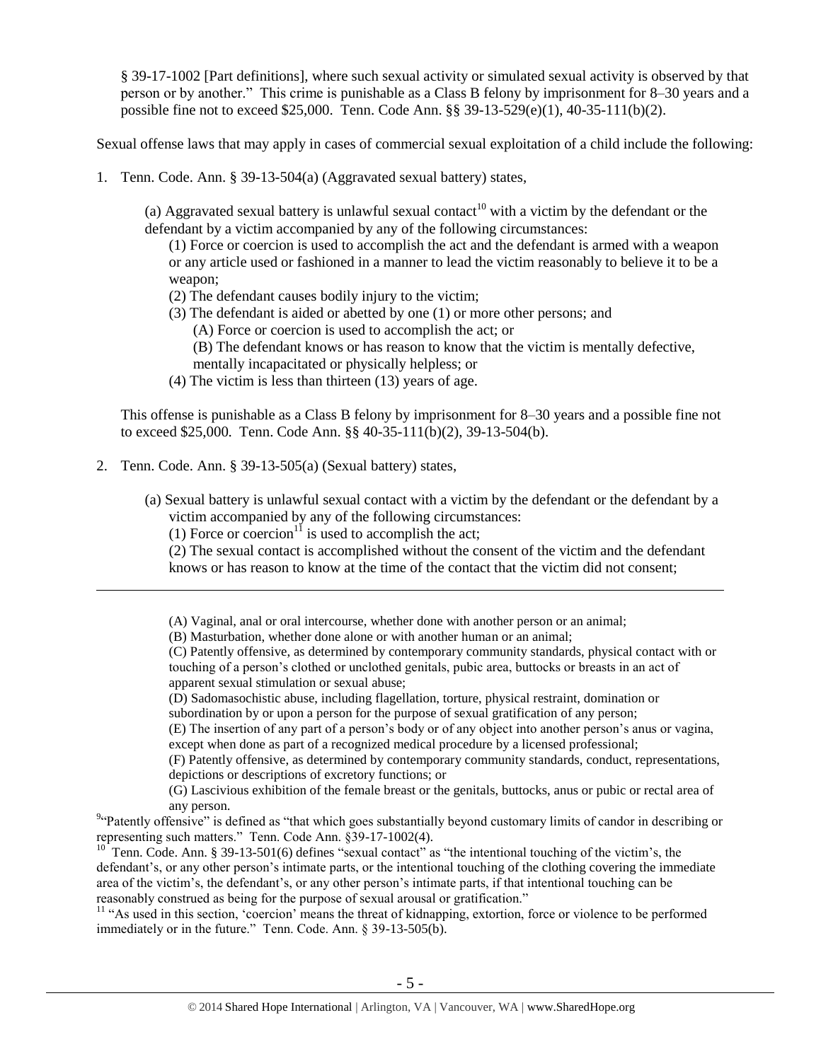§ 39-17-1002 [Part definitions], where such sexual activity or simulated sexual activity is observed by that person or by another." This crime is punishable as a Class B felony by imprisonment for 8–30 years and a possible fine not to exceed $25,000. Tenn. Code Ann. §§ 39-13-529(e)(1), 40-35-111(b)(2).

Sexual offense laws that may apply in cases of commercial sexual exploitation of a child include the following:

1. Tenn. Code Ann. § 39-13-504(a) (Aggravated sexual battery) states,

   (a) Aggravated sexual battery is unlawful sexual contact[10] with a victim by the defendant or the defendant by a victim accompanied by any of the following circumstances:

   (1) Force or coercion is used to accomplish the act and the defendant is armed with a weapon or any article used or fashioned in a manner to lead the victim reasonably to believe it to be a weapon;
   (2) The defendant causes bodily injury to the victim;
   (3) The defendant is aided or abetted by one (1) or more other persons; and
      (A) Force or coercion is used to accomplish the act; or
      (B) The defendant knows or has reason to know that the victim is mentally defective, mentally incapacitated or physically helpless; or
   (4) The victim is less than thirteen (13) years of age.

   This offense is punishable as a Class B felony by imprisonment for 8–30 years and a possible fine not to exceed $25,000. Tenn. Code Ann. §§ 40-35-111(b)(2), 39-13-504(b).

2. Tenn. Code Ann. § 39-13-505(a) (Sexual battery) states,

   (a) Sexual battery is unlawful sexual contact with a victim by the defendant or the defendant by a victim accompanied by any of the following circumstances:
   (1) Force or coercion[11] is used to accomplish the act;
   (2) The sexual contact is accomplished without the consent of the victim and the defendant knows or has reason to know at the time of the contact that the victim did not consent;

---

(A) Vaginal, anal or oral intercourse, whether done with another person or an animal;
(B) Masturbation, whether done alone or with another human or an animal;
(C) Patently offensive, as determined by contemporary community standards, physical contact with or touching of a person's clothed or unclothed genitals, pubic area, buttocks or breasts in an act of apparent sexual stimulation or sexual abuse;
(D) Sadomasochistic abuse, including flagellation, torture, physical restraint, domination or subordination by or upon a person for the purpose of sexual gratification of any person;
(E) The insertion of any part of a person's body or of any object into another person's anus or vagina, except when done as part of a recognized medical procedure by a licensed professional;
(F) Patently offensive, as determined by contemporary community standards, conduct, representations, depictions or descriptions of excretory functions; or
(G) Lascivious exhibition of the female breast or the genitals, buttocks, anus or pubic or rectal area of any person.

[9] "Patently offensive" is defined as "that which goes substantially beyond customary limits of candor in describing or representing such matters." Tenn. Code Ann. §39-17-1002(4).

[10] Tenn. Code Ann. § 39-13-501(6) defines "sexual contact" as "the intentional touching of the victim's, the defendant's, or any other person's intimate parts, or the intentional touching of the clothing covering the immediate area of the victim's, the defendant's, or any other person's intimate parts, if that intentional touching can be reasonably construed as being for the purpose of sexual arousal or gratification."

[11] "As used in this section, 'coercion' means the threat of kidnapping, extortion, force or violence to be performed immediately or in the future." Tenn. Code Ann. § 39-13-505(b).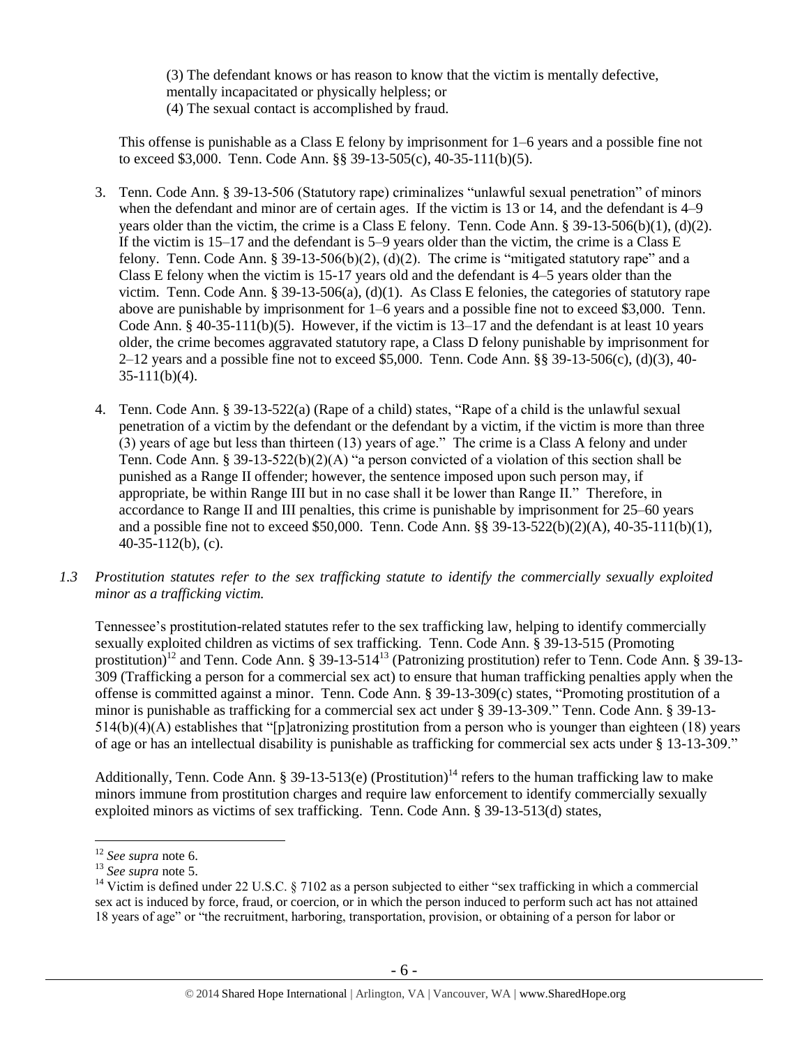(3) The defendant knows or has reason to know that the victim is mentally defective, mentally incapacitated or physically helpless; or
(4) The sexual contact is accomplished by fraud.

This offense is punishable as a Class E felony by imprisonment for 1–6 years and a possible fine not to exceed $3,000. Tenn. Code Ann. §§ 39-13-505(c), 40-35-111(b)(5).

3. Tenn. Code Ann. § 39-13-506 (Statutory rape) criminalizes "unlawful sexual penetration" of minors when the defendant and minor are of certain ages. If the victim is 13 or 14, and the defendant is 4–9 years older than the victim, the crime is a Class E felony. Tenn. Code Ann. § 39-13-506(b)(1), (d)(2). If the victim is 15–17 and the defendant is 5–9 years older than the victim, the crime is a Class E felony. Tenn. Code Ann. § 39-13-506(b)(2), (d)(2). The crime is "mitigated statutory rape" and a Class E felony when the victim is 15-17 years old and the defendant is 4–5 years older than the victim. Tenn. Code Ann. § 39-13-506(a), (d)(1). As Class E felonies, the categories of statutory rape above are punishable by imprisonment for 1–6 years and a possible fine not to exceed $3,000. Tenn. Code Ann. § 40-35-111(b)(5). However, if the victim is 13–17 and the defendant is at least 10 years older, the crime becomes aggravated statutory rape, a Class D felony punishable by imprisonment for 2–12 years and a possible fine not to exceed $5,000. Tenn. Code Ann. §§ 39-13-506(c), (d)(3), 40-35-111(b)(4).

4. Tenn. Code Ann. § 39-13-522(a) (Rape of a child) states, "Rape of a child is the unlawful sexual penetration of a victim by the defendant or the defendant by a victim, if the victim is more than three (3) years of age but less than thirteen (13) years of age." The crime is a Class A felony and under Tenn. Code Ann. § 39-13-522(b)(2)(A) "a person convicted of a violation of this section shall be punished as a Range II offender; however, the sentence imposed upon such person may, if appropriate, be within Range III but in no case shall it be lower than Range II." Therefore, in accordance to Range II and III penalties, this crime is punishable by imprisonment for 25–60 years and a possible fine not to exceed $50,000. Tenn. Code Ann. §§ 39-13-522(b)(2)(A), 40-35-111(b)(1), 40-35-112(b), (c).

*1.3 Prostitution statutes refer to the sex trafficking statute to identify the commercially sexually exploited minor as a trafficking victim.*

Tennessee's prostitution-related statutes refer to the sex trafficking law, helping to identify commercially sexually exploited children as victims of sex trafficking. Tenn. Code Ann. § 39-13-515 (Promoting prostitution)[12] and Tenn. Code Ann. § 39-13-514[13] (Patronizing prostitution) refer to Tenn. Code Ann. § 39-13-309 (Trafficking a person for a commercial sex act) to ensure that human trafficking penalties apply when the offense is committed against a minor. Tenn. Code Ann. § 39-13-309(c) states, "Promoting prostitution of a minor is punishable as trafficking for a commercial sex act under § 39-13-309." Tenn. Code Ann. § 39-13-514(b)(4)(A) establishes that "[p]atronizing prostitution from a person who is younger than eighteen (18) years of age or has an intellectual disability is punishable as trafficking for commercial sex acts under § 13-13-309."

Additionally, Tenn. Code Ann. § 39-13-513(e) (Prostitution)[14] refers to the human trafficking law to make minors immune from prostitution charges and require law enforcement to identify commercially sexually exploited minors as victims of sex trafficking. Tenn. Code Ann. § 39-13-513(d) states,

---

[12] *See supra* note 6.
[13] *See supra* note 5.
[14] Victim is defined under 22 U.S.C. § 7102 as a person subjected to either "sex trafficking in which a commercial sex act is induced by force, fraud, or coercion, or in which the person induced to perform such act has not attained 18 years of age" or "the recruitment, harboring, transportation, provision, or obtaining of a person for labor or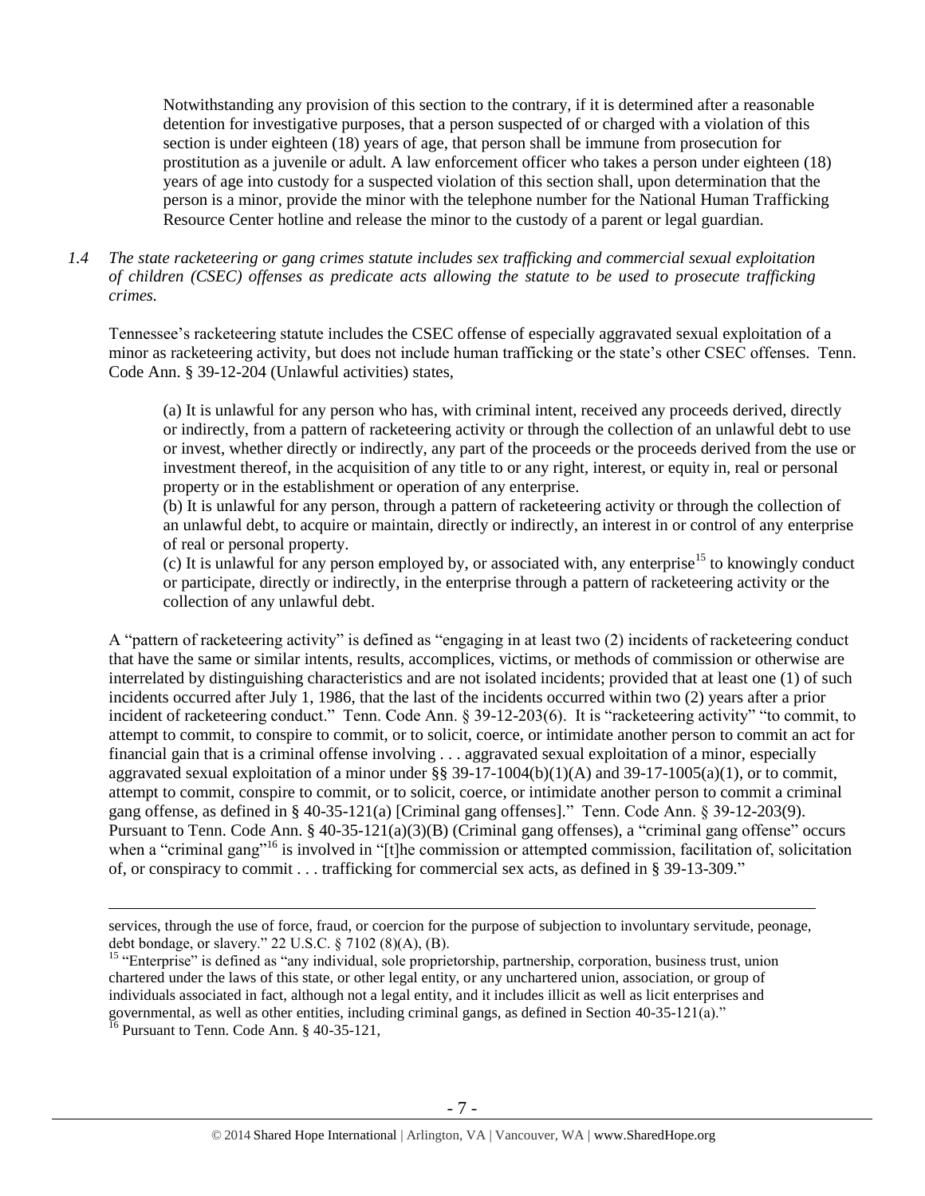> Notwithstanding any provision of this section to the contrary, if it is determined after a reasonable detention for investigative purposes, that a person suspected of or charged with a violation of this section is under eighteen (18) years of age, that person shall be immune from prosecution for prostitution as a juvenile or adult. A law enforcement officer who takes a person under eighteen (18) years of age into custody for a suspected violation of this section shall, upon determination that the person is a minor, provide the minor with the telephone number for the National Human Trafficking Resource Center hotline and release the minor to the custody of a parent or legal guardian.

*1.4 The state racketeering or gang crimes statute includes sex trafficking and commercial sexual exploitation of children (CSEC) offenses as predicate acts allowing the statute to be used to prosecute trafficking crimes.*

Tennessee's racketeering statute includes the CSEC offense of especially aggravated sexual exploitation of a minor as racketeering activity, but does not include human trafficking or the state's other CSEC offenses. Tenn. Code Ann. § 39-12-204 (Unlawful activities) states,

> (a) It is unlawful for any person who has, with criminal intent, received any proceeds derived, directly or indirectly, from a pattern of racketeering activity or through the collection of an unlawful debt to use or invest, whether directly or indirectly, any part of the proceeds or the proceeds derived from the use or investment thereof, in the acquisition of any title to or any right, interest, or equity in, real or personal property or in the establishment or operation of any enterprise.
>
> (b) It is unlawful for any person, through a pattern of racketeering activity or through the collection of an unlawful debt, to acquire or maintain, directly or indirectly, an interest in or control of any enterprise of real or personal property.
>
> (c) It is unlawful for any person employed by, or associated with, any enterprise[15] to knowingly conduct or participate, directly or indirectly, in the enterprise through a pattern of racketeering activity or the collection of any unlawful debt.

A "pattern of racketeering activity" is defined as "engaging in at least two (2) incidents of racketeering conduct that have the same or similar intents, results, accomplices, victims, or methods of commission or otherwise are interrelated by distinguishing characteristics and are not isolated incidents; provided that at least one (1) of such incidents occurred after July 1, 1986, that the last of the incidents occurred within two (2) years after a prior incident of racketeering conduct." Tenn. Code Ann. § 39-12-203(6). It is "racketeering activity" "to commit, to attempt to commit, to conspire to commit, or to solicit, coerce, or intimidate another person to commit an act for financial gain that is a criminal offense involving . . . aggravated sexual exploitation of a minor, especially aggravated sexual exploitation of a minor under §§ 39-17-1004(b)(1)(A) and 39-17-1005(a)(1), or to commit, attempt to commit, conspire to commit, or to solicit, coerce, or intimidate another person to commit a criminal gang offense, as defined in § 40-35-121(a) [Criminal gang offenses]." Tenn. Code Ann. § 39-12-203(9). Pursuant to Tenn. Code Ann. § 40-35-121(a)(3)(B) (Criminal gang offenses), a "criminal gang offense" occurs when a "criminal gang"[16] is involved in "[t]he commission or attempted commission, facilitation of, solicitation of, or conspiracy to commit . . . trafficking for commercial sex acts, as defined in § 39-13-309."

---

services, through the use of force, fraud, or coercion for the purpose of subjection to involuntary servitude, peonage, debt bondage, or slavery." 22 U.S.C. § 7102 (8)(A), (B).

[15] "Enterprise" is defined as "any individual, sole proprietorship, partnership, corporation, business trust, union chartered under the laws of this state, or other legal entity, or any unchartered union, association, or group of individuals associated in fact, although not a legal entity, and it includes illicit as well as licit enterprises and governmental, as well as other entities, including criminal gangs, as defined in Section 40-35-121(a)."

[16] Pursuant to Tenn. Code Ann. § 40-35-121,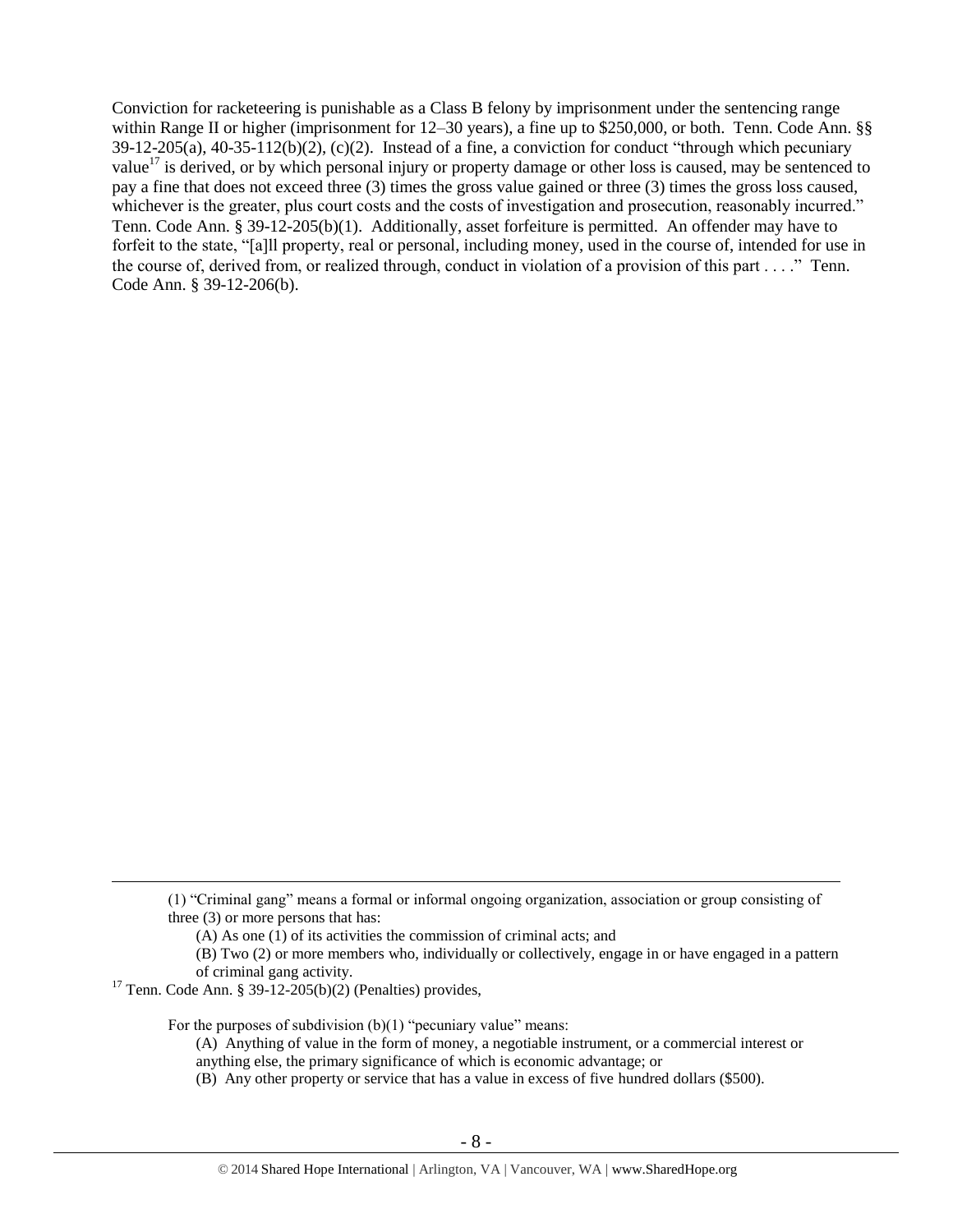Conviction for racketeering is punishable as a Class B felony by imprisonment under the sentencing range within Range II or higher (imprisonment for 12–30 years), a fine up to $250,000, or both. Tenn. Code Ann. §§ 39-12-205(a), 40-35-112(b)(2), (c)(2). Instead of a fine, a conviction for conduct "through which pecuniary value[17] is derived, or by which personal injury or property damage or other loss is caused, may be sentenced to pay a fine that does not exceed three (3) times the gross value gained or three (3) times the gross loss caused, whichever is the greater, plus court costs and the costs of investigation and prosecution, reasonably incurred." Tenn. Code Ann. § 39-12-205(b)(1). Additionally, asset forfeiture is permitted. An offender may have to forfeit to the state, "[a]ll property, real or personal, including money, used in the course of, intended for use in the course of, derived from, or realized through, conduct in violation of a provision of this part . . . ." Tenn. Code Ann. § 39-12-206(b).

---

> (1) "Criminal gang" means a formal or informal ongoing organization, association or group consisting of three (3) or more persons that has:
>
> (A) As one (1) of its activities the commission of criminal acts; and
>
> (B) Two (2) or more members who, individually or collectively, engage in or have engaged in a pattern of criminal gang activity.

[17] Tenn. Code Ann. § 39-12-205(b)(2) (Penalties) provides,

> For the purposes of subdivision (b)(1) "pecuniary value" means:
>
> (A) Anything of value in the form of money, a negotiable instrument, or a commercial interest or anything else, the primary significance of which is economic advantage; or
>
> (B) Any other property or service that has a value in excess of five hundred dollars ($500).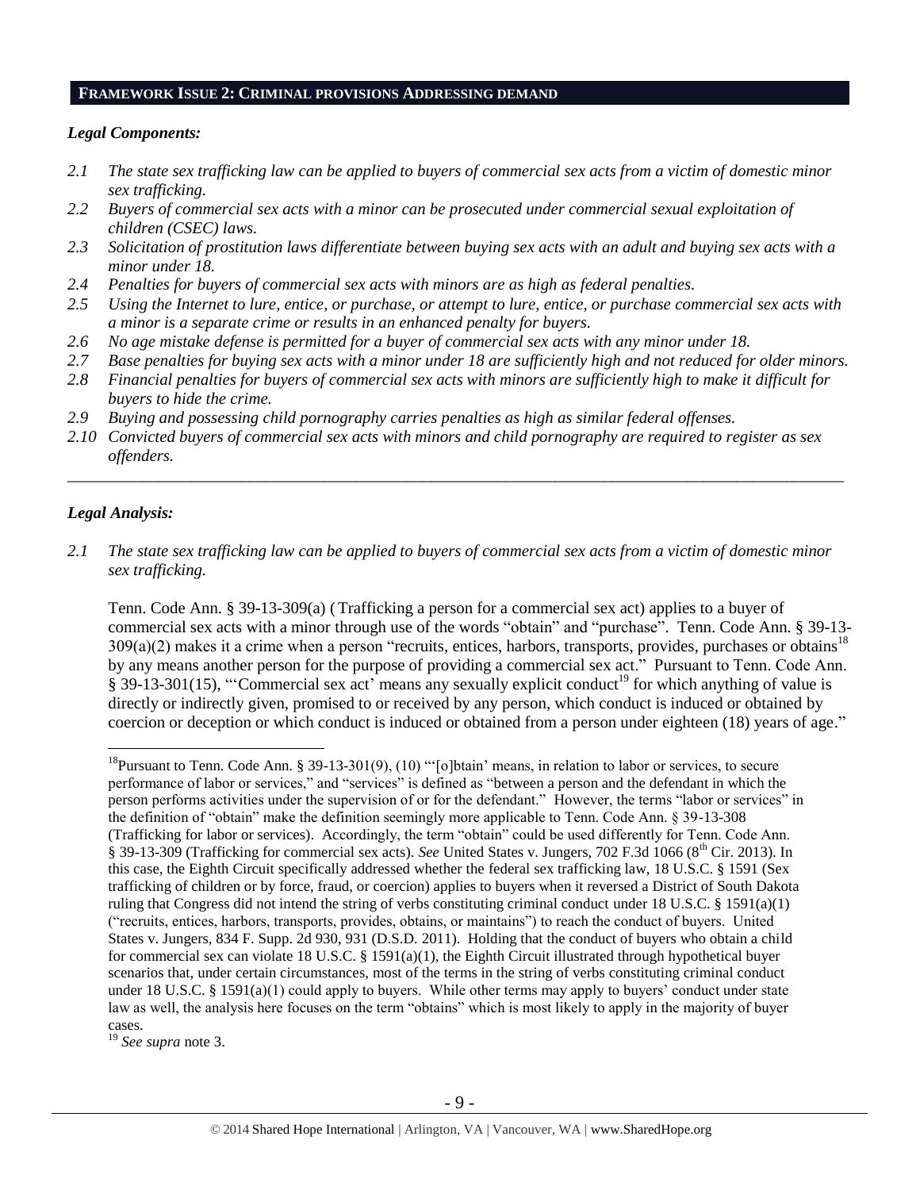## FRAMEWORK ISSUE 2: CRIMINAL PROVISIONS ADDRESSING DEMAND

### *Legal Components:*

*2.1 The state sex trafficking law can be applied to buyers of commercial sex acts from a victim of domestic minor sex trafficking.*

*2.2 Buyers of commercial sex acts with a minor can be prosecuted under commercial sexual exploitation of children (CSEC) laws.*

*2.3 Solicitation of prostitution laws differentiate between buying sex acts with an adult and buying sex acts with a minor under 18.*

*2.4 Penalties for buyers of commercial sex acts with minors are as high as federal penalties.*

*2.5 Using the Internet to lure, entice, or purchase, or attempt to lure, entice, or purchase commercial sex acts with a minor is a separate crime or results in an enhanced penalty for buyers.*

*2.6 No age mistake defense is permitted for a buyer of commercial sex acts with any minor under 18.*

*2.7 Base penalties for buying sex acts with a minor under 18 are sufficiently high and not reduced for older minors.*

*2.8 Financial penalties for buyers of commercial sex acts with minors are sufficiently high to make it difficult for buyers to hide the crime.*

*2.9 Buying and possessing child pornography carries penalties as high as similar federal offenses.*

*2.10 Convicted buyers of commercial sex acts with minors and child pornography are required to register as sex offenders.*

---

### *Legal Analysis:*

*2.1 The state sex trafficking law can be applied to buyers of commercial sex acts from a victim of domestic minor sex trafficking.*

Tenn. Code Ann. § 39-13-309(a) (Trafficking a person for a commercial sex act) applies to a buyer of commercial sex acts with a minor through use of the words "obtain" and "purchase". Tenn. Code Ann. § 39-13-309(a)(2) makes it a crime when a person "recruits, entices, harbors, transports, provides, purchases or obtains[18] by any means another person for the purpose of providing a commercial sex act." Pursuant to Tenn. Code Ann. § 39-13-301(15), "'Commercial sex act' means any sexually explicit conduct[19] for which anything of value is directly or indirectly given, promised to or received by any person, which conduct is induced or obtained by coercion or deception or which conduct is induced or obtained from a person under eighteen (18) years of age."

---

[18] Pursuant to Tenn. Code Ann. § 39-13-301(9), (10) "'[o]btain' means, in relation to labor or services, to secure performance of labor or services," and "services" is defined as "between a person and the defendant in which the person performs activities under the supervision of or for the defendant." However, the terms "labor or services" in the definition of "obtain" make the definition seemingly more applicable to Tenn. Code Ann. § 39-13-308 (Trafficking for labor or services). Accordingly, the term "obtain" could be used differently for Tenn. Code Ann. § 39-13-309 (Trafficking for commercial sex acts). *See* United States v. Jungers, 702 F.3d 1066 (8th Cir. 2013). In this case, the Eighth Circuit specifically addressed whether the federal sex trafficking law, 18 U.S.C. § 1591 (Sex trafficking of children or by force, fraud, or coercion) applies to buyers when it reversed a District of South Dakota ruling that Congress did not intend the string of verbs constituting criminal conduct under 18 U.S.C. § 1591(a)(1) ("recruits, entices, harbors, transports, provides, obtains, or maintains") to reach the conduct of buyers. United States v. Jungers, 834 F. Supp. 2d 930, 931 (D.S.D. 2011). Holding that the conduct of buyers who obtain a child for commercial sex can violate 18 U.S.C. § 1591(a)(1), the Eighth Circuit illustrated through hypothetical buyer scenarios that, under certain circumstances, most of the terms in the string of verbs constituting criminal conduct under 18 U.S.C. § 1591(a)(1) could apply to buyers. While other terms may apply to buyers' conduct under state law as well, the analysis here focuses on the term "obtains" which is most likely to apply in the majority of buyer cases.

[19] *See supra* note 3.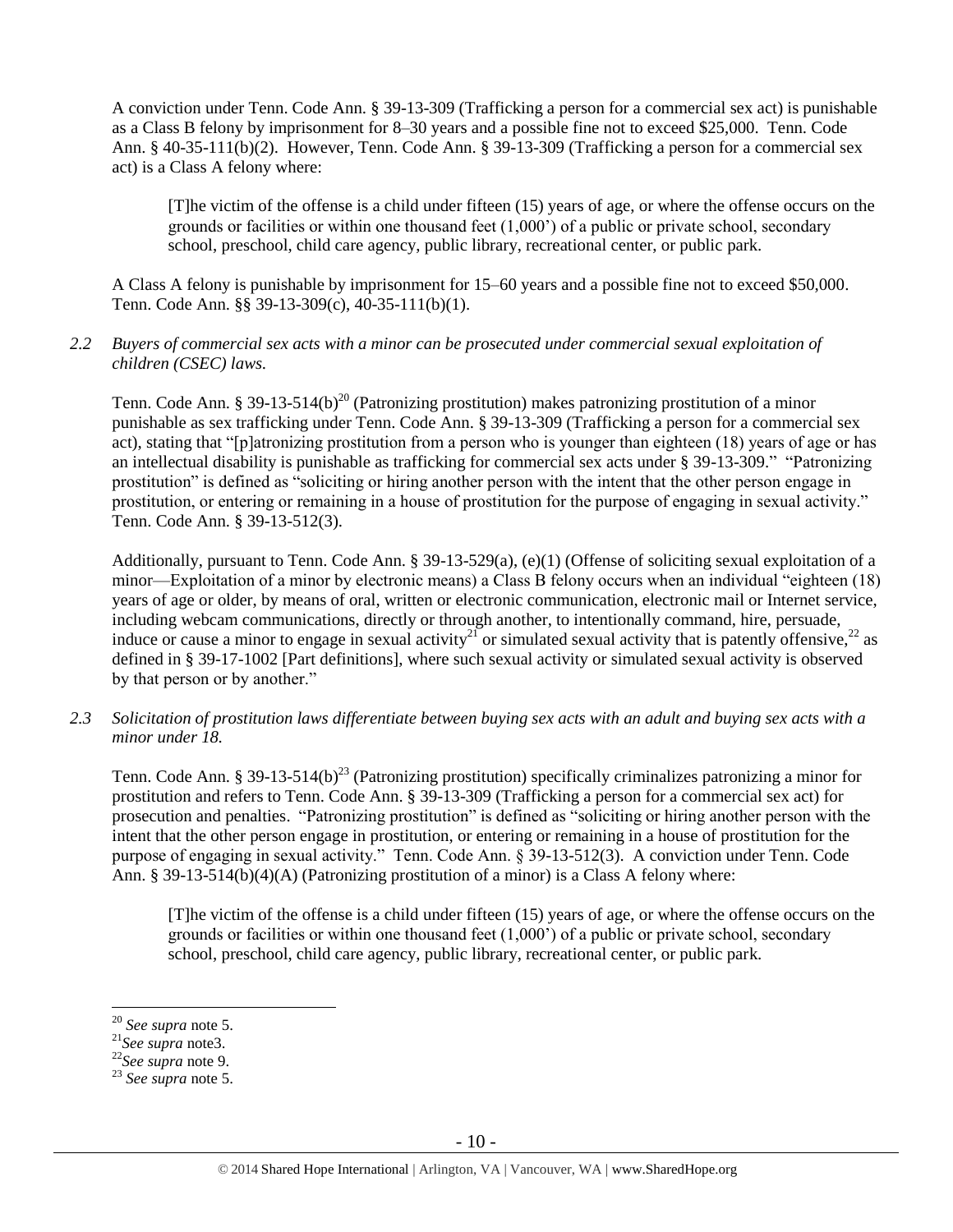A conviction under Tenn. Code Ann. § 39-13-309 (Trafficking a person for a commercial sex act) is punishable as a Class B felony by imprisonment for 8–30 years and a possible fine not to exceed $25,000. Tenn. Code Ann. § 40-35-111(b)(2). However, Tenn. Code Ann. § 39-13-309 (Trafficking a person for a commercial sex act) is a Class A felony where:

> [T]he victim of the offense is a child under fifteen (15) years of age, or where the offense occurs on the grounds or facilities or within one thousand feet (1,000') of a public or private school, secondary school, preschool, child care agency, public library, recreational center, or public park.

A Class A felony is punishable by imprisonment for 15–60 years and a possible fine not to exceed $50,000. Tenn. Code Ann. §§ 39-13-309(c), 40-35-111(b)(1).

*2.2 Buyers of commercial sex acts with a minor can be prosecuted under commercial sexual exploitation of children (CSEC) laws.*

Tenn. Code Ann. § 39-13-514(b)[20] (Patronizing prostitution) makes patronizing prostitution of a minor punishable as sex trafficking under Tenn. Code Ann. § 39-13-309 (Trafficking a person for a commercial sex act), stating that "[p]atronizing prostitution from a person who is younger than eighteen (18) years of age or has an intellectual disability is punishable as trafficking for commercial sex acts under § 39-13-309." "Patronizing prostitution" is defined as "soliciting or hiring another person with the intent that the other person engage in prostitution, or entering or remaining in a house of prostitution for the purpose of engaging in sexual activity." Tenn. Code Ann. § 39-13-512(3).

Additionally, pursuant to Tenn. Code Ann. § 39-13-529(a), (e)(1) (Offense of soliciting sexual exploitation of a minor—Exploitation of a minor by electronic means) a Class B felony occurs when an individual "eighteen (18) years of age or older, by means of oral, written or electronic communication, electronic mail or Internet service, including webcam communications, directly or through another, to intentionally command, hire, persuade, induce or cause a minor to engage in sexual activity[21] or simulated sexual activity that is patently offensive,[22] as defined in § 39-17-1002 [Part definitions], where such sexual activity or simulated sexual activity is observed by that person or by another."

*2.3 Solicitation of prostitution laws differentiate between buying sex acts with an adult and buying sex acts with a minor under 18.*

Tenn. Code Ann. § 39-13-514(b)[23] (Patronizing prostitution) specifically criminalizes patronizing a minor for prostitution and refers to Tenn. Code Ann. § 39-13-309 (Trafficking a person for a commercial sex act) for prosecution and penalties. "Patronizing prostitution" is defined as "soliciting or hiring another person with the intent that the other person engage in prostitution, or entering or remaining in a house of prostitution for the purpose of engaging in sexual activity." Tenn. Code Ann. § 39-13-512(3). A conviction under Tenn. Code Ann. § 39-13-514(b)(4)(A) (Patronizing prostitution of a minor) is a Class A felony where:

> [T]he victim of the offense is a child under fifteen (15) years of age, or where the offense occurs on the grounds or facilities or within one thousand feet (1,000') of a public or private school, secondary school, preschool, child care agency, public library, recreational center, or public park.

---

[20] *See supra* note 5.

[21] *See supra* note3.

[22] *See supra* note 9.

[23] *See supra* note 5.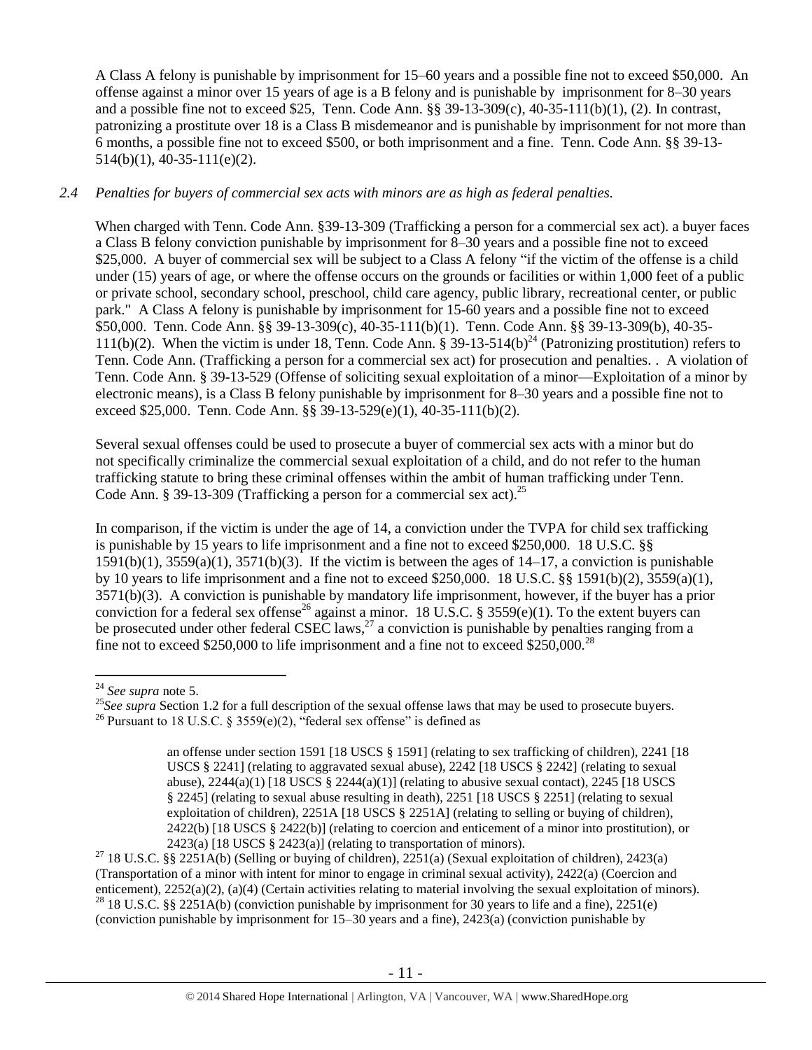A Class A felony is punishable by imprisonment for 15–60 years and a possible fine not to exceed $50,000. An offense against a minor over 15 years of age is a B felony and is punishable by imprisonment for 8–30 years and a possible fine not to exceed $25, Tenn. Code Ann. §§ 39-13-309(c), 40-35-111(b)(1), (2). In contrast, patronizing a prostitute over 18 is a Class B misdemeanor and is punishable by imprisonment for not more than 6 months, a possible fine not to exceed $500, or both imprisonment and a fine. Tenn. Code Ann. §§ 39-13-514(b)(1), 40-35-111(e)(2).

*2.4 Penalties for buyers of commercial sex acts with minors are as high as federal penalties.*

When charged with Tenn. Code Ann. §39-13-309 (Trafficking a person for a commercial sex act). a buyer faces a Class B felony conviction punishable by imprisonment for 8–30 years and a possible fine not to exceed $25,000. A buyer of commercial sex will be subject to a Class A felony "if the victim of the offense is a child under (15) years of age, or where the offense occurs on the grounds or facilities or within 1,000 feet of a public or private school, secondary school, preschool, child care agency, public library, recreational center, or public park." A Class A felony is punishable by imprisonment for 15-60 years and a possible fine not to exceed $50,000. Tenn. Code Ann. §§ 39-13-309(c), 40-35-111(b)(1). Tenn. Code Ann. §§ 39-13-309(b), 40-35-111(b)(2). When the victim is under 18, Tenn. Code Ann. § 39-13-514(b)[24] (Patronizing prostitution) refers to Tenn. Code Ann. (Trafficking a person for a commercial sex act) for prosecution and penalties. . A violation of Tenn. Code Ann. § 39-13-529 (Offense of soliciting sexual exploitation of a minor—Exploitation of a minor by electronic means), is a Class B felony punishable by imprisonment for 8–30 years and a possible fine not to exceed $25,000. Tenn. Code Ann. §§ 39-13-529(e)(1), 40-35-111(b)(2).

Several sexual offenses could be used to prosecute a buyer of commercial sex acts with a minor but do not specifically criminalize the commercial sexual exploitation of a child, and do not refer to the human trafficking statute to bring these criminal offenses within the ambit of human trafficking under Tenn. Code Ann. § 39-13-309 (Trafficking a person for a commercial sex act).[25]

In comparison, if the victim is under the age of 14, a conviction under the TVPA for child sex trafficking is punishable by 15 years to life imprisonment and a fine not to exceed $250,000. 18 U.S.C. §§ 1591(b)(1), 3559(a)(1), 3571(b)(3). If the victim is between the ages of 14–17, a conviction is punishable by 10 years to life imprisonment and a fine not to exceed $250,000. 18 U.S.C. §§ 1591(b)(2), 3559(a)(1), 3571(b)(3). A conviction is punishable by mandatory life imprisonment, however, if the buyer has a prior conviction for a federal sex offense[26] against a minor. 18 U.S.C. § 3559(e)(1). To the extent buyers can be prosecuted under other federal CSEC laws,[27] a conviction is punishable by penalties ranging from a fine not to exceed $250,000 to life imprisonment and a fine not to exceed $250,000.[28]

---

[24] *See supra* note 5.

[25] *See supra* Section 1.2 for a full description of the sexual offense laws that may be used to prosecute buyers.

[26] Pursuant to 18 U.S.C. § 3559(e)(2), "federal sex offense" is defined as

> an offense under section 1591 [18 USCS § 1591] (relating to sex trafficking of children), 2241 [18 USCS § 2241] (relating to aggravated sexual abuse), 2242 [18 USCS § 2242] (relating to sexual abuse), 2244(a)(1) [18 USCS § 2244(a)(1)] (relating to abusive sexual contact), 2245 [18 USCS § 2245] (relating to sexual abuse resulting in death), 2251 [18 USCS § 2251] (relating to sexual exploitation of children), 2251A [18 USCS § 2251A] (relating to selling or buying of children), 2422(b) [18 USCS § 2422(b)] (relating to coercion and enticement of a minor into prostitution), or 2423(a) [18 USCS § 2423(a)] (relating to transportation of minors).

[27] 18 U.S.C. §§ 2251A(b) (Selling or buying of children), 2251(a) (Sexual exploitation of children), 2423(a) (Transportation of a minor with intent for minor to engage in criminal sexual activity), 2422(a) (Coercion and enticement), 2252(a)(2), (a)(4) (Certain activities relating to material involving the sexual exploitation of minors).

[28] 18 U.S.C. §§ 2251A(b) (conviction punishable by imprisonment for 30 years to life and a fine), 2251(e) (conviction punishable by imprisonment for 15–30 years and a fine), 2423(a) (conviction punishable by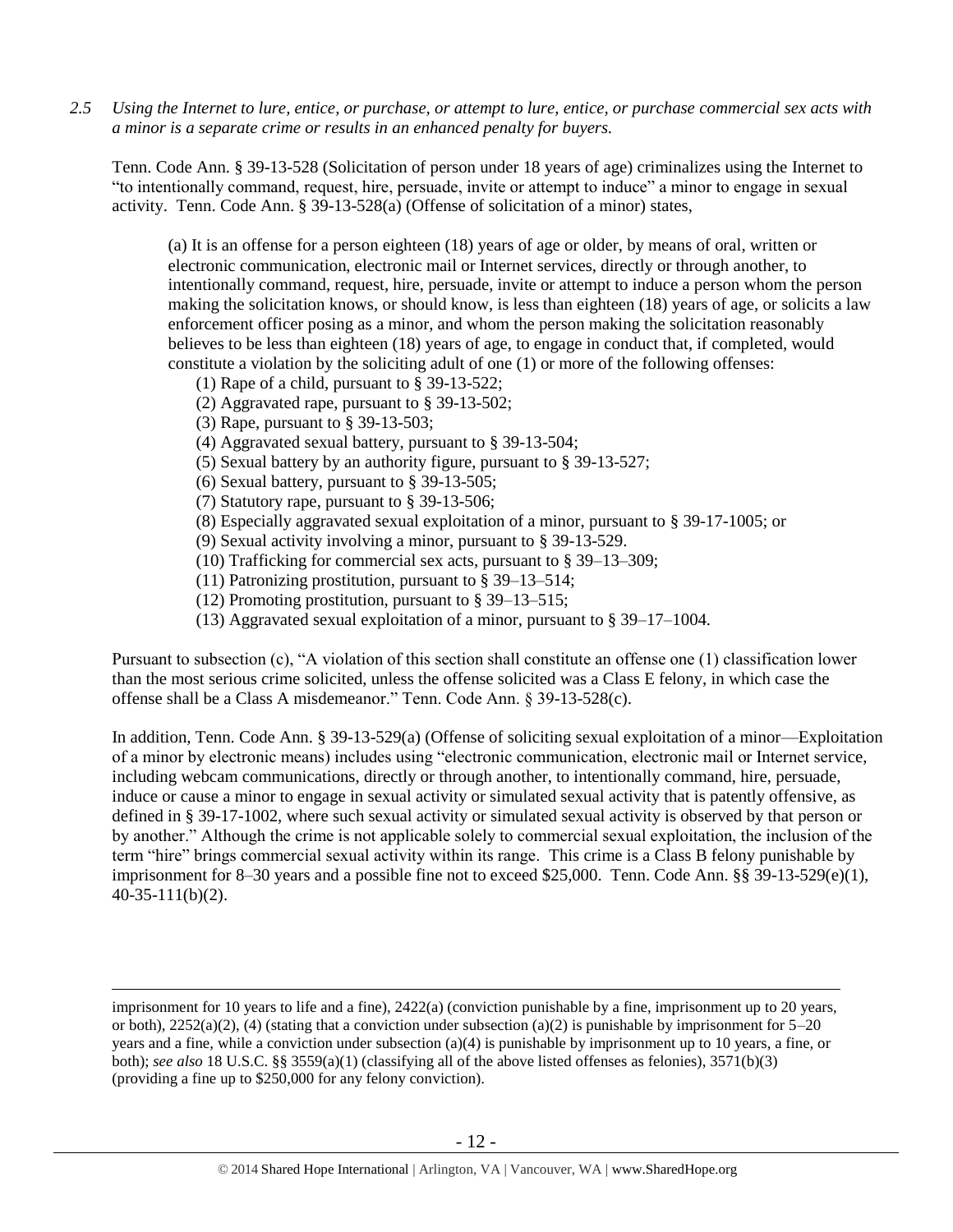*2.5 Using the Internet to lure, entice, or purchase, or attempt to lure, entice, or purchase commercial sex acts with a minor is a separate crime or results in an enhanced penalty for buyers.*

Tenn. Code Ann. § 39-13-528 (Solicitation of person under 18 years of age) criminalizes using the Internet to "to intentionally command, request, hire, persuade, invite or attempt to induce" a minor to engage in sexual activity. Tenn. Code Ann. § 39-13-528(a) (Offense of solicitation of a minor) states,

> (a) It is an offense for a person eighteen (18) years of age or older, by means of oral, written or electronic communication, electronic mail or Internet services, directly or through another, to intentionally command, request, hire, persuade, invite or attempt to induce a person whom the person making the solicitation knows, or should know, is less than eighteen (18) years of age, or solicits a law enforcement officer posing as a minor, and whom the person making the solicitation reasonably believes to be less than eighteen (18) years of age, to engage in conduct that, if completed, would constitute a violation by the soliciting adult of one (1) or more of the following offenses:
>
> (1) Rape of a child, pursuant to § 39-13-522;
> (2) Aggravated rape, pursuant to § 39-13-502;
> (3) Rape, pursuant to § 39-13-503;
> (4) Aggravated sexual battery, pursuant to § 39-13-504;
> (5) Sexual battery by an authority figure, pursuant to § 39-13-527;
> (6) Sexual battery, pursuant to § 39-13-505;
> (7) Statutory rape, pursuant to § 39-13-506;
> (8) Especially aggravated sexual exploitation of a minor, pursuant to § 39-17-1005; or
> (9) Sexual activity involving a minor, pursuant to § 39-13-529.
> (10) Trafficking for commercial sex acts, pursuant to § 39–13–309;
> (11) Patronizing prostitution, pursuant to § 39–13–514;
> (12) Promoting prostitution, pursuant to § 39–13–515;
> (13) Aggravated sexual exploitation of a minor, pursuant to § 39–17–1004.

Pursuant to subsection (c), "A violation of this section shall constitute an offense one (1) classification lower than the most serious crime solicited, unless the offense solicited was a Class E felony, in which case the offense shall be a Class A misdemeanor." Tenn. Code Ann. § 39-13-528(c).

In addition, Tenn. Code Ann. § 39-13-529(a) (Offense of soliciting sexual exploitation of a minor—Exploitation of a minor by electronic means) includes using "electronic communication, electronic mail or Internet service, including webcam communications, directly or through another, to intentionally command, hire, persuade, induce or cause a minor to engage in sexual activity or simulated sexual activity that is patently offensive, as defined in § 39-17-1002, where such sexual activity or simulated sexual activity is observed by that person or by another." Although the crime is not applicable solely to commercial sexual exploitation, the inclusion of the term "hire" brings commercial sexual activity within its range. This crime is a Class B felony punishable by imprisonment for 8–30 years and a possible fine not to exceed $25,000. Tenn. Code Ann. §§ 39-13-529(e)(1), 40-35-111(b)(2).

---

imprisonment for 10 years to life and a fine), 2422(a) (conviction punishable by a fine, imprisonment up to 20 years, or both), 2252(a)(2), (4) (stating that a conviction under subsection (a)(2) is punishable by imprisonment for 5–20 years and a fine, while a conviction under subsection (a)(4) is punishable by imprisonment up to 10 years, a fine, or both); *see also* 18 U.S.C. §§ 3559(a)(1) (classifying all of the above listed offenses as felonies), 3571(b)(3) (providing a fine up to $250,000 for any felony conviction).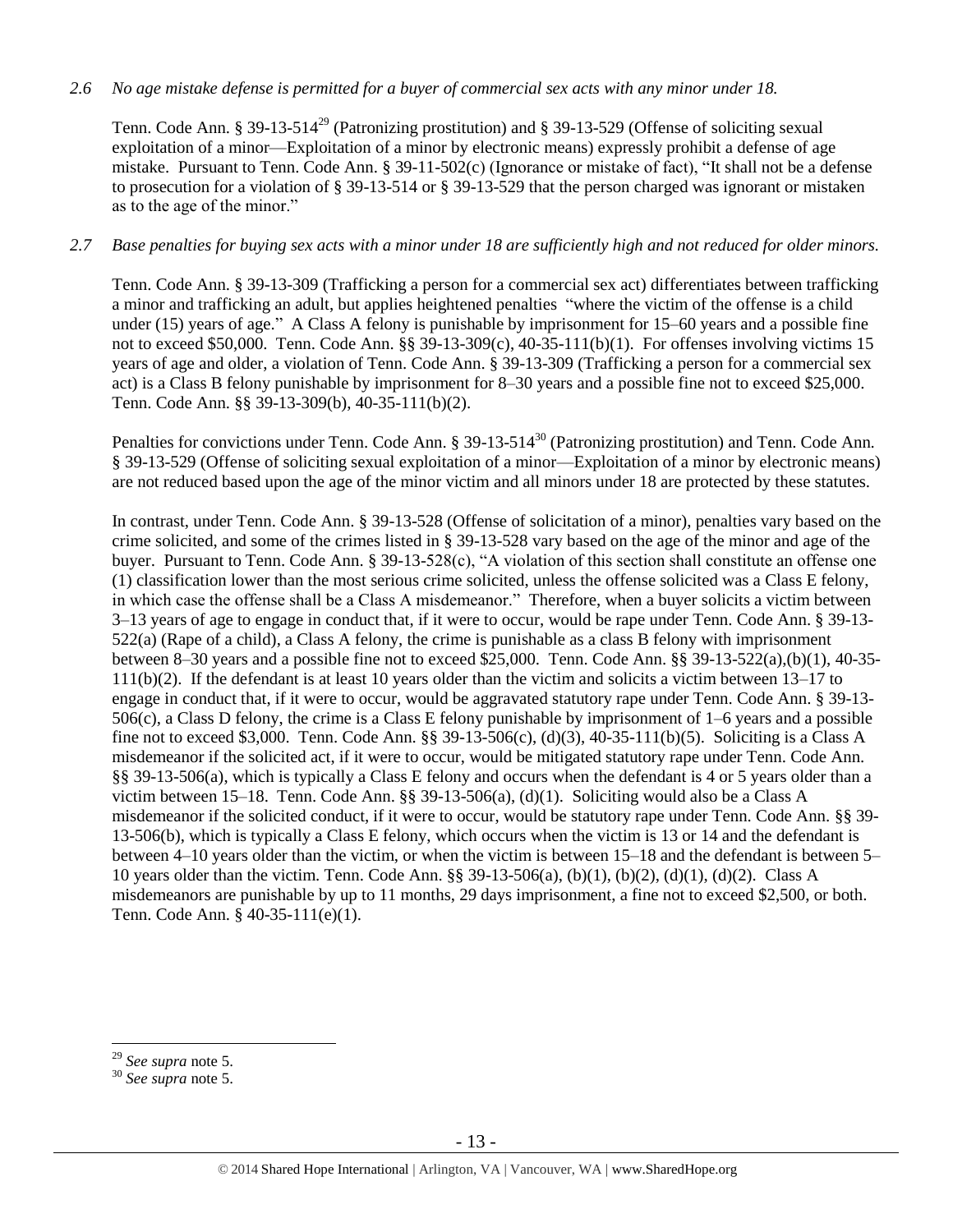*2.6 No age mistake defense is permitted for a buyer of commercial sex acts with any minor under 18.*

Tenn. Code Ann. § 39-13-514[29] (Patronizing prostitution) and § 39-13-529 (Offense of soliciting sexual exploitation of a minor—Exploitation of a minor by electronic means) expressly prohibit a defense of age mistake. Pursuant to Tenn. Code Ann. § 39-11-502(c) (Ignorance or mistake of fact), "It shall not be a defense to prosecution for a violation of § 39-13-514 or § 39-13-529 that the person charged was ignorant or mistaken as to the age of the minor."

*2.7 Base penalties for buying sex acts with a minor under 18 are sufficiently high and not reduced for older minors.*

Tenn. Code Ann. § 39-13-309 (Trafficking a person for a commercial sex act) differentiates between trafficking a minor and trafficking an adult, but applies heightened penalties "where the victim of the offense is a child under (15) years of age." A Class A felony is punishable by imprisonment for 15–60 years and a possible fine not to exceed $50,000. Tenn. Code Ann. §§ 39-13-309(c), 40-35-111(b)(1). For offenses involving victims 15 years of age and older, a violation of Tenn. Code Ann. § 39-13-309 (Trafficking a person for a commercial sex act) is a Class B felony punishable by imprisonment for 8–30 years and a possible fine not to exceed $25,000. Tenn. Code Ann. §§ 39-13-309(b), 40-35-111(b)(2).

Penalties for convictions under Tenn. Code Ann. § 39-13-514[30] (Patronizing prostitution) and Tenn. Code Ann. § 39-13-529 (Offense of soliciting sexual exploitation of a minor—Exploitation of a minor by electronic means) are not reduced based upon the age of the minor victim and all minors under 18 are protected by these statutes.

In contrast, under Tenn. Code Ann. § 39-13-528 (Offense of solicitation of a minor), penalties vary based on the crime solicited, and some of the crimes listed in § 39-13-528 vary based on the age of the minor and age of the buyer. Pursuant to Tenn. Code Ann. § 39-13-528(c), "A violation of this section shall constitute an offense one (1) classification lower than the most serious crime solicited, unless the offense solicited was a Class E felony, in which case the offense shall be a Class A misdemeanor." Therefore, when a buyer solicits a victim between 3–13 years of age to engage in conduct that, if it were to occur, would be rape under Tenn. Code Ann. § 39-13-522(a) (Rape of a child), a Class A felony, the crime is punishable as a class B felony with imprisonment between 8–30 years and a possible fine not to exceed $25,000. Tenn. Code Ann. §§ 39-13-522(a),(b)(1), 40-35-111(b)(2). If the defendant is at least 10 years older than the victim and solicits a victim between 13–17 to engage in conduct that, if it were to occur, would be aggravated statutory rape under Tenn. Code Ann. § 39-13-506(c), a Class D felony, the crime is a Class E felony punishable by imprisonment of 1–6 years and a possible fine not to exceed $3,000. Tenn. Code Ann. §§ 39-13-506(c), (d)(3), 40-35-111(b)(5). Soliciting is a Class A misdemeanor if the solicited act, if it were to occur, would be mitigated statutory rape under Tenn. Code Ann. §§ 39-13-506(a), which is typically a Class E felony and occurs when the defendant is 4 or 5 years older than a victim between 15–18. Tenn. Code Ann. §§ 39-13-506(a), (d)(1). Soliciting would also be a Class A misdemeanor if the solicited conduct, if it were to occur, would be statutory rape under Tenn. Code Ann. §§ 39-13-506(b), which is typically a Class E felony, which occurs when the victim is 13 or 14 and the defendant is between 4–10 years older than the victim, or when the victim is between 15–18 and the defendant is between 5–10 years older than the victim. Tenn. Code Ann. §§ 39-13-506(a), (b)(1), (b)(2), (d)(1), (d)(2). Class A misdemeanors are punishable by up to 11 months, 29 days imprisonment, a fine not to exceed $2,500, or both. Tenn. Code Ann. § 40-35-111(e)(1).

---

[29] *See supra* note 5.

[30] *See supra* note 5.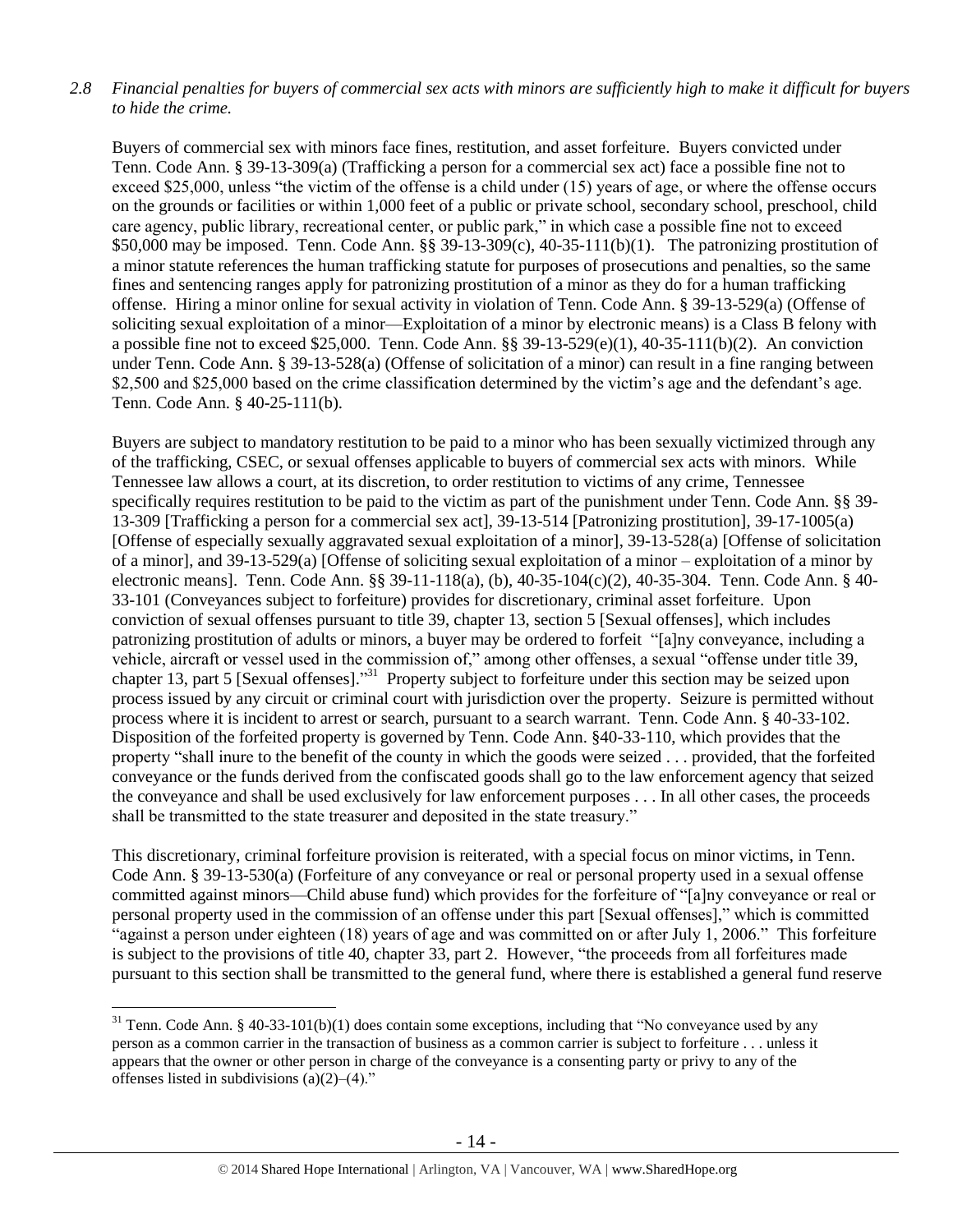*2.8 Financial penalties for buyers of commercial sex acts with minors are sufficiently high to make it difficult for buyers to hide the crime.*

Buyers of commercial sex with minors face fines, restitution, and asset forfeiture. Buyers convicted under Tenn. Code Ann. § 39-13-309(a) (Trafficking a person for a commercial sex act) face a possible fine not to exceed $25,000, unless "the victim of the offense is a child under (15) years of age, or where the offense occurs on the grounds or facilities or within 1,000 feet of a public or private school, secondary school, preschool, child care agency, public library, recreational center, or public park," in which case a possible fine not to exceed $50,000 may be imposed. Tenn. Code Ann. §§ 39-13-309(c), 40-35-111(b)(1). The patronizing prostitution of a minor statute references the human trafficking statute for purposes of prosecutions and penalties, so the same fines and sentencing ranges apply for patronizing prostitution of a minor as they do for a human trafficking offense. Hiring a minor online for sexual activity in violation of Tenn. Code Ann. § 39-13-529(a) (Offense of soliciting sexual exploitation of a minor—Exploitation of a minor by electronic means) is a Class B felony with a possible fine not to exceed $25,000. Tenn. Code Ann. §§ 39-13-529(e)(1), 40-35-111(b)(2). An conviction under Tenn. Code Ann. § 39-13-528(a) (Offense of solicitation of a minor) can result in a fine ranging between $2,500 and $25,000 based on the crime classification determined by the victim's age and the defendant's age. Tenn. Code Ann. § 40-25-111(b).

Buyers are subject to mandatory restitution to be paid to a minor who has been sexually victimized through any of the trafficking, CSEC, or sexual offenses applicable to buyers of commercial sex acts with minors. While Tennessee law allows a court, at its discretion, to order restitution to victims of any crime, Tennessee specifically requires restitution to be paid to the victim as part of the punishment under Tenn. Code Ann. §§ 39-13-309 [Trafficking a person for a commercial sex act], 39-13-514 [Patronizing prostitution], 39-17-1005(a) [Offense of especially sexually aggravated sexual exploitation of a minor], 39-13-528(a) [Offense of solicitation of a minor], and 39-13-529(a) [Offense of soliciting sexual exploitation of a minor – exploitation of a minor by electronic means]. Tenn. Code Ann. §§ 39-11-118(a), (b), 40-35-104(c)(2), 40-35-304. Tenn. Code Ann. § 40-33-101 (Conveyances subject to forfeiture) provides for discretionary, criminal asset forfeiture. Upon conviction of sexual offenses pursuant to title 39, chapter 13, section 5 [Sexual offenses], which includes patronizing prostitution of adults or minors, a buyer may be ordered to forfeit "[a]ny conveyance, including a vehicle, aircraft or vessel used in the commission of," among other offenses, a sexual "offense under title 39, chapter 13, part 5 [Sexual offenses]."[31] Property subject to forfeiture under this section may be seized upon process issued by any circuit or criminal court with jurisdiction over the property. Seizure is permitted without process where it is incident to arrest or search, pursuant to a search warrant. Tenn. Code Ann. § 40-33-102. Disposition of the forfeited property is governed by Tenn. Code Ann. §40-33-110, which provides that the property "shall inure to the benefit of the county in which the goods were seized . . . provided, that the forfeited conveyance or the funds derived from the confiscated goods shall go to the law enforcement agency that seized the conveyance and shall be used exclusively for law enforcement purposes . . . In all other cases, the proceeds shall be transmitted to the state treasurer and deposited in the state treasury."

This discretionary, criminal forfeiture provision is reiterated, with a special focus on minor victims, in Tenn. Code Ann. § 39-13-530(a) (Forfeiture of any conveyance or real or personal property used in a sexual offense committed against minors—Child abuse fund) which provides for the forfeiture of "[a]ny conveyance or real or personal property used in the commission of an offense under this part [Sexual offenses]," which is committed "against a person under eighteen (18) years of age and was committed on or after July 1, 2006." This forfeiture is subject to the provisions of title 40, chapter 33, part 2. However, "the proceeds from all forfeitures made pursuant to this section shall be transmitted to the general fund, where there is established a general fund reserve

[31] Tenn. Code Ann. § 40-33-101(b)(1) does contain some exceptions, including that "No conveyance used by any person as a common carrier in the transaction of business as a common carrier is subject to forfeiture . . . unless it appears that the owner or other person in charge of the conveyance is a consenting party or privy to any of the offenses listed in subdivisions (a)(2)–(4)."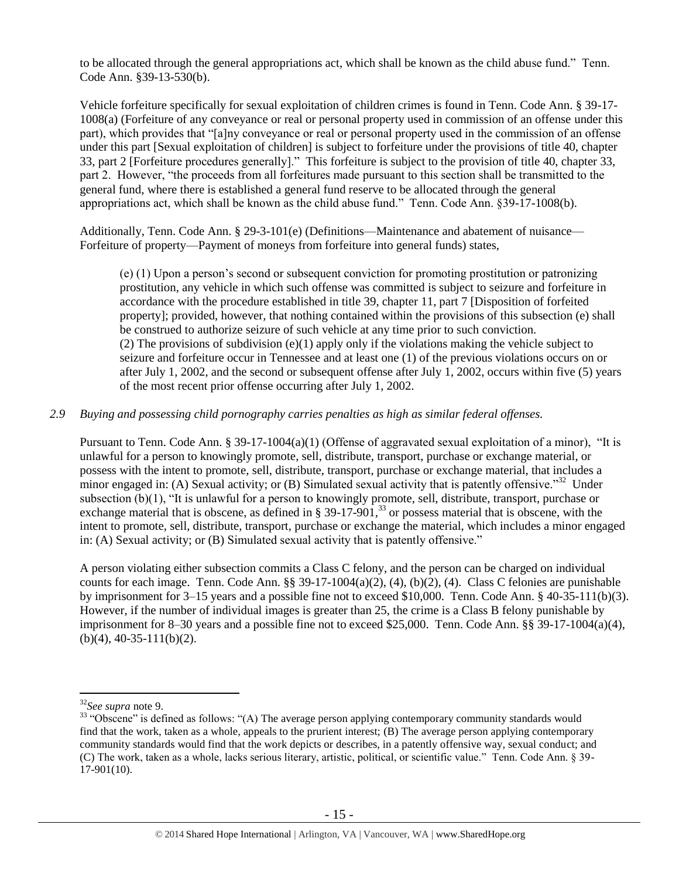to be allocated through the general appropriations act, which shall be known as the child abuse fund." Tenn. Code Ann. §39-13-530(b).

Vehicle forfeiture specifically for sexual exploitation of children crimes is found in Tenn. Code Ann. § 39-17-1008(a) (Forfeiture of any conveyance or real or personal property used in commission of an offense under this part), which provides that "[a]ny conveyance or real or personal property used in the commission of an offense under this part [Sexual exploitation of children] is subject to forfeiture under the provisions of title 40, chapter 33, part 2 [Forfeiture procedures generally]." This forfeiture is subject to the provision of title 40, chapter 33, part 2. However, "the proceeds from all forfeitures made pursuant to this section shall be transmitted to the general fund, where there is established a general fund reserve to be allocated through the general appropriations act, which shall be known as the child abuse fund." Tenn. Code Ann. §39-17-1008(b).

Additionally, Tenn. Code Ann. § 29-3-101(e) (Definitions—Maintenance and abatement of nuisance—Forfeiture of property—Payment of moneys from forfeiture into general funds) states,

> (e) (1) Upon a person's second or subsequent conviction for promoting prostitution or patronizing prostitution, any vehicle in which such offense was committed is subject to seizure and forfeiture in accordance with the procedure established in title 39, chapter 11, part 7 [Disposition of forfeited property]; provided, however, that nothing contained within the provisions of this subsection (e) shall be construed to authorize seizure of such vehicle at any time prior to such conviction.
> (2) The provisions of subdivision (e)(1) apply only if the violations making the vehicle subject to seizure and forfeiture occur in Tennessee and at least one (1) of the previous violations occurs on or after July 1, 2002, and the second or subsequent offense after July 1, 2002, occurs within five (5) years of the most recent prior offense occurring after July 1, 2002.

*2.9 Buying and possessing child pornography carries penalties as high as similar federal offenses.*

Pursuant to Tenn. Code Ann. § 39-17-1004(a)(1) (Offense of aggravated sexual exploitation of a minor), "It is unlawful for a person to knowingly promote, sell, distribute, transport, purchase or exchange material, or possess with the intent to promote, sell, distribute, transport, purchase or exchange material, that includes a minor engaged in: (A) Sexual activity; or (B) Simulated sexual activity that is patently offensive."[32] Under subsection (b)(1), "It is unlawful for a person to knowingly promote, sell, distribute, transport, purchase or exchange material that is obscene, as defined in § 39-17-901,[33] or possess material that is obscene, with the intent to promote, sell, distribute, transport, purchase or exchange the material, which includes a minor engaged in: (A) Sexual activity; or (B) Simulated sexual activity that is patently offensive."

A person violating either subsection commits a Class C felony, and the person can be charged on individual counts for each image. Tenn. Code Ann. §§ 39-17-1004(a)(2), (4), (b)(2), (4). Class C felonies are punishable by imprisonment for 3–15 years and a possible fine not to exceed $10,000. Tenn. Code Ann. § 40-35-111(b)(3). However, if the number of individual images is greater than 25, the crime is a Class B felony punishable by imprisonment for 8–30 years and a possible fine not to exceed $25,000. Tenn. Code Ann. §§ 39-17-1004(a)(4), (b)(4), 40-35-111(b)(2).

---

[32] *See supra* note 9.

[33] "Obscene" is defined as follows: "(A) The average person applying contemporary community standards would find that the work, taken as a whole, appeals to the prurient interest; (B) The average person applying contemporary community standards would find that the work depicts or describes, in a patently offensive way, sexual conduct; and (C) The work, taken as a whole, lacks serious literary, artistic, political, or scientific value." Tenn. Code Ann. § 39-17-901(10).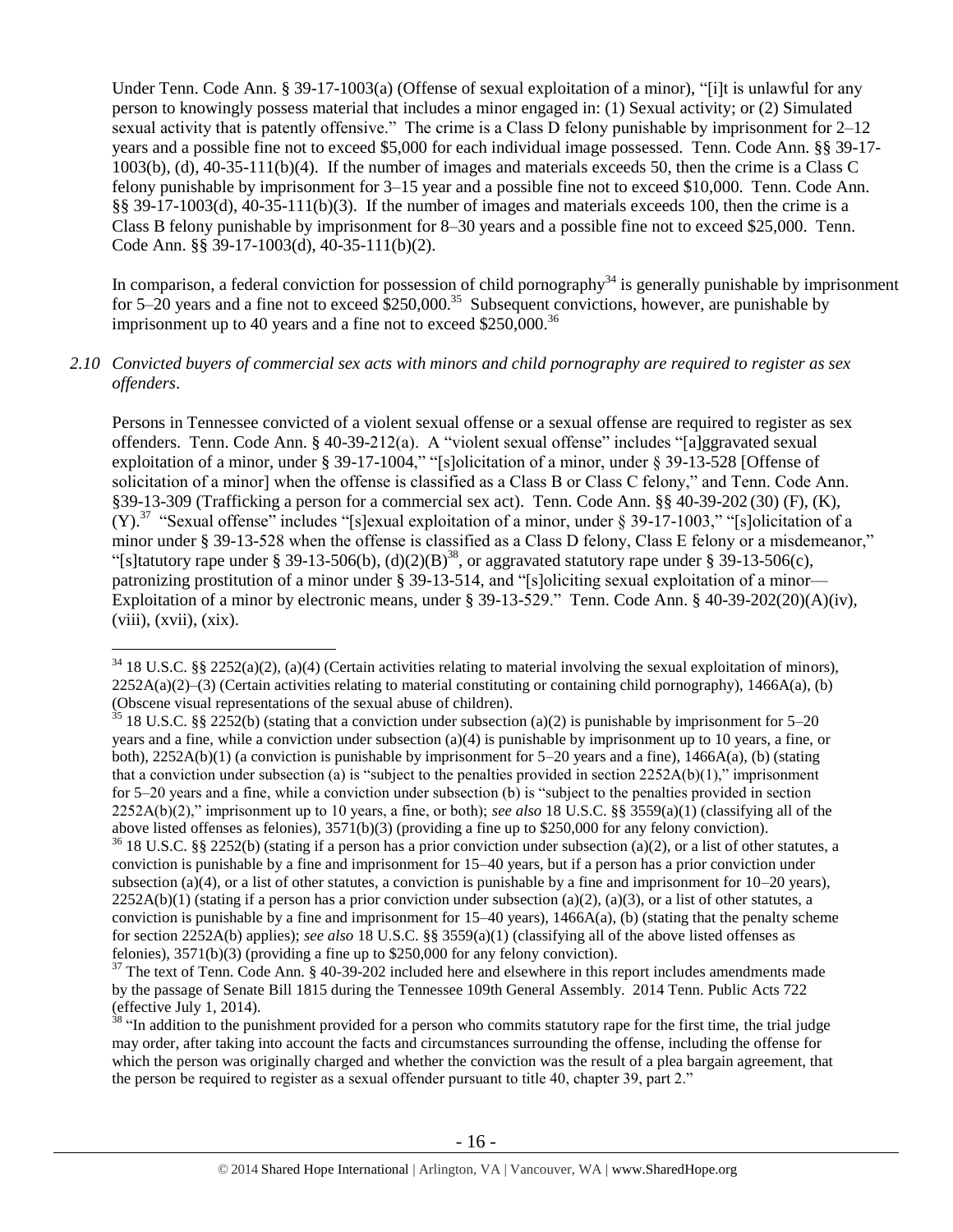Under Tenn. Code Ann. § 39-17-1003(a) (Offense of sexual exploitation of a minor), "[i]t is unlawful for any person to knowingly possess material that includes a minor engaged in: (1) Sexual activity; or (2) Simulated sexual activity that is patently offensive." The crime is a Class D felony punishable by imprisonment for 2–12 years and a possible fine not to exceed $5,000 for each individual image possessed. Tenn. Code Ann. §§ 39-17-1003(b), (d), 40-35-111(b)(4). If the number of images and materials exceeds 50, then the crime is a Class C felony punishable by imprisonment for 3–15 year and a possible fine not to exceed $10,000. Tenn. Code Ann. §§ 39-17-1003(d), 40-35-111(b)(3). If the number of images and materials exceeds 100, then the crime is a Class B felony punishable by imprisonment for 8–30 years and a possible fine not to exceed $25,000. Tenn. Code Ann. §§ 39-17-1003(d), 40-35-111(b)(2).

In comparison, a federal conviction for possession of child pornography[34] is generally punishable by imprisonment for 5–20 years and a fine not to exceed $250,000.[35] Subsequent convictions, however, are punishable by imprisonment up to 40 years and a fine not to exceed $250,000.[36]

*2.10 Convicted buyers of commercial sex acts with minors and child pornography are required to register as sex offenders.*

Persons in Tennessee convicted of a violent sexual offense or a sexual offense are required to register as sex offenders. Tenn. Code Ann. § 40-39-212(a). A "violent sexual offense" includes "[a]ggravated sexual exploitation of a minor, under § 39-17-1004," "[s]olicitation of a minor, under § 39-13-528 [Offense of solicitation of a minor] when the offense is classified as a Class B or Class C felony," and Tenn. Code Ann. §39-13-309 (Trafficking a person for a commercial sex act). Tenn. Code Ann. §§ 40-39-202 (30) (F), (K), (Y).[37] "Sexual offense" includes "[s]exual exploitation of a minor, under § 39-17-1003," "[s]olicitation of a minor under § 39-13-528 when the offense is classified as a Class D felony, Class E felony or a misdemeanor," "[s]tatutory rape under § 39-13-506(b), (d)(2)(B)[38], or aggravated statutory rape under § 39-13-506(c), patronizing prostitution of a minor under § 39-13-514, and "[s]oliciting sexual exploitation of a minor—Exploitation of a minor by electronic means, under § 39-13-529." Tenn. Code Ann. § 40-39-202(20)(A)(iv), (viii), (xvii), (xix).

---

[34] 18 U.S.C. §§ 2252(a)(2), (a)(4) (Certain activities relating to material involving the sexual exploitation of minors), 2252A(a)(2)–(3) (Certain activities relating to material constituting or containing child pornography), 1466A(a), (b) (Obscene visual representations of the sexual abuse of children).

[35] 18 U.S.C. §§ 2252(b) (stating that a conviction under subsection (a)(2) is punishable by imprisonment for 5–20 years and a fine, while a conviction under subsection (a)(4) is punishable by imprisonment up to 10 years, a fine, or both), 2252A(b)(1) (a conviction is punishable by imprisonment for 5–20 years and a fine), 1466A(a), (b) (stating that a conviction under subsection (a) is "subject to the penalties provided in section 2252A(b)(1)," imprisonment for 5–20 years and a fine, while a conviction under subsection (b) is "subject to the penalties provided in section 2252A(b)(2)," imprisonment up to 10 years, a fine, or both); *see also* 18 U.S.C. §§ 3559(a)(1) (classifying all of the above listed offenses as felonies), 3571(b)(3) (providing a fine up to $250,000 for any felony conviction).

[36] 18 U.S.C. §§ 2252(b) (stating if a person has a prior conviction under subsection (a)(2), or a list of other statutes, a conviction is punishable by a fine and imprisonment for 15–40 years, but if a person has a prior conviction under subsection (a)(4), or a list of other statutes, a conviction is punishable by a fine and imprisonment for 10–20 years), 2252A(b)(1) (stating if a person has a prior conviction under subsection (a)(2), (a)(3), or a list of other statutes, a conviction is punishable by a fine and imprisonment for 15–40 years), 1466A(a), (b) (stating that the penalty scheme for section 2252A(b) applies); *see also* 18 U.S.C. §§ 3559(a)(1) (classifying all of the above listed offenses as felonies), 3571(b)(3) (providing a fine up to $250,000 for any felony conviction).

[37] The text of Tenn. Code Ann. § 40-39-202 included here and elsewhere in this report includes amendments made by the passage of Senate Bill 1815 during the Tennessee 109th General Assembly. 2014 Tenn. Public Acts 722 (effective July 1, 2014).

[38] "In addition to the punishment provided for a person who commits statutory rape for the first time, the trial judge may order, after taking into account the facts and circumstances surrounding the offense, including the offense for which the person was originally charged and whether the conviction was the result of a plea bargain agreement, that the person be required to register as a sexual offender pursuant to title 40, chapter 39, part 2."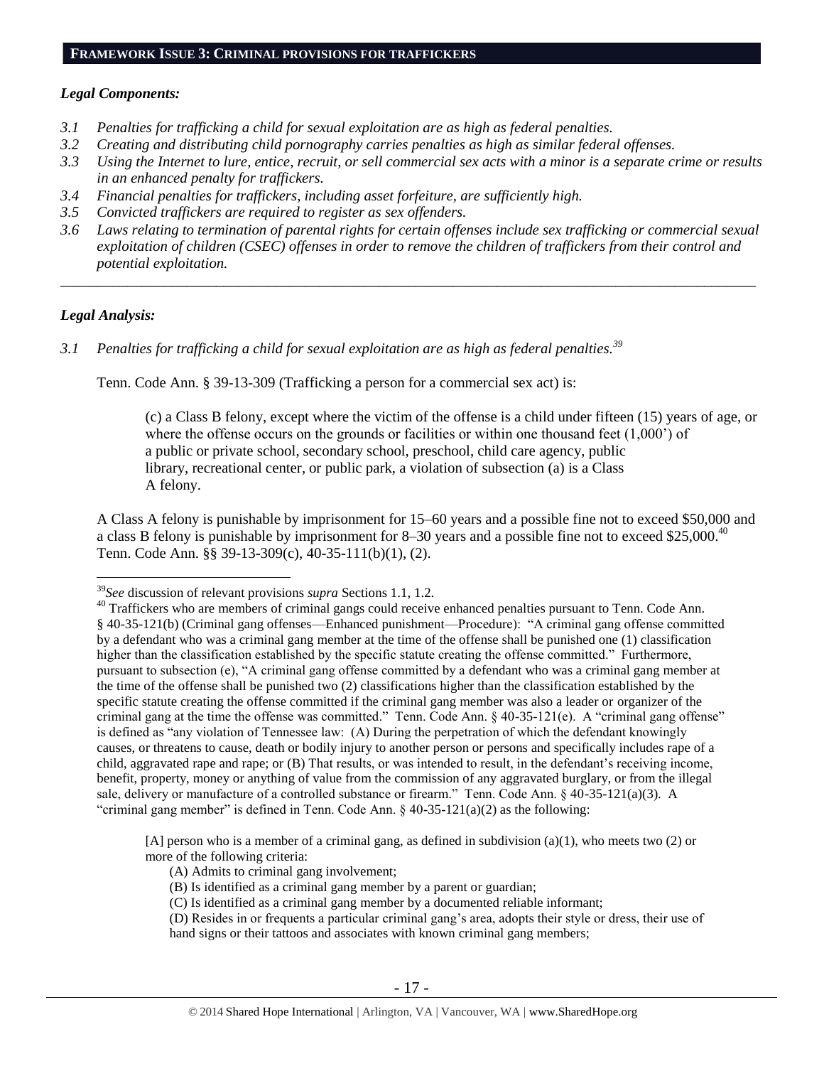## **FRAMEWORK ISSUE 3: CRIMINAL PROVISIONS FOR TRAFFICKERS**

### *Legal Components:*

*3.1 Penalties for trafficking a child for sexual exploitation are as high as federal penalties.*

*3.2 Creating and distributing child pornography carries penalties as high as similar federal offenses.*

*3.3 Using the Internet to lure, entice, recruit, or sell commercial sex acts with a minor is a separate crime or results in an enhanced penalty for traffickers.*

*3.4 Financial penalties for traffickers, including asset forfeiture, are sufficiently high.*

*3.5 Convicted traffickers are required to register as sex offenders.*

*3.6 Laws relating to termination of parental rights for certain offenses include sex trafficking or commercial sexual exploitation of children (CSEC) offenses in order to remove the children of traffickers from their control and potential exploitation.*

---

### *Legal Analysis:*

*3.1 Penalties for trafficking a child for sexual exploitation are as high as federal penalties.*[39]

Tenn. Code Ann. § 39-13-309 (Trafficking a person for a commercial sex act) is:

> (c) a Class B felony, except where the victim of the offense is a child under fifteen (15) years of age, or where the offense occurs on the grounds or facilities or within one thousand feet (1,000') of a public or private school, secondary school, preschool, child care agency, public library, recreational center, or public park, a violation of subsection (a) is a Class A felony.

A Class A felony is punishable by imprisonment for 15–60 years and a possible fine not to exceed $50,000 and a class B felony is punishable by imprisonment for 8–30 years and a possible fine not to exceed $25,000.[40] Tenn. Code Ann. §§ 39-13-309(c), 40-35-111(b)(1), (2).

---

[39] *See* discussion of relevant provisions *supra* Sections 1.1, 1.2.

[40] Traffickers who are members of criminal gangs could receive enhanced penalties pursuant to Tenn. Code Ann. § 40-35-121(b) (Criminal gang offenses—Enhanced punishment—Procedure): "A criminal gang offense committed by a defendant who was a criminal gang member at the time of the offense shall be punished one (1) classification higher than the classification established by the specific statute creating the offense committed." Furthermore, pursuant to subsection (e), "A criminal gang offense committed by a defendant who was a criminal gang member at the time of the offense shall be punished two (2) classifications higher than the classification established by the specific statute creating the offense committed if the criminal gang member was also a leader or organizer of the criminal gang at the time the offense was committed." Tenn. Code Ann. § 40-35-121(e). A "criminal gang offense" is defined as "any violation of Tennessee law: (A) During the perpetration of which the defendant knowingly causes, or threatens to cause, death or bodily injury to another person or persons and specifically includes rape of a child, aggravated rape and rape; or (B) That results, or was intended to result, in the defendant's receiving income, benefit, property, money or anything of value from the commission of any aggravated burglary, or from the illegal sale, delivery or manufacture of a controlled substance or firearm." Tenn. Code Ann. § 40-35-121(a)(3). A "criminal gang member" is defined in Tenn. Code Ann. § 40-35-121(a)(2) as the following:

> [A] person who is a member of a criminal gang, as defined in subdivision (a)(1), who meets two (2) or more of the following criteria:
>
> (A) Admits to criminal gang involvement;
>
> (B) Is identified as a criminal gang member by a parent or guardian;
>
> (C) Is identified as a criminal gang member by a documented reliable informant;
>
> (D) Resides in or frequents a particular criminal gang's area, adopts their style or dress, their use of hand signs or their tattoos and associates with known criminal gang members;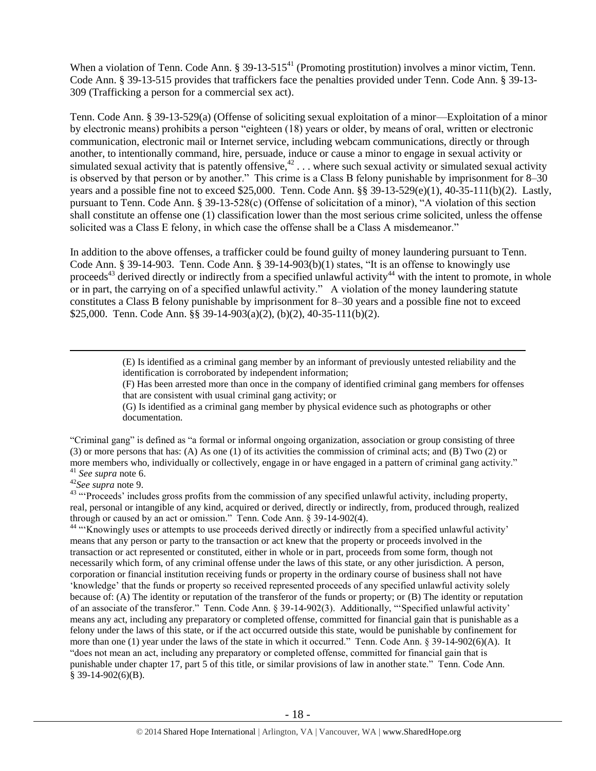When a violation of Tenn. Code Ann. § 39-13-515[41] (Promoting prostitution) involves a minor victim, Tenn. Code Ann. § 39-13-515 provides that traffickers face the penalties provided under Tenn. Code Ann. § 39-13-309 (Trafficking a person for a commercial sex act).

Tenn. Code Ann. § 39-13-529(a) (Offense of soliciting sexual exploitation of a minor—Exploitation of a minor by electronic means) prohibits a person "eighteen (18) years or older, by means of oral, written or electronic communication, electronic mail or Internet service, including webcam communications, directly or through another, to intentionally command, hire, persuade, induce or cause a minor to engage in sexual activity or simulated sexual activity that is patently offensive,[42] . . . where such sexual activity or simulated sexual activity is observed by that person or by another." This crime is a Class B felony punishable by imprisonment for 8–30 years and a possible fine not to exceed $25,000. Tenn. Code Ann. §§ 39-13-529(e)(1), 40-35-111(b)(2). Lastly, pursuant to Tenn. Code Ann. § 39-13-528(c) (Offense of solicitation of a minor), "A violation of this section shall constitute an offense one (1) classification lower than the most serious crime solicited, unless the offense solicited was a Class E felony, in which case the offense shall be a Class A misdemeanor."

In addition to the above offenses, a trafficker could be found guilty of money laundering pursuant to Tenn. Code Ann. § 39-14-903. Tenn. Code Ann. § 39-14-903(b)(1) states, "It is an offense to knowingly use proceeds[43] derived directly or indirectly from a specified unlawful activity[44] with the intent to promote, in whole or in part, the carrying on of a specified unlawful activity." A violation of the money laundering statute constitutes a Class B felony punishable by imprisonment for 8–30 years and a possible fine not to exceed $25,000. Tenn. Code Ann. §§ 39-14-903(a)(2), (b)(2), 40-35-111(b)(2).

---

> (E) Is identified as a criminal gang member by an informant of previously untested reliability and the identification is corroborated by independent information;
>
> (F) Has been arrested more than once in the company of identified criminal gang members for offenses that are consistent with usual criminal gang activity; or
>
> (G) Is identified as a criminal gang member by physical evidence such as photographs or other documentation.

"Criminal gang" is defined as "a formal or informal ongoing organization, association or group consisting of three (3) or more persons that has: (A) As one (1) of its activities the commission of criminal acts; and (B) Two (2) or more members who, individually or collectively, engage in or have engaged in a pattern of criminal gang activity."

[41] *See supra* note 6.

[42] *See supra* note 9.

[43] "'Proceeds' includes gross profits from the commission of any specified unlawful activity, including property, real, personal or intangible of any kind, acquired or derived, directly or indirectly, from, produced through, realized through or caused by an act or omission." Tenn. Code Ann. § 39-14-902(4).

[44] "'Knowingly uses or attempts to use proceeds derived directly or indirectly from a specified unlawful activity' means that any person or party to the transaction or act knew that the property or proceeds involved in the transaction or act represented or constituted, either in whole or in part, proceeds from some form, though not necessarily which form, of any criminal offense under the laws of this state, or any other jurisdiction. A person, corporation or financial institution receiving funds or property in the ordinary course of business shall not have 'knowledge' that the funds or property so received represented proceeds of any specified unlawful activity solely because of: (A) The identity or reputation of the transferor of the funds or property; or (B) The identity or reputation of an associate of the transferor." Tenn. Code Ann. § 39-14-902(3). Additionally, "'Specified unlawful activity' means any act, including any preparatory or completed offense, committed for financial gain that is punishable as a felony under the laws of this state, or if the act occurred outside this state, would be punishable by confinement for more than one (1) year under the laws of the state in which it occurred." Tenn. Code Ann. § 39-14-902(6)(A). It "does not mean an act, including any preparatory or completed offense, committed for financial gain that is punishable under chapter 17, part 5 of this title, or similar provisions of law in another state." Tenn. Code Ann. § 39-14-902(6)(B).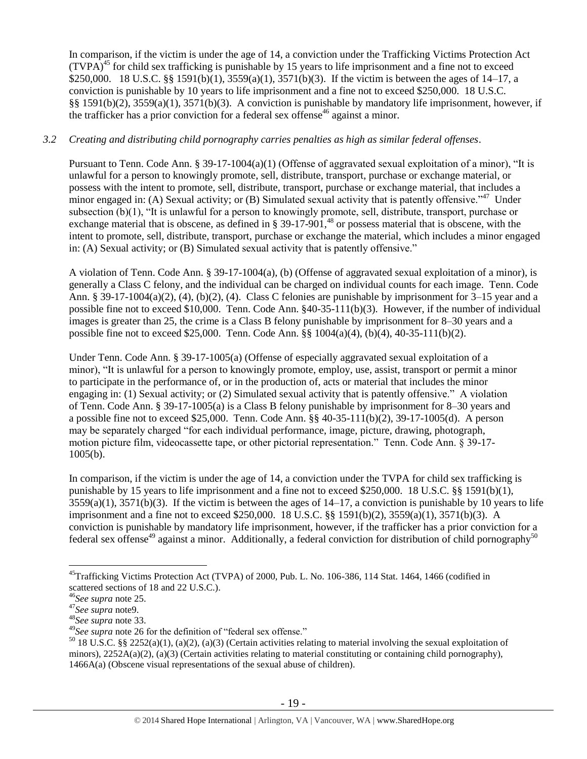In comparison, if the victim is under the age of 14, a conviction under the Trafficking Victims Protection Act (TVPA)[45] for child sex trafficking is punishable by 15 years to life imprisonment and a fine not to exceed $250,000. 18 U.S.C. §§ 1591(b)(1), 3559(a)(1), 3571(b)(3). If the victim is between the ages of 14–17, a conviction is punishable by 10 years to life imprisonment and a fine not to exceed $250,000. 18 U.S.C. §§ 1591(b)(2), 3559(a)(1), 3571(b)(3). A conviction is punishable by mandatory life imprisonment, however, if the trafficker has a prior conviction for a federal sex offense[46] against a minor.

*3.2 Creating and distributing child pornography carries penalties as high as similar federal offenses.*

Pursuant to Tenn. Code Ann. § 39-17-1004(a)(1) (Offense of aggravated sexual exploitation of a minor), "It is unlawful for a person to knowingly promote, sell, distribute, transport, purchase or exchange material, or possess with the intent to promote, sell, distribute, transport, purchase or exchange material, that includes a minor engaged in: (A) Sexual activity; or (B) Simulated sexual activity that is patently offensive."[47] Under subsection (b)(1), "It is unlawful for a person to knowingly promote, sell, distribute, transport, purchase or exchange material that is obscene, as defined in § 39-17-901,[48] or possess material that is obscene, with the intent to promote, sell, distribute, transport, purchase or exchange the material, which includes a minor engaged in: (A) Sexual activity; or (B) Simulated sexual activity that is patently offensive."

A violation of Tenn. Code Ann. § 39-17-1004(a), (b) (Offense of aggravated sexual exploitation of a minor), is generally a Class C felony, and the individual can be charged on individual counts for each image. Tenn. Code Ann. § 39-17-1004(a)(2), (4), (b)(2), (4). Class C felonies are punishable by imprisonment for 3–15 year and a possible fine not to exceed $10,000. Tenn. Code Ann. §40-35-111(b)(3). However, if the number of individual images is greater than 25, the crime is a Class B felony punishable by imprisonment for 8–30 years and a possible fine not to exceed $25,000. Tenn. Code Ann. §§ 1004(a)(4), (b)(4), 40-35-111(b)(2).

Under Tenn. Code Ann. § 39-17-1005(a) (Offense of especially aggravated sexual exploitation of a minor), "It is unlawful for a person to knowingly promote, employ, use, assist, transport or permit a minor to participate in the performance of, or in the production of, acts or material that includes the minor engaging in: (1) Sexual activity; or (2) Simulated sexual activity that is patently offensive." A violation of Tenn. Code Ann. § 39-17-1005(a) is a Class B felony punishable by imprisonment for 8–30 years and a possible fine not to exceed $25,000. Tenn. Code Ann. §§ 40-35-111(b)(2), 39-17-1005(d). A person may be separately charged "for each individual performance, image, picture, drawing, photograph, motion picture film, videocassette tape, or other pictorial representation." Tenn. Code Ann. § 39-17-1005(b).

In comparison, if the victim is under the age of 14, a conviction under the TVPA for child sex trafficking is punishable by 15 years to life imprisonment and a fine not to exceed $250,000. 18 U.S.C. §§ 1591(b)(1), 3559(a)(1), 3571(b)(3). If the victim is between the ages of 14–17, a conviction is punishable by 10 years to life imprisonment and a fine not to exceed $250,000. 18 U.S.C. §§ 1591(b)(2), 3559(a)(1), 3571(b)(3). A conviction is punishable by mandatory life imprisonment, however, if the trafficker has a prior conviction for a federal sex offense[49] against a minor. Additionally, a federal conviction for distribution of child pornography[50]

---

[45] Trafficking Victims Protection Act (TVPA) of 2000, Pub. L. No. 106-386, 114 Stat. 1464, 1466 (codified in scattered sections of 18 and 22 U.S.C.).

[46] *See supra* note 25.

[47] *See supra* note9.

[48] *See supra* note 33.

[49] *See supra* note 26 for the definition of "federal sex offense."

[50] 18 U.S.C. §§ 2252(a)(1), (a)(2), (a)(3) (Certain activities relating to material involving the sexual exploitation of minors), 2252A(a)(2), (a)(3) (Certain activities relating to material constituting or containing child pornography), 1466A(a) (Obscene visual representations of the sexual abuse of children).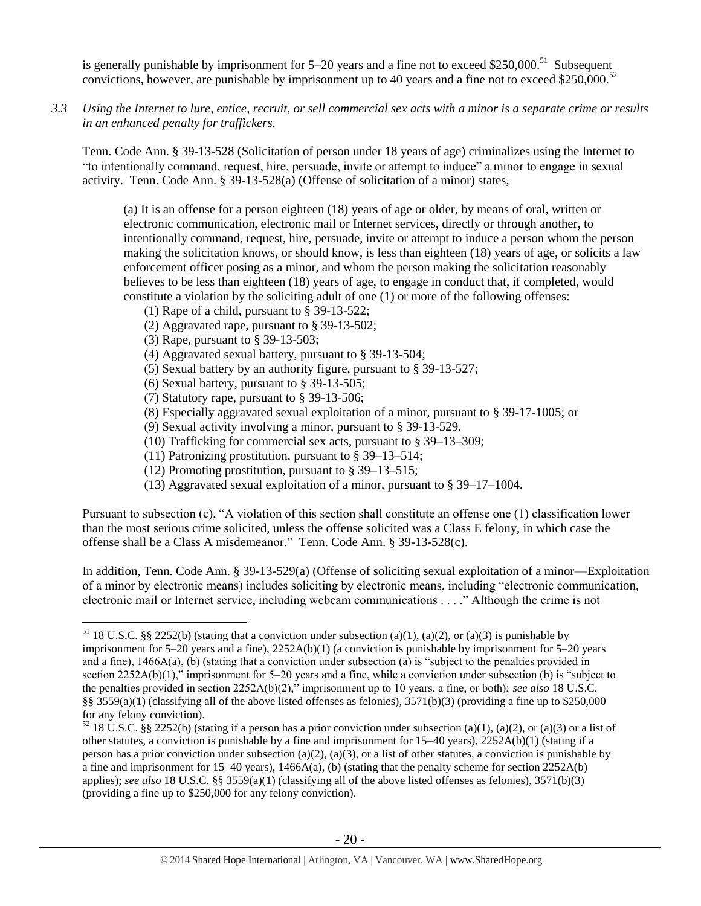is generally punishable by imprisonment for 5–20 years and a fine not to exceed $250,000.[51] Subsequent convictions, however, are punishable by imprisonment up to 40 years and a fine not to exceed $250,000.[52]

*3.3 Using the Internet to lure, entice, recruit, or sell commercial sex acts with a minor is a separate crime or results in an enhanced penalty for traffickers.*

Tenn. Code Ann. § 39-13-528 (Solicitation of person under 18 years of age) criminalizes using the Internet to "to intentionally command, request, hire, persuade, invite or attempt to induce" a minor to engage in sexual activity. Tenn. Code Ann. § 39-13-528(a) (Offense of solicitation of a minor) states,

> (a) It is an offense for a person eighteen (18) years of age or older, by means of oral, written or electronic communication, electronic mail or Internet services, directly or through another, to intentionally command, request, hire, persuade, invite or attempt to induce a person whom the person making the solicitation knows, or should know, is less than eighteen (18) years of age, or solicits a law enforcement officer posing as a minor, and whom the person making the solicitation reasonably believes to be less than eighteen (18) years of age, to engage in conduct that, if completed, would constitute a violation by the soliciting adult of one (1) or more of the following offenses:
>
> (1) Rape of a child, pursuant to § 39-13-522;
> (2) Aggravated rape, pursuant to § 39-13-502;
> (3) Rape, pursuant to § 39-13-503;
> (4) Aggravated sexual battery, pursuant to § 39-13-504;
> (5) Sexual battery by an authority figure, pursuant to § 39-13-527;
> (6) Sexual battery, pursuant to § 39-13-505;
> (7) Statutory rape, pursuant to § 39-13-506;
> (8) Especially aggravated sexual exploitation of a minor, pursuant to § 39-17-1005; or
> (9) Sexual activity involving a minor, pursuant to § 39-13-529.
> (10) Trafficking for commercial sex acts, pursuant to § 39–13–309;
> (11) Patronizing prostitution, pursuant to § 39–13–514;
> (12) Promoting prostitution, pursuant to § 39–13–515;
> (13) Aggravated sexual exploitation of a minor, pursuant to § 39–17–1004.

Pursuant to subsection (c), "A violation of this section shall constitute an offense one (1) classification lower than the most serious crime solicited, unless the offense solicited was a Class E felony, in which case the offense shall be a Class A misdemeanor." Tenn. Code Ann. § 39-13-528(c).

In addition, Tenn. Code Ann. § 39-13-529(a) (Offense of soliciting sexual exploitation of a minor—Exploitation of a minor by electronic means) includes soliciting by electronic means, including "electronic communication, electronic mail or Internet service, including webcam communications . . . ." Although the crime is not

---

[51] 18 U.S.C. §§ 2252(b) (stating that a conviction under subsection (a)(1), (a)(2), or (a)(3) is punishable by imprisonment for 5–20 years and a fine), 2252A(b)(1) (a conviction is punishable by imprisonment for 5–20 years and a fine), 1466A(a), (b) (stating that a conviction under subsection (a) is "subject to the penalties provided in section 2252A(b)(1)," imprisonment for 5–20 years and a fine, while a conviction under subsection (b) is "subject to the penalties provided in section 2252A(b)(2)," imprisonment up to 10 years, a fine, or both); *see also* 18 U.S.C. §§ 3559(a)(1) (classifying all of the above listed offenses as felonies), 3571(b)(3) (providing a fine up to $250,000 for any felony conviction).

[52] 18 U.S.C. §§ 2252(b) (stating if a person has a prior conviction under subsection (a)(1), (a)(2), or (a)(3) or a list of other statutes, a conviction is punishable by a fine and imprisonment for 15–40 years), 2252A(b)(1) (stating if a person has a prior conviction under subsection (a)(2), (a)(3), or a list of other statutes, a conviction is punishable by a fine and imprisonment for 15–40 years), 1466A(a), (b) (stating that the penalty scheme for section 2252A(b) applies); *see also* 18 U.S.C. §§ 3559(a)(1) (classifying all of the above listed offenses as felonies), 3571(b)(3) (providing a fine up to $250,000 for any felony conviction).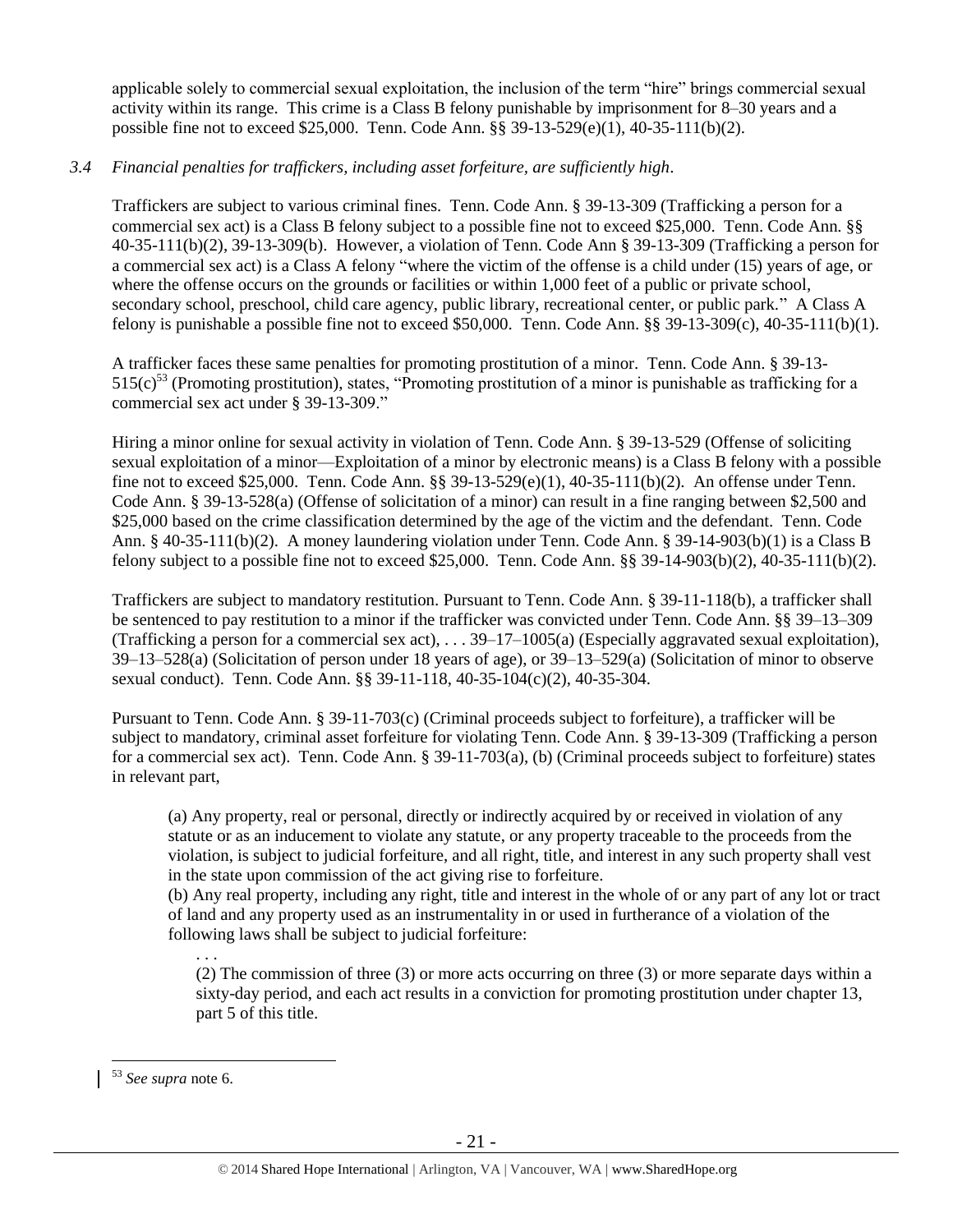applicable solely to commercial sexual exploitation, the inclusion of the term "hire" brings commercial sexual activity within its range. This crime is a Class B felony punishable by imprisonment for 8–30 years and a possible fine not to exceed $25,000. Tenn. Code Ann. §§ 39-13-529(e)(1), 40-35-111(b)(2).

*3.4 Financial penalties for traffickers, including asset forfeiture, are sufficiently high.*

Traffickers are subject to various criminal fines. Tenn. Code Ann. § 39-13-309 (Trafficking a person for a commercial sex act) is a Class B felony subject to a possible fine not to exceed $25,000. Tenn. Code Ann. §§ 40-35-111(b)(2), 39-13-309(b). However, a violation of Tenn. Code Ann § 39-13-309 (Trafficking a person for a commercial sex act) is a Class A felony "where the victim of the offense is a child under (15) years of age, or where the offense occurs on the grounds or facilities or within 1,000 feet of a public or private school, secondary school, preschool, child care agency, public library, recreational center, or public park." A Class A felony is punishable a possible fine not to exceed $50,000. Tenn. Code Ann. §§ 39-13-309(c), 40-35-111(b)(1).

A trafficker faces these same penalties for promoting prostitution of a minor. Tenn. Code Ann. § 39-13-515(c)[53] (Promoting prostitution), states, "Promoting prostitution of a minor is punishable as trafficking for a commercial sex act under § 39-13-309."

Hiring a minor online for sexual activity in violation of Tenn. Code Ann. § 39-13-529 (Offense of soliciting sexual exploitation of a minor—Exploitation of a minor by electronic means) is a Class B felony with a possible fine not to exceed $25,000. Tenn. Code Ann. §§ 39-13-529(e)(1), 40-35-111(b)(2). An offense under Tenn. Code Ann. § 39-13-528(a) (Offense of solicitation of a minor) can result in a fine ranging between $2,500 and $25,000 based on the crime classification determined by the age of the victim and the defendant. Tenn. Code Ann. § 40-35-111(b)(2). A money laundering violation under Tenn. Code Ann. § 39-14-903(b)(1) is a Class B felony subject to a possible fine not to exceed $25,000. Tenn. Code Ann. §§ 39-14-903(b)(2), 40-35-111(b)(2).

Traffickers are subject to mandatory restitution. Pursuant to Tenn. Code Ann. § 39-11-118(b), a trafficker shall be sentenced to pay restitution to a minor if the trafficker was convicted under Tenn. Code Ann. §§ 39–13–309 (Trafficking a person for a commercial sex act), . . . 39–17–1005(a) (Especially aggravated sexual exploitation), 39–13–528(a) (Solicitation of person under 18 years of age), or 39–13–529(a) (Solicitation of minor to observe sexual conduct). Tenn. Code Ann. §§ 39-11-118, 40-35-104(c)(2), 40-35-304.

Pursuant to Tenn. Code Ann. § 39-11-703(c) (Criminal proceeds subject to forfeiture), a trafficker will be subject to mandatory, criminal asset forfeiture for violating Tenn. Code Ann. § 39-13-309 (Trafficking a person for a commercial sex act). Tenn. Code Ann. § 39-11-703(a), (b) (Criminal proceeds subject to forfeiture) states in relevant part,

> (a) Any property, real or personal, directly or indirectly acquired by or received in violation of any statute or as an inducement to violate any statute, or any property traceable to the proceeds from the violation, is subject to judicial forfeiture, and all right, title, and interest in any such property shall vest in the state upon commission of the act giving rise to forfeiture.
>
> (b) Any real property, including any right, title and interest in the whole of or any part of any lot or tract of land and any property used as an instrumentality in or used in furtherance of a violation of the following laws shall be subject to judicial forfeiture:
>
> . . .
>
> (2) The commission of three (3) or more acts occurring on three (3) or more separate days within a sixty-day period, and each act results in a conviction for promoting prostitution under chapter 13, part 5 of this title.

[53] *See supra* note 6.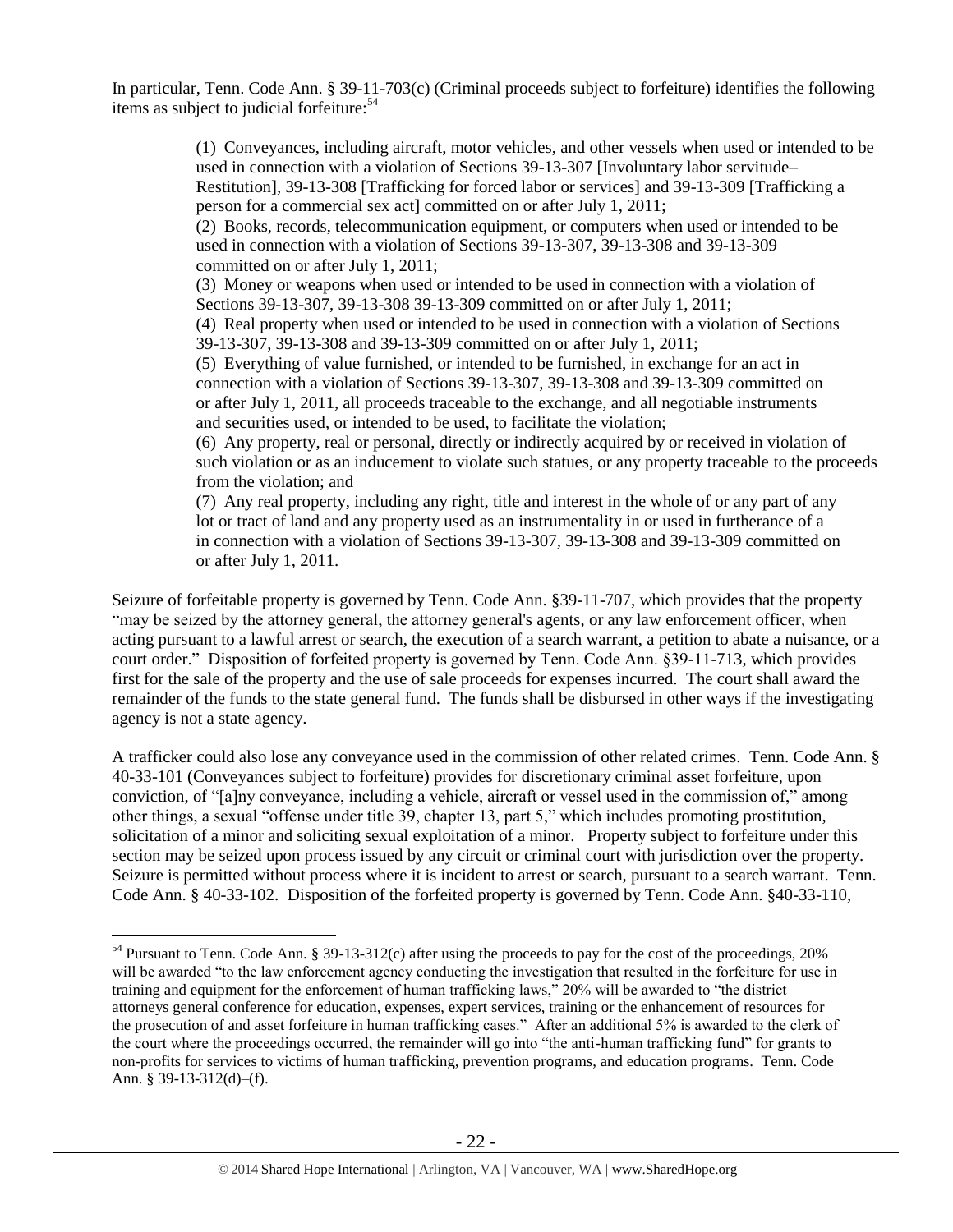In particular, Tenn. Code Ann. § 39-11-703(c) (Criminal proceeds subject to forfeiture) identifies the following items as subject to judicial forfeiture:[54]

> (1) Conveyances, including aircraft, motor vehicles, and other vessels when used or intended to be used in connection with a violation of Sections 39-13-307 [Involuntary labor servitude–Restitution], 39-13-308 [Trafficking for forced labor or services] and 39-13-309 [Trafficking a person for a commercial sex act] committed on or after July 1, 2011;
> (2) Books, records, telecommunication equipment, or computers when used or intended to be used in connection with a violation of Sections 39-13-307, 39-13-308 and 39-13-309 committed on or after July 1, 2011;
> (3) Money or weapons when used or intended to be used in connection with a violation of Sections 39-13-307, 39-13-308 39-13-309 committed on or after July 1, 2011;
> (4) Real property when used or intended to be used in connection with a violation of Sections 39-13-307, 39-13-308 and 39-13-309 committed on or after July 1, 2011;
> (5) Everything of value furnished, or intended to be furnished, in exchange for an act in connection with a violation of Sections 39-13-307, 39-13-308 and 39-13-309 committed on or after July 1, 2011, all proceeds traceable to the exchange, and all negotiable instruments and securities used, or intended to be used, to facilitate the violation;
> (6) Any property, real or personal, directly or indirectly acquired by or received in violation of such violation or as an inducement to violate such statues, or any property traceable to the proceeds from the violation; and
> (7) Any real property, including any right, title and interest in the whole of or any part of any lot or tract of land and any property used as an instrumentality in or used in furtherance of a in connection with a violation of Sections 39-13-307, 39-13-308 and 39-13-309 committed on or after July 1, 2011.

Seizure of forfeitable property is governed by Tenn. Code Ann. §39-11-707, which provides that the property "may be seized by the attorney general, the attorney general's agents, or any law enforcement officer, when acting pursuant to a lawful arrest or search, the execution of a search warrant, a petition to abate a nuisance, or a court order." Disposition of forfeited property is governed by Tenn. Code Ann. §39-11-713, which provides first for the sale of the property and the use of sale proceeds for expenses incurred. The court shall award the remainder of the funds to the state general fund. The funds shall be disbursed in other ways if the investigating agency is not a state agency.

A trafficker could also lose any conveyance used in the commission of other related crimes. Tenn. Code Ann. § 40-33-101 (Conveyances subject to forfeiture) provides for discretionary criminal asset forfeiture, upon conviction, of "[a]ny conveyance, including a vehicle, aircraft or vessel used in the commission of," among other things, a sexual "offense under title 39, chapter 13, part 5," which includes promoting prostitution, solicitation of a minor and soliciting sexual exploitation of a minor. Property subject to forfeiture under this section may be seized upon process issued by any circuit or criminal court with jurisdiction over the property. Seizure is permitted without process where it is incident to arrest or search, pursuant to a search warrant. Tenn. Code Ann. § 40-33-102. Disposition of the forfeited property is governed by Tenn. Code Ann. §40-33-110,

---

[54] Pursuant to Tenn. Code Ann. § 39-13-312(c) after using the proceeds to pay for the cost of the proceedings, 20% will be awarded "to the law enforcement agency conducting the investigation that resulted in the forfeiture for use in training and equipment for the enforcement of human trafficking laws," 20% will be awarded to "the district attorneys general conference for education, expenses, expert services, training or the enhancement of resources for the prosecution of and asset forfeiture in human trafficking cases." After an additional 5% is awarded to the clerk of the court where the proceedings occurred, the remainder will go into "the anti-human trafficking fund" for grants to non-profits for services to victims of human trafficking, prevention programs, and education programs. Tenn. Code Ann. § 39-13-312(d)–(f).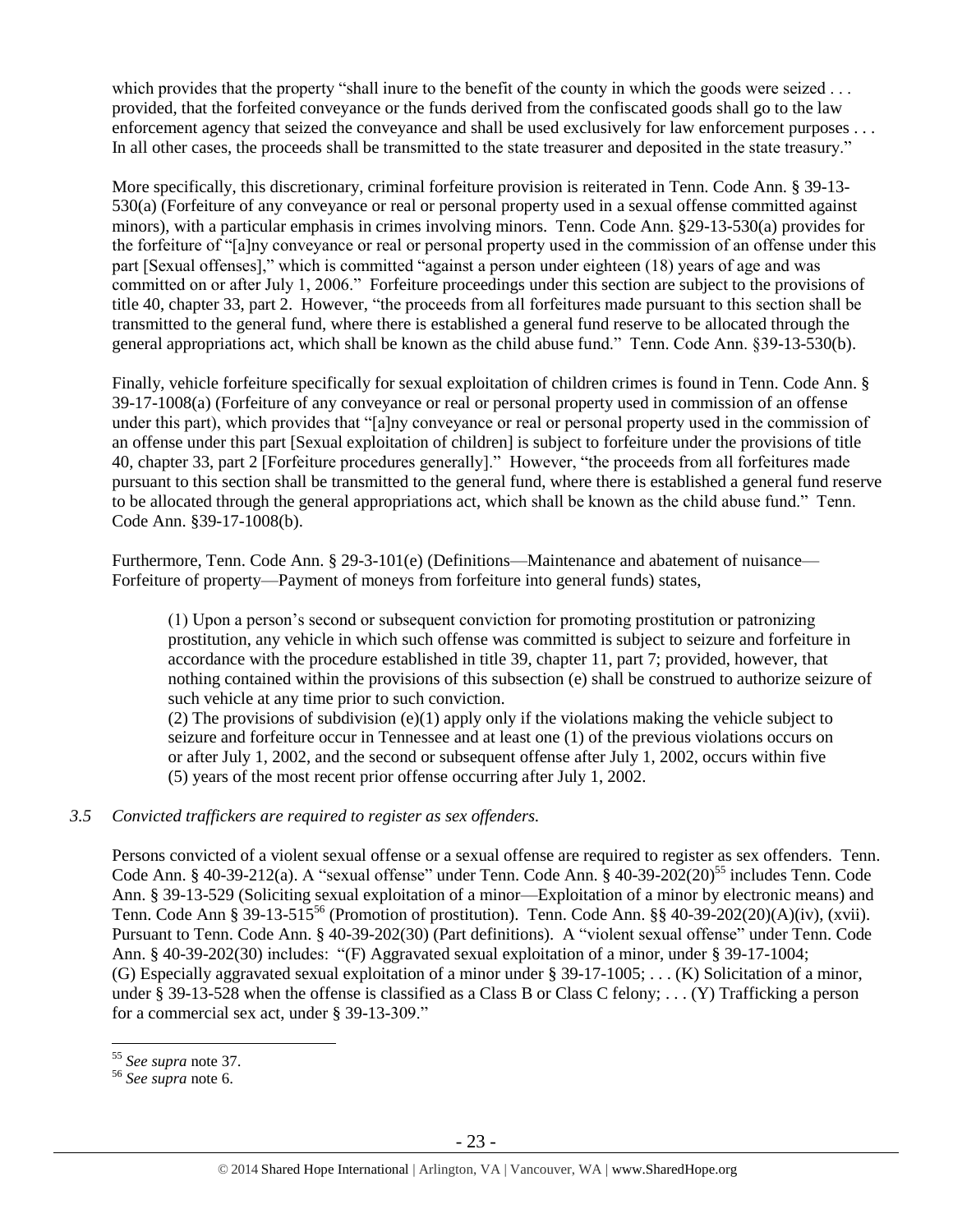which provides that the property "shall inure to the benefit of the county in which the goods were seized . . . provided, that the forfeited conveyance or the funds derived from the confiscated goods shall go to the law enforcement agency that seized the conveyance and shall be used exclusively for law enforcement purposes . . . In all other cases, the proceeds shall be transmitted to the state treasurer and deposited in the state treasury."

More specifically, this discretionary, criminal forfeiture provision is reiterated in Tenn. Code Ann. § 39-13-530(a) (Forfeiture of any conveyance or real or personal property used in a sexual offense committed against minors), with a particular emphasis in crimes involving minors. Tenn. Code Ann. §29-13-530(a) provides for the forfeiture of "[a]ny conveyance or real or personal property used in the commission of an offense under this part [Sexual offenses]," which is committed "against a person under eighteen (18) years of age and was committed on or after July 1, 2006." Forfeiture proceedings under this section are subject to the provisions of title 40, chapter 33, part 2. However, "the proceeds from all forfeitures made pursuant to this section shall be transmitted to the general fund, where there is established a general fund reserve to be allocated through the general appropriations act, which shall be known as the child abuse fund." Tenn. Code Ann. §39-13-530(b).

Finally, vehicle forfeiture specifically for sexual exploitation of children crimes is found in Tenn. Code Ann. § 39-17-1008(a) (Forfeiture of any conveyance or real or personal property used in commission of an offense under this part), which provides that "[a]ny conveyance or real or personal property used in the commission of an offense under this part [Sexual exploitation of children] is subject to forfeiture under the provisions of title 40, chapter 33, part 2 [Forfeiture procedures generally]." However, "the proceeds from all forfeitures made pursuant to this section shall be transmitted to the general fund, where there is established a general fund reserve to be allocated through the general appropriations act, which shall be known as the child abuse fund." Tenn. Code Ann. §39-17-1008(b).

Furthermore, Tenn. Code Ann. § 29-3-101(e) (Definitions—Maintenance and abatement of nuisance—Forfeiture of property—Payment of moneys from forfeiture into general funds) states,

> (1) Upon a person's second or subsequent conviction for promoting prostitution or patronizing prostitution, any vehicle in which such offense was committed is subject to seizure and forfeiture in accordance with the procedure established in title 39, chapter 11, part 7; provided, however, that nothing contained within the provisions of this subsection (e) shall be construed to authorize seizure of such vehicle at any time prior to such conviction.
> (2) The provisions of subdivision (e)(1) apply only if the violations making the vehicle subject to seizure and forfeiture occur in Tennessee and at least one (1) of the previous violations occurs on or after July 1, 2002, and the second or subsequent offense after July 1, 2002, occurs within five (5) years of the most recent prior offense occurring after July 1, 2002.

*3.5 Convicted traffickers are required to register as sex offenders.*

Persons convicted of a violent sexual offense or a sexual offense are required to register as sex offenders. Tenn. Code Ann. § 40-39-212(a). A "sexual offense" under Tenn. Code Ann. § 40-39-202(20)[55] includes Tenn. Code Ann. § 39-13-529 (Soliciting sexual exploitation of a minor—Exploitation of a minor by electronic means) and Tenn. Code Ann § 39-13-515[56] (Promotion of prostitution). Tenn. Code Ann. §§ 40-39-202(20)(A)(iv), (xvii). Pursuant to Tenn. Code Ann. § 40-39-202(30) (Part definitions). A "violent sexual offense" under Tenn. Code Ann. § 40-39-202(30) includes: "(F) Aggravated sexual exploitation of a minor, under § 39-17-1004; (G) Especially aggravated sexual exploitation of a minor under § 39-17-1005; . . . (K) Solicitation of a minor, under § 39-13-528 when the offense is classified as a Class B or Class C felony; . . . (Y) Trafficking a person for a commercial sex act, under § 39-13-309."

---

[55] *See supra* note 37.
[56] *See supra* note 6.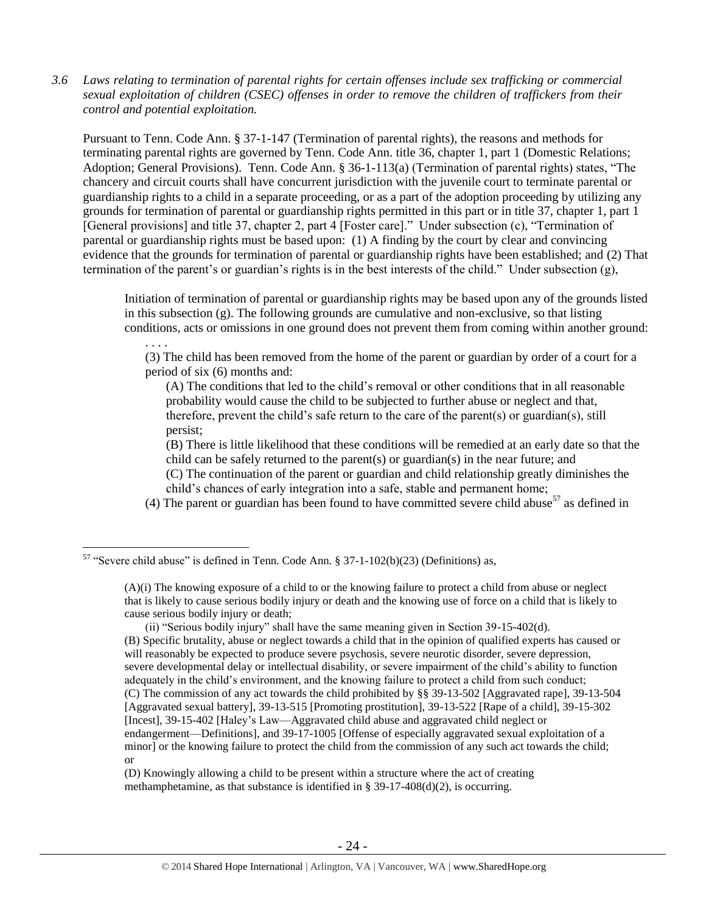*3.6 Laws relating to termination of parental rights for certain offenses include sex trafficking or commercial sexual exploitation of children (CSEC) offenses in order to remove the children of traffickers from their control and potential exploitation.*

Pursuant to Tenn. Code Ann. § 37-1-147 (Termination of parental rights), the reasons and methods for terminating parental rights are governed by Tenn. Code Ann. title 36, chapter 1, part 1 (Domestic Relations; Adoption; General Provisions). Tenn. Code Ann. § 36-1-113(a) (Termination of parental rights) states, "The chancery and circuit courts shall have concurrent jurisdiction with the juvenile court to terminate parental or guardianship rights to a child in a separate proceeding, or as a part of the adoption proceeding by utilizing any grounds for termination of parental or guardianship rights permitted in this part or in title 37, chapter 1, part 1 [General provisions] and title 37, chapter 2, part 4 [Foster care]." Under subsection (c), "Termination of parental or guardianship rights must be based upon: (1) A finding by the court by clear and convincing evidence that the grounds for termination of parental or guardianship rights have been established; and (2) That termination of the parent's or guardian's rights is in the best interests of the child." Under subsection (g),

> Initiation of termination of parental or guardianship rights may be based upon any of the grounds listed in this subsection (g). The following grounds are cumulative and non-exclusive, so that listing conditions, acts or omissions in one ground does not prevent them from coming within another ground:
>
> . . . .
>
> (3) The child has been removed from the home of the parent or guardian by order of a court for a period of six (6) months and:
>
> (A) The conditions that led to the child's removal or other conditions that in all reasonable probability would cause the child to be subjected to further abuse or neglect and that, therefore, prevent the child's safe return to the care of the parent(s) or guardian(s), still persist;
>
> (B) There is little likelihood that these conditions will be remedied at an early date so that the child can be safely returned to the parent(s) or guardian(s) in the near future; and
>
> (C) The continuation of the parent or guardian and child relationship greatly diminishes the child's chances of early integration into a safe, stable and permanent home;
>
> (4) The parent or guardian has been found to have committed severe child abuse[57] as defined in

---

[57] "Severe child abuse" is defined in Tenn. Code Ann. § 37-1-102(b)(23) (Definitions) as,

> (A)(i) The knowing exposure of a child to or the knowing failure to protect a child from abuse or neglect that is likely to cause serious bodily injury or death and the knowing use of force on a child that is likely to cause serious bodily injury or death;
>
> (ii) "Serious bodily injury" shall have the same meaning given in Section 39-15-402(d).
>
> (B) Specific brutality, abuse or neglect towards a child that in the opinion of qualified experts has caused or will reasonably be expected to produce severe psychosis, severe neurotic disorder, severe depression, severe developmental delay or intellectual disability, or severe impairment of the child's ability to function adequately in the child's environment, and the knowing failure to protect a child from such conduct;
>
> (C) The commission of any act towards the child prohibited by §§ 39-13-502 [Aggravated rape], 39-13-504 [Aggravated sexual battery], 39-13-515 [Promoting prostitution], 39-13-522 [Rape of a child], 39-15-302 [Incest], 39-15-402 [Haley's Law—Aggravated child abuse and aggravated child neglect or endangerment—Definitions], and 39-17-1005 [Offense of especially aggravated sexual exploitation of a minor] or the knowing failure to protect the child from the commission of any such act towards the child; or
>
> (D) Knowingly allowing a child to be present within a structure where the act of creating methamphetamine, as that substance is identified in § 39-17-408(d)(2), is occurring.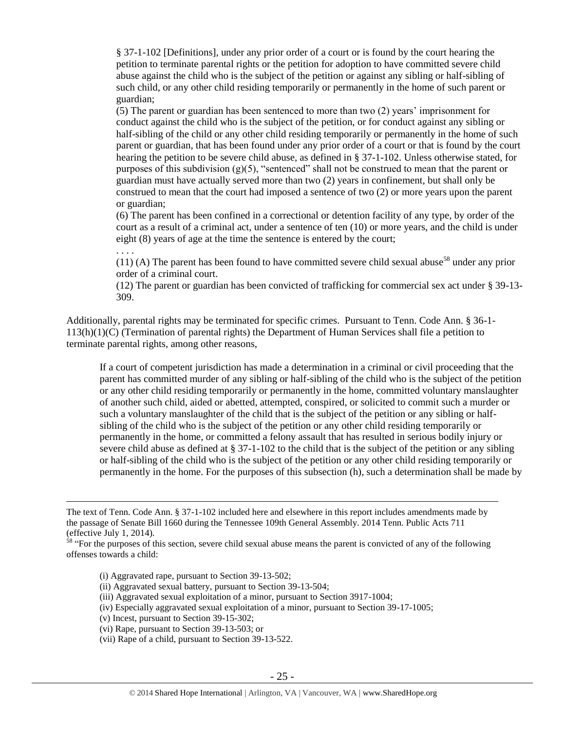§ 37-1-102 [Definitions], under any prior order of a court or is found by the court hearing the petition to terminate parental rights or the petition for adoption to have committed severe child abuse against the child who is the subject of the petition or against any sibling or half-sibling of such child, or any other child residing temporarily or permanently in the home of such parent or guardian;

(5) The parent or guardian has been sentenced to more than two (2) years' imprisonment for conduct against the child who is the subject of the petition, or for conduct against any sibling or half-sibling of the child or any other child residing temporarily or permanently in the home of such parent or guardian, that has been found under any prior order of a court or that is found by the court hearing the petition to be severe child abuse, as defined in § 37-1-102. Unless otherwise stated, for purposes of this subdivision (g)(5), "sentenced" shall not be construed to mean that the parent or guardian must have actually served more than two (2) years in confinement, but shall only be construed to mean that the court had imposed a sentence of two (2) or more years upon the parent or guardian;

(6) The parent has been confined in a correctional or detention facility of any type, by order of the court as a result of a criminal act, under a sentence of ten (10) or more years, and the child is under eight (8) years of age at the time the sentence is entered by the court;

. . . .

(11) (A) The parent has been found to have committed severe child sexual abuse[58] under any prior order of a criminal court.

(12) The parent or guardian has been convicted of trafficking for commercial sex act under § 39-13-309.

Additionally, parental rights may be terminated for specific crimes. Pursuant to Tenn. Code Ann. § 36-1-113(h)(1)(C) (Termination of parental rights) the Department of Human Services shall file a petition to terminate parental rights, among other reasons,

> If a court of competent jurisdiction has made a determination in a criminal or civil proceeding that the parent has committed murder of any sibling or half-sibling of the child who is the subject of the petition or any other child residing temporarily or permanently in the home, committed voluntary manslaughter of another such child, aided or abetted, attempted, conspired, or solicited to commit such a murder or such a voluntary manslaughter of the child that is the subject of the petition or any sibling or half-sibling of the child who is the subject of the petition or any other child residing temporarily or permanently in the home, or committed a felony assault that has resulted in serious bodily injury or severe child abuse as defined at § 37-1-102 to the child that is the subject of the petition or any sibling or half-sibling of the child who is the subject of the petition or any other child residing temporarily or permanently in the home. For the purposes of this subsection (h), such a determination shall be made by

---

The text of Tenn. Code Ann. § 37-1-102 included here and elsewhere in this report includes amendments made by the passage of Senate Bill 1660 during the Tennessee 109th General Assembly. 2014 Tenn. Public Acts 711 (effective July 1, 2014).

[58] "For the purposes of this section, severe child sexual abuse means the parent is convicted of any of the following offenses towards a child:

> (i) Aggravated rape, pursuant to Section 39-13-502;
> (ii) Aggravated sexual battery, pursuant to Section 39-13-504;
> (iii) Aggravated sexual exploitation of a minor, pursuant to Section 3917-1004;
> (iv) Especially aggravated sexual exploitation of a minor, pursuant to Section 39-17-1005;
> (v) Incest, pursuant to Section 39-15-302;
> (vi) Rape, pursuant to Section 39-13-503; or
> (vii) Rape of a child, pursuant to Section 39-13-522.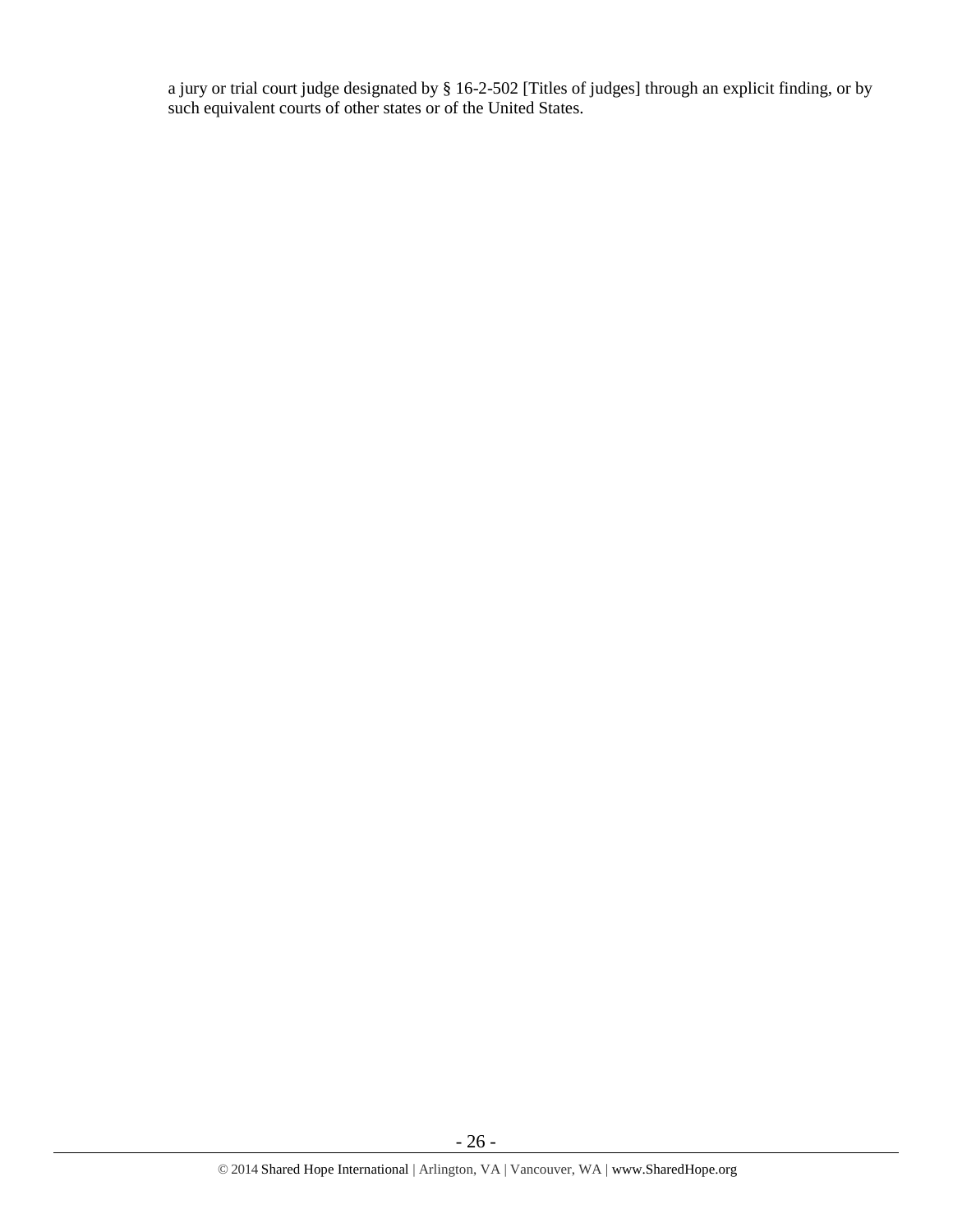a jury or trial court judge designated by § 16-2-502 [Titles of judges] through an explicit finding, or by such equivalent courts of other states or of the United States.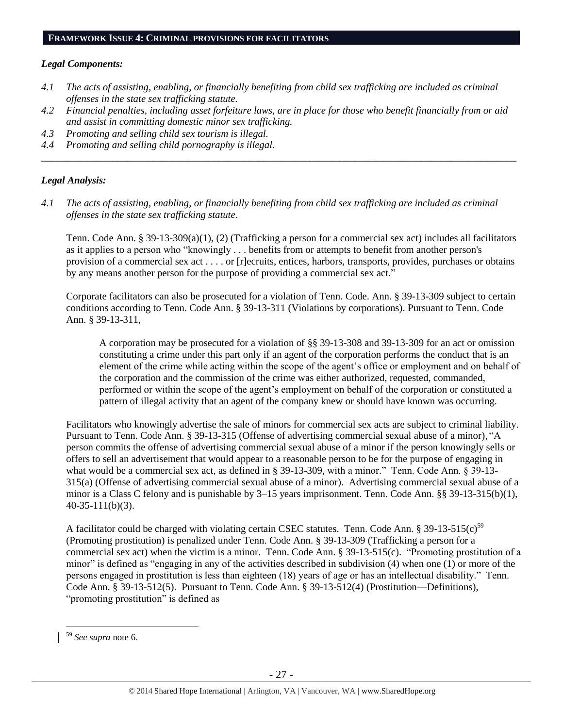## FRAMEWORK ISSUE 4: CRIMINAL PROVISIONS FOR FACILITATORS

### *Legal Components:*

*4.1 The acts of assisting, enabling, or financially benefiting from child sex trafficking are included as criminal offenses in the state sex trafficking statute.*

*4.2 Financial penalties, including asset forfeiture laws, are in place for those who benefit financially from or aid and assist in committing domestic minor sex trafficking.*

*4.3 Promoting and selling child sex tourism is illegal.*

*4.4 Promoting and selling child pornography is illegal.*

---

### *Legal Analysis:*

*4.1 The acts of assisting, enabling, or financially benefiting from child sex trafficking are included as criminal offenses in the state sex trafficking statute.*

Tenn. Code Ann. § 39-13-309(a)(1), (2) (Trafficking a person for a commercial sex act) includes all facilitators as it applies to a person who "knowingly . . . benefits from or attempts to benefit from another person's provision of a commercial sex act . . . . or [r]ecruits, entices, harbors, transports, provides, purchases or obtains by any means another person for the purpose of providing a commercial sex act."

Corporate facilitators can also be prosecuted for a violation of Tenn. Code. Ann. § 39-13-309 subject to certain conditions according to Tenn. Code Ann. § 39-13-311 (Violations by corporations). Pursuant to Tenn. Code Ann. § 39-13-311,

> A corporation may be prosecuted for a violation of §§ 39-13-308 and 39-13-309 for an act or omission constituting a crime under this part only if an agent of the corporation performs the conduct that is an element of the crime while acting within the scope of the agent's office or employment and on behalf of the corporation and the commission of the crime was either authorized, requested, commanded, performed or within the scope of the agent's employment on behalf of the corporation or constituted a pattern of illegal activity that an agent of the company knew or should have known was occurring.

Facilitators who knowingly advertise the sale of minors for commercial sex acts are subject to criminal liability. Pursuant to Tenn. Code Ann. § 39-13-315 (Offense of advertising commercial sexual abuse of a minor), "A person commits the offense of advertising commercial sexual abuse of a minor if the person knowingly sells or offers to sell an advertisement that would appear to a reasonable person to be for the purpose of engaging in what would be a commercial sex act, as defined in § 39-13-309, with a minor." Tenn. Code Ann. § 39-13-315(a) (Offense of advertising commercial sexual abuse of a minor). Advertising commercial sexual abuse of a minor is a Class C felony and is punishable by 3–15 years imprisonment. Tenn. Code Ann. §§ 39-13-315(b)(1), 40-35-111(b)(3).

A facilitator could be charged with violating certain CSEC statutes. Tenn. Code Ann. § 39-13-515(c)[59] (Promoting prostitution) is penalized under Tenn. Code Ann. § 39-13-309 (Trafficking a person for a commercial sex act) when the victim is a minor. Tenn. Code Ann. § 39-13-515(c). "Promoting prostitution of a minor" is defined as "engaging in any of the activities described in subdivision (4) when one (1) or more of the persons engaged in prostitution is less than eighteen (18) years of age or has an intellectual disability." Tenn. Code Ann. § 39-13-512(5). Pursuant to Tenn. Code Ann. § 39-13-512(4) (Prostitution—Definitions), "promoting prostitution" is defined as

---

[59] *See supra* note 6.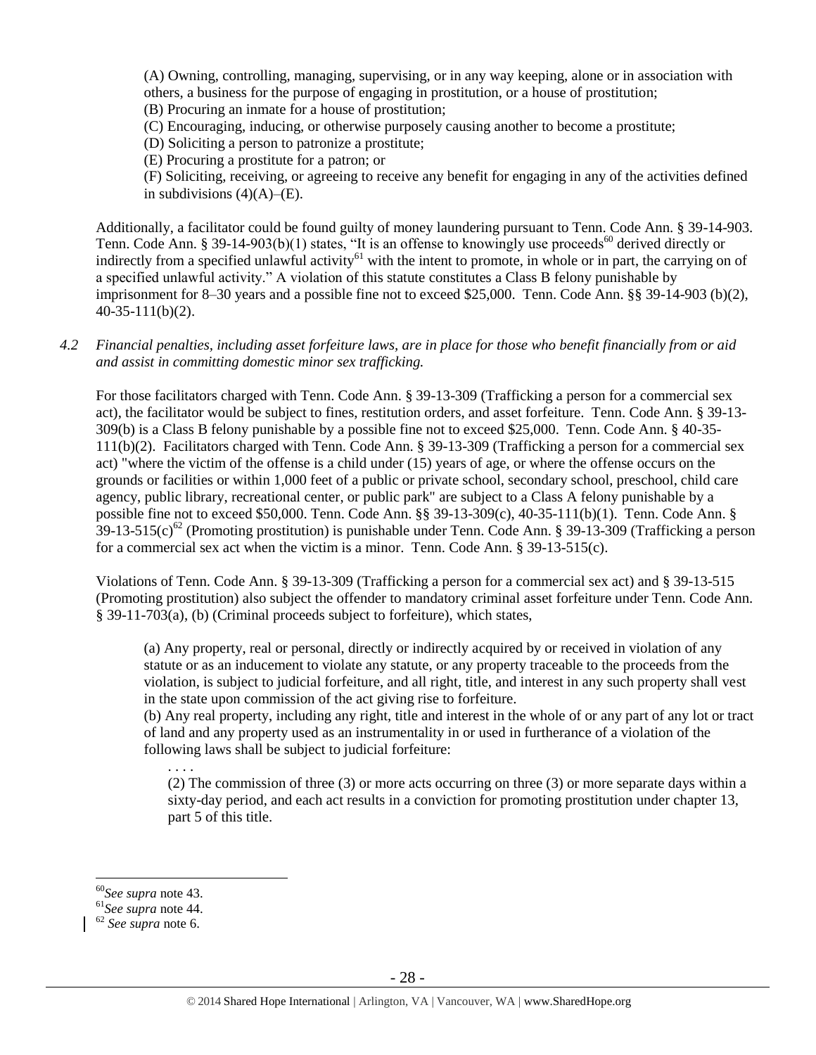(A) Owning, controlling, managing, supervising, or in any way keeping, alone or in association with others, a business for the purpose of engaging in prostitution, or a house of prostitution;
(B) Procuring an inmate for a house of prostitution;
(C) Encouraging, inducing, or otherwise purposely causing another to become a prostitute;
(D) Soliciting a person to patronize a prostitute;
(E) Procuring a prostitute for a patron; or
(F) Soliciting, receiving, or agreeing to receive any benefit for engaging in any of the activities defined in subdivisions (4)(A)–(E).

Additionally, a facilitator could be found guilty of money laundering pursuant to Tenn. Code Ann. § 39-14-903. Tenn. Code Ann. § 39-14-903(b)(1) states, "It is an offense to knowingly use proceeds[60] derived directly or indirectly from a specified unlawful activity[61] with the intent to promote, in whole or in part, the carrying on of a specified unlawful activity." A violation of this statute constitutes a Class B felony punishable by imprisonment for 8–30 years and a possible fine not to exceed $25,000. Tenn. Code Ann. §§ 39-14-903 (b)(2), 40-35-111(b)(2).

*4.2 Financial penalties, including asset forfeiture laws, are in place for those who benefit financially from or aid and assist in committing domestic minor sex trafficking.*

For those facilitators charged with Tenn. Code Ann. § 39-13-309 (Trafficking a person for a commercial sex act), the facilitator would be subject to fines, restitution orders, and asset forfeiture. Tenn. Code Ann. § 39-13-309(b) is a Class B felony punishable by a possible fine not to exceed $25,000. Tenn. Code Ann. § 40-35-111(b)(2). Facilitators charged with Tenn. Code Ann. § 39-13-309 (Trafficking a person for a commercial sex act) "where the victim of the offense is a child under (15) years of age, or where the offense occurs on the grounds or facilities or within 1,000 feet of a public or private school, secondary school, preschool, child care agency, public library, recreational center, or public park" are subject to a Class A felony punishable by a possible fine not to exceed $50,000. Tenn. Code Ann. §§ 39-13-309(c), 40-35-111(b)(1). Tenn. Code Ann. § 39-13-515(c)[62] (Promoting prostitution) is punishable under Tenn. Code Ann. § 39-13-309 (Trafficking a person for a commercial sex act when the victim is a minor. Tenn. Code Ann. § 39-13-515(c).

Violations of Tenn. Code Ann. § 39-13-309 (Trafficking a person for a commercial sex act) and § 39-13-515 (Promoting prostitution) also subject the offender to mandatory criminal asset forfeiture under Tenn. Code Ann. § 39-11-703(a), (b) (Criminal proceeds subject to forfeiture), which states,

> (a) Any property, real or personal, directly or indirectly acquired by or received in violation of any statute or as an inducement to violate any statute, or any property traceable to the proceeds from the violation, is subject to judicial forfeiture, and all right, title, and interest in any such property shall vest in the state upon commission of the act giving rise to forfeiture.
> (b) Any real property, including any right, title and interest in the whole of or any part of any lot or tract of land and any property used as an instrumentality in or used in furtherance of a violation of the following laws shall be subject to judicial forfeiture:
>
> . . . .
>
> (2) The commission of three (3) or more acts occurring on three (3) or more separate days within a sixty-day period, and each act results in a conviction for promoting prostitution under chapter 13, part 5 of this title.

---

[60] *See supra* note 43.
[61] *See supra* note 44.
[62] *See supra* note 6.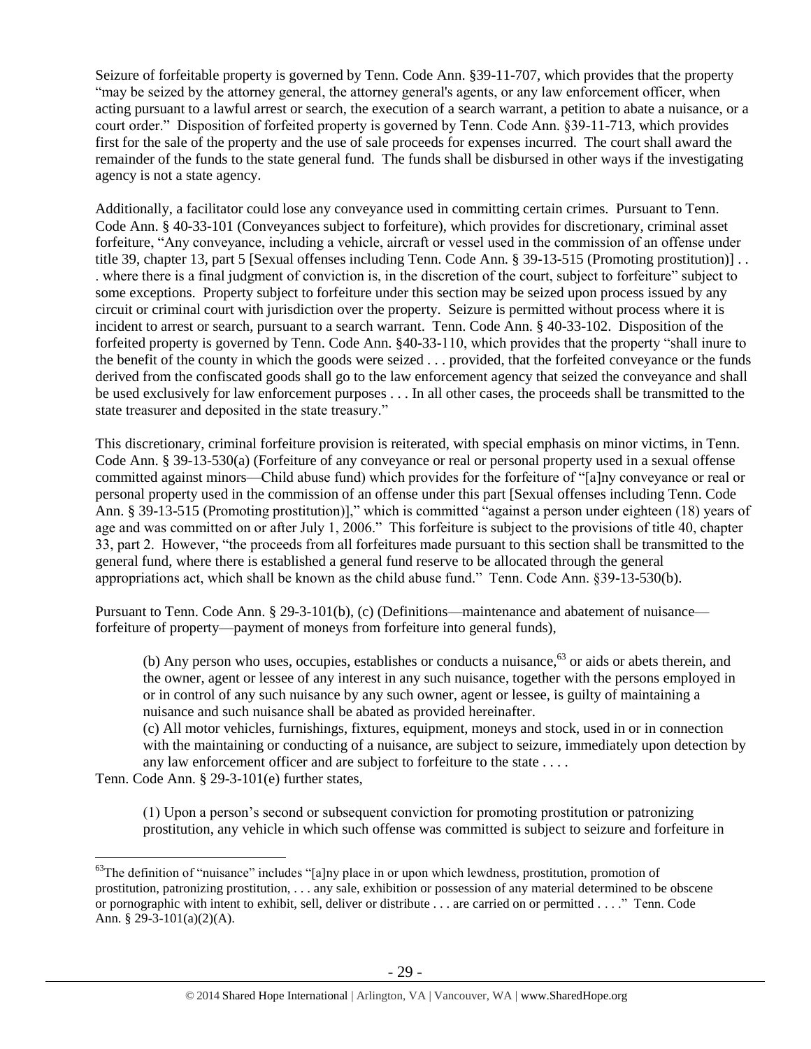Seizure of forfeitable property is governed by Tenn. Code Ann. §39-11-707, which provides that the property "may be seized by the attorney general, the attorney general's agents, or any law enforcement officer, when acting pursuant to a lawful arrest or search, the execution of a search warrant, a petition to abate a nuisance, or a court order." Disposition of forfeited property is governed by Tenn. Code Ann. §39-11-713, which provides first for the sale of the property and the use of sale proceeds for expenses incurred. The court shall award the remainder of the funds to the state general fund. The funds shall be disbursed in other ways if the investigating agency is not a state agency.

Additionally, a facilitator could lose any conveyance used in committing certain crimes. Pursuant to Tenn. Code Ann. § 40-33-101 (Conveyances subject to forfeiture), which provides for discretionary, criminal asset forfeiture, "Any conveyance, including a vehicle, aircraft or vessel used in the commission of an offense under title 39, chapter 13, part 5 [Sexual offenses including Tenn. Code Ann. § 39-13-515 (Promoting prostitution)] . . . where there is a final judgment of conviction is, in the discretion of the court, subject to forfeiture" subject to some exceptions. Property subject to forfeiture under this section may be seized upon process issued by any circuit or criminal court with jurisdiction over the property. Seizure is permitted without process where it is incident to arrest or search, pursuant to a search warrant. Tenn. Code Ann. § 40-33-102. Disposition of the forfeited property is governed by Tenn. Code Ann. §40-33-110, which provides that the property "shall inure to the benefit of the county in which the goods were seized . . . provided, that the forfeited conveyance or the funds derived from the confiscated goods shall go to the law enforcement agency that seized the conveyance and shall be used exclusively for law enforcement purposes . . . In all other cases, the proceeds shall be transmitted to the state treasurer and deposited in the state treasury."

This discretionary, criminal forfeiture provision is reiterated, with special emphasis on minor victims, in Tenn. Code Ann. § 39-13-530(a) (Forfeiture of any conveyance or real or personal property used in a sexual offense committed against minors—Child abuse fund) which provides for the forfeiture of "[a]ny conveyance or real or personal property used in the commission of an offense under this part [Sexual offenses including Tenn. Code Ann. § 39-13-515 (Promoting prostitution)]," which is committed "against a person under eighteen (18) years of age and was committed on or after July 1, 2006." This forfeiture is subject to the provisions of title 40, chapter 33, part 2. However, "the proceeds from all forfeitures made pursuant to this section shall be transmitted to the general fund, where there is established a general fund reserve to be allocated through the general appropriations act, which shall be known as the child abuse fund." Tenn. Code Ann. §39-13-530(b).

Pursuant to Tenn. Code Ann. § 29-3-101(b), (c) (Definitions—maintenance and abatement of nuisance—forfeiture of property—payment of moneys from forfeiture into general funds),

> (b) Any person who uses, occupies, establishes or conducts a nuisance,[63] or aids or abets therein, and the owner, agent or lessee of any interest in any such nuisance, together with the persons employed in or in control of any such nuisance by any such owner, agent or lessee, is guilty of maintaining a nuisance and such nuisance shall be abated as provided hereinafter.
>
> (c) All motor vehicles, furnishings, fixtures, equipment, moneys and stock, used in or in connection with the maintaining or conducting of a nuisance, are subject to seizure, immediately upon detection by any law enforcement officer and are subject to forfeiture to the state . . . .

Tenn. Code Ann. § 29-3-101(e) further states,

> (1) Upon a person's second or subsequent conviction for promoting prostitution or patronizing prostitution, any vehicle in which such offense was committed is subject to seizure and forfeiture in

[63] The definition of "nuisance" includes "[a]ny place in or upon which lewdness, prostitution, promotion of prostitution, patronizing prostitution, . . . any sale, exhibition or possession of any material determined to be obscene or pornographic with intent to exhibit, sell, deliver or distribute . . . are carried on or permitted . . . ." Tenn. Code Ann. § 29-3-101(a)(2)(A).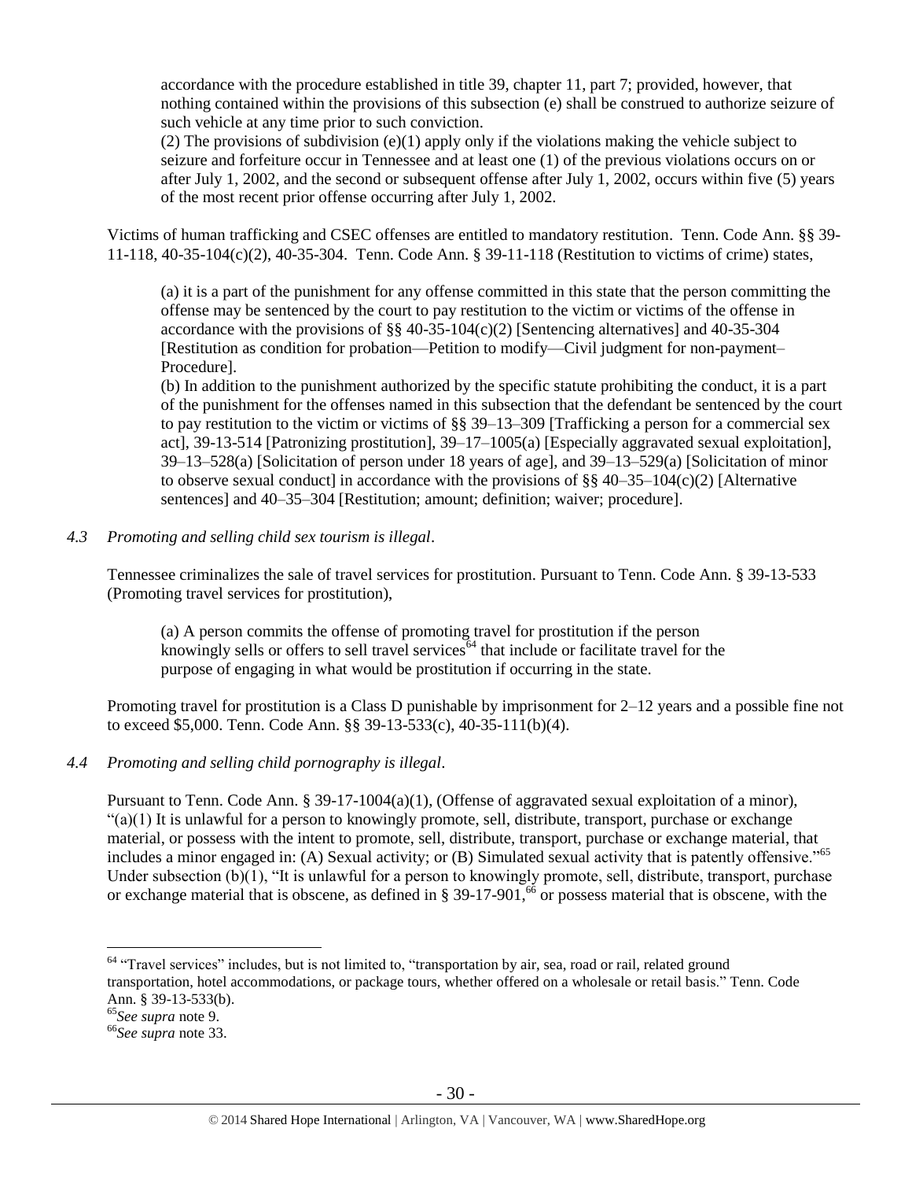accordance with the procedure established in title 39, chapter 11, part 7; provided, however, that nothing contained within the provisions of this subsection (e) shall be construed to authorize seizure of such vehicle at any time prior to such conviction.

(2) The provisions of subdivision (e)(1) apply only if the violations making the vehicle subject to seizure and forfeiture occur in Tennessee and at least one (1) of the previous violations occurs on or after July 1, 2002, and the second or subsequent offense after July 1, 2002, occurs within five (5) years of the most recent prior offense occurring after July 1, 2002.

Victims of human trafficking and CSEC offenses are entitled to mandatory restitution. Tenn. Code Ann. §§ 39-11-118, 40-35-104(c)(2), 40-35-304. Tenn. Code Ann. § 39-11-118 (Restitution to victims of crime) states,

> (a) it is a part of the punishment for any offense committed in this state that the person committing the offense may be sentenced by the court to pay restitution to the victim or victims of the offense in accordance with the provisions of §§ 40-35-104(c)(2) [Sentencing alternatives] and 40-35-304 [Restitution as condition for probation—Petition to modify—Civil judgment for non-payment–Procedure].
>
> (b) In addition to the punishment authorized by the specific statute prohibiting the conduct, it is a part of the punishment for the offenses named in this subsection that the defendant be sentenced by the court to pay restitution to the victim or victims of §§ 39–13–309 [Trafficking a person for a commercial sex act], 39-13-514 [Patronizing prostitution], 39–17–1005(a) [Especially aggravated sexual exploitation], 39–13–528(a) [Solicitation of person under 18 years of age], and 39–13–529(a) [Solicitation of minor to observe sexual conduct] in accordance with the provisions of §§ 40–35–104(c)(2) [Alternative sentences] and 40–35–304 [Restitution; amount; definition; waiver; procedure].

*4.3 Promoting and selling child sex tourism is illegal.*

Tennessee criminalizes the sale of travel services for prostitution. Pursuant to Tenn. Code Ann. § 39-13-533 (Promoting travel services for prostitution),

> (a) A person commits the offense of promoting travel for prostitution if the person knowingly sells or offers to sell travel services[64] that include or facilitate travel for the purpose of engaging in what would be prostitution if occurring in the state.

Promoting travel for prostitution is a Class D punishable by imprisonment for 2–12 years and a possible fine not to exceed $5,000. Tenn. Code Ann. §§ 39-13-533(c), 40-35-111(b)(4).

*4.4 Promoting and selling child pornography is illegal.*

Pursuant to Tenn. Code Ann. § 39-17-1004(a)(1), (Offense of aggravated sexual exploitation of a minor), "(a)(1) It is unlawful for a person to knowingly promote, sell, distribute, transport, purchase or exchange material, or possess with the intent to promote, sell, distribute, transport, purchase or exchange material, that includes a minor engaged in: (A) Sexual activity; or (B) Simulated sexual activity that is patently offensive."[65] Under subsection (b)(1), "It is unlawful for a person to knowingly promote, sell, distribute, transport, purchase or exchange material that is obscene, as defined in § 39-17-901,[66] or possess material that is obscene, with the

---

[64] "Travel services" includes, but is not limited to, "transportation by air, sea, road or rail, related ground transportation, hotel accommodations, or package tours, whether offered on a wholesale or retail basis." Tenn. Code Ann. § 39-13-533(b).

[65] *See supra* note 9.

[66] *See supra* note 33.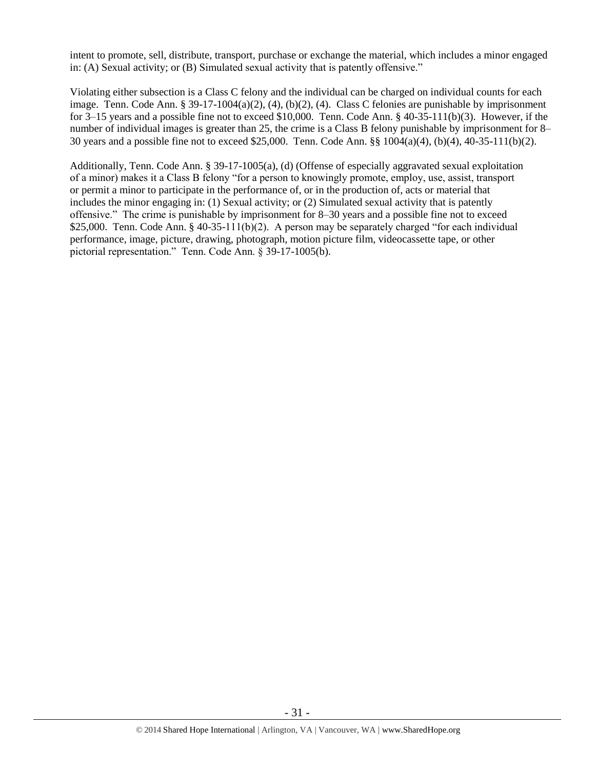intent to promote, sell, distribute, transport, purchase or exchange the material, which includes a minor engaged in: (A) Sexual activity; or (B) Simulated sexual activity that is patently offensive."

Violating either subsection is a Class C felony and the individual can be charged on individual counts for each image. Tenn. Code Ann. § 39-17-1004(a)(2), (4), (b)(2), (4). Class C felonies are punishable by imprisonment for 3–15 years and a possible fine not to exceed $10,000. Tenn. Code Ann. § 40-35-111(b)(3). However, if the number of individual images is greater than 25, the crime is a Class B felony punishable by imprisonment for 8–30 years and a possible fine not to exceed $25,000. Tenn. Code Ann. §§ 1004(a)(4), (b)(4), 40-35-111(b)(2).

Additionally, Tenn. Code Ann. § 39-17-1005(a), (d) (Offense of especially aggravated sexual exploitation of a minor) makes it a Class B felony "for a person to knowingly promote, employ, use, assist, transport or permit a minor to participate in the performance of, or in the production of, acts or material that includes the minor engaging in: (1) Sexual activity; or (2) Simulated sexual activity that is patently offensive." The crime is punishable by imprisonment for 8–30 years and a possible fine not to exceed $25,000. Tenn. Code Ann. § 40-35-111(b)(2). A person may be separately charged "for each individual performance, image, picture, drawing, photograph, motion picture film, videocassette tape, or other pictorial representation." Tenn. Code Ann. § 39-17-1005(b).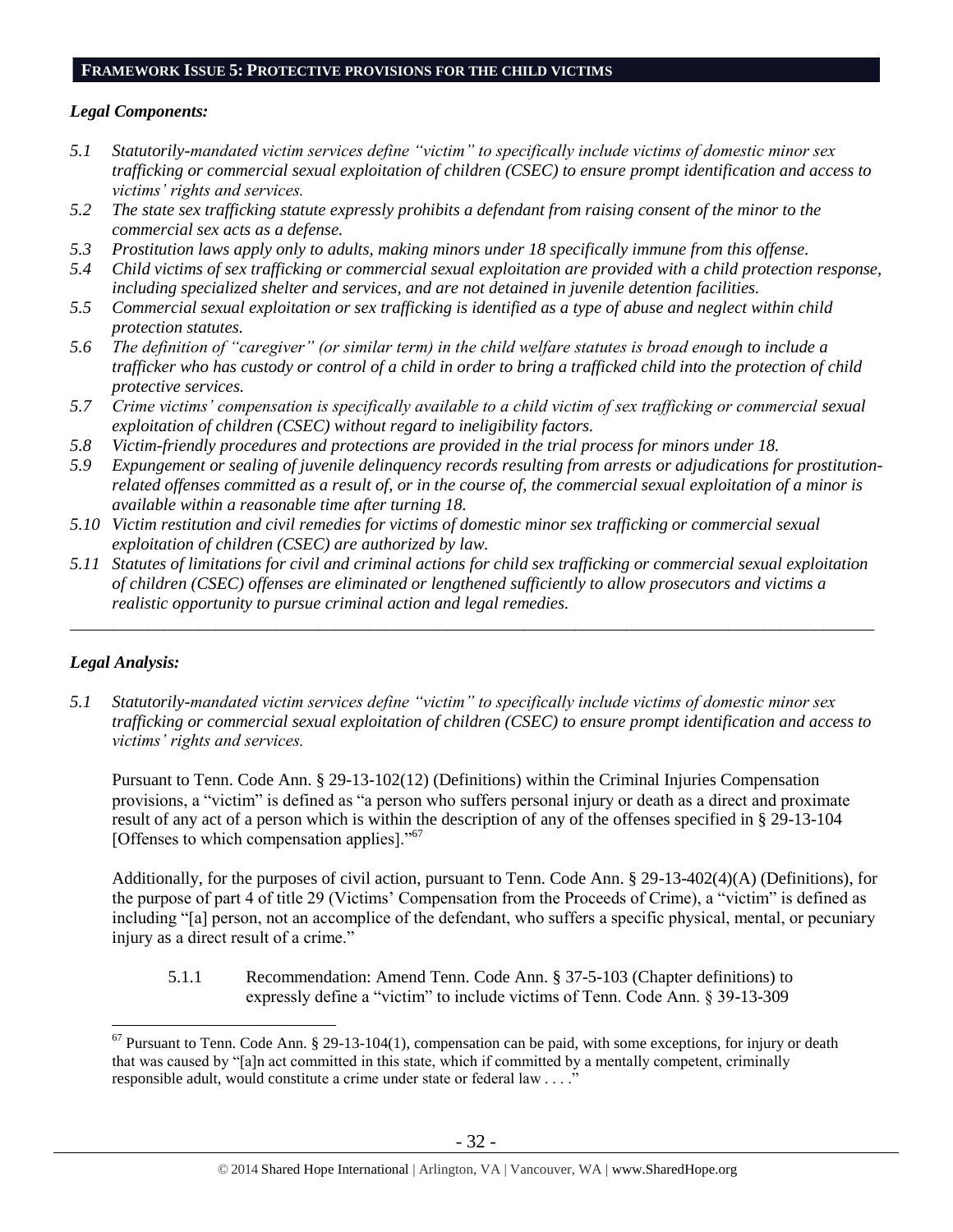## FRAMEWORK ISSUE 5: PROTECTIVE PROVISIONS FOR THE CHILD VICTIMS

### *Legal Components:*

*5.1 Statutorily-mandated victim services define "victim" to specifically include victims of domestic minor sex trafficking or commercial sexual exploitation of children (CSEC) to ensure prompt identification and access to victims' rights and services.*

*5.2 The state sex trafficking statute expressly prohibits a defendant from raising consent of the minor to the commercial sex acts as a defense.*

*5.3 Prostitution laws apply only to adults, making minors under 18 specifically immune from this offense.*

*5.4 Child victims of sex trafficking or commercial sexual exploitation are provided with a child protection response, including specialized shelter and services, and are not detained in juvenile detention facilities.*

*5.5 Commercial sexual exploitation or sex trafficking is identified as a type of abuse and neglect within child protection statutes.*

*5.6 The definition of "caregiver" (or similar term) in the child welfare statutes is broad enough to include a trafficker who has custody or control of a child in order to bring a trafficked child into the protection of child protective services.*

*5.7 Crime victims' compensation is specifically available to a child victim of sex trafficking or commercial sexual exploitation of children (CSEC) without regard to ineligibility factors.*

*5.8 Victim-friendly procedures and protections are provided in the trial process for minors under 18.*

*5.9 Expungement or sealing of juvenile delinquency records resulting from arrests or adjudications for prostitution-related offenses committed as a result of, or in the course of, the commercial sexual exploitation of a minor is available within a reasonable time after turning 18.*

*5.10 Victim restitution and civil remedies for victims of domestic minor sex trafficking or commercial sexual exploitation of children (CSEC) are authorized by law.*

*5.11 Statutes of limitations for civil and criminal actions for child sex trafficking or commercial sexual exploitation of children (CSEC) offenses are eliminated or lengthened sufficiently to allow prosecutors and victims a realistic opportunity to pursue criminal action and legal remedies.*

---

### *Legal Analysis:*

*5.1 Statutorily-mandated victim services define "victim" to specifically include victims of domestic minor sex trafficking or commercial sexual exploitation of children (CSEC) to ensure prompt identification and access to victims' rights and services.*

Pursuant to Tenn. Code Ann. § 29-13-102(12) (Definitions) within the Criminal Injuries Compensation provisions, a "victim" is defined as "a person who suffers personal injury or death as a direct and proximate result of any act of a person which is within the description of any of the offenses specified in § 29-13-104 [Offenses to which compensation applies]."[67]

Additionally, for the purposes of civil action, pursuant to Tenn. Code Ann. § 29-13-402(4)(A) (Definitions), for the purpose of part 4 of title 29 (Victims' Compensation from the Proceeds of Crime), a "victim" is defined as including "[a] person, not an accomplice of the defendant, who suffers a specific physical, mental, or pecuniary injury as a direct result of a crime."

5.1.1 Recommendation: Amend Tenn. Code Ann. § 37-5-103 (Chapter definitions) to expressly define a "victim" to include victims of Tenn. Code Ann. § 39-13-309

---

[67] Pursuant to Tenn. Code Ann. § 29-13-104(1), compensation can be paid, with some exceptions, for injury or death that was caused by "[a]n act committed in this state, which if committed by a mentally competent, criminally responsible adult, would constitute a crime under state or federal law . . . ."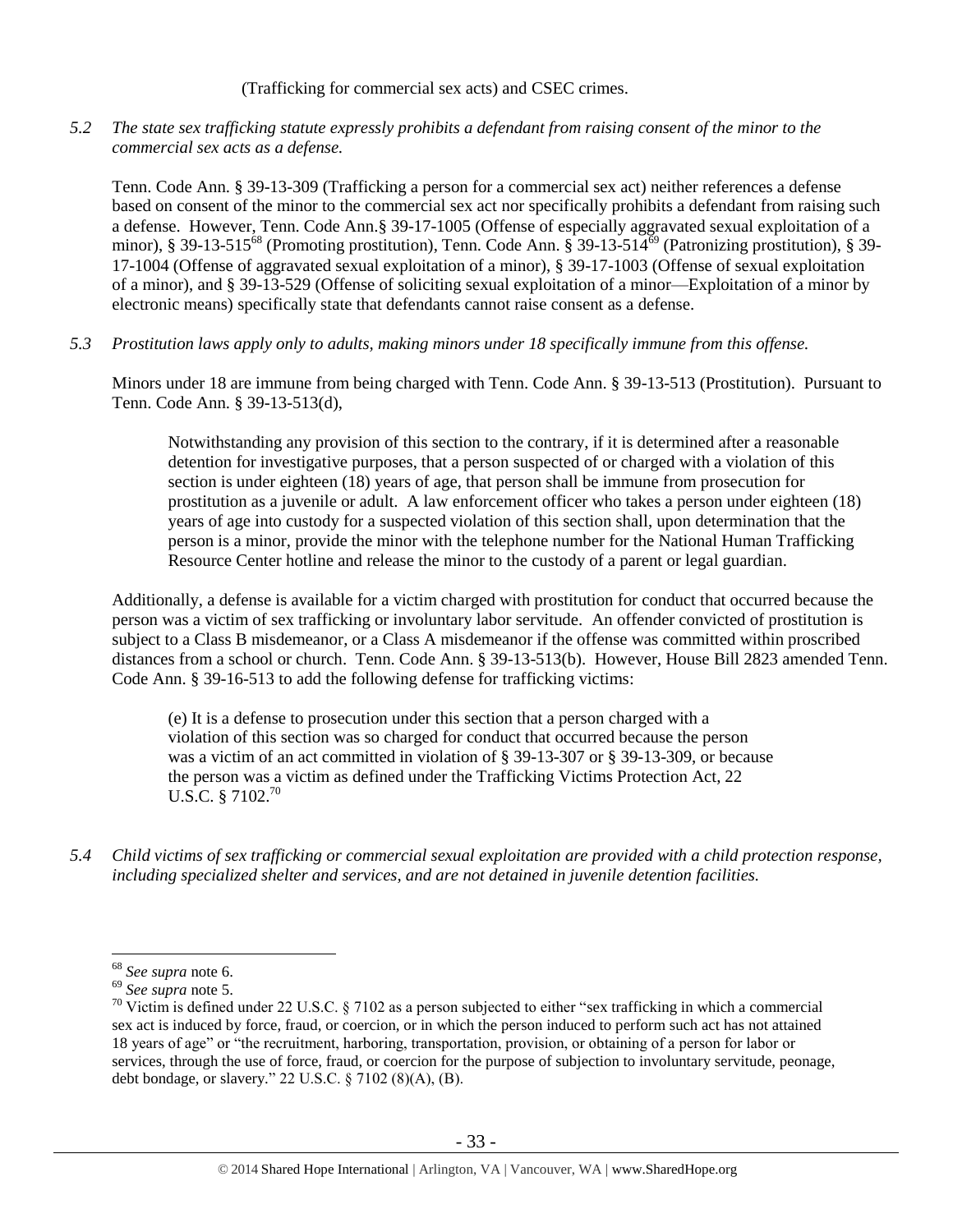(Trafficking for commercial sex acts) and CSEC crimes.

*5.2 The state sex trafficking statute expressly prohibits a defendant from raising consent of the minor to the commercial sex acts as a defense.*

Tenn. Code Ann. § 39-13-309 (Trafficking a person for a commercial sex act) neither references a defense based on consent of the minor to the commercial sex act nor specifically prohibits a defendant from raising such a defense. However, Tenn. Code Ann.§ 39-17-1005 (Offense of especially aggravated sexual exploitation of a minor), § 39-13-515[68] (Promoting prostitution), Tenn. Code Ann. § 39-13-514[69] (Patronizing prostitution), § 39-17-1004 (Offense of aggravated sexual exploitation of a minor), § 39-17-1003 (Offense of sexual exploitation of a minor), and § 39-13-529 (Offense of soliciting sexual exploitation of a minor—Exploitation of a minor by electronic means) specifically state that defendants cannot raise consent as a defense.

*5.3 Prostitution laws apply only to adults, making minors under 18 specifically immune from this offense.*

Minors under 18 are immune from being charged with Tenn. Code Ann. § 39-13-513 (Prostitution). Pursuant to Tenn. Code Ann. § 39-13-513(d),

> Notwithstanding any provision of this section to the contrary, if it is determined after a reasonable detention for investigative purposes, that a person suspected of or charged with a violation of this section is under eighteen (18) years of age, that person shall be immune from prosecution for prostitution as a juvenile or adult. A law enforcement officer who takes a person under eighteen (18) years of age into custody for a suspected violation of this section shall, upon determination that the person is a minor, provide the minor with the telephone number for the National Human Trafficking Resource Center hotline and release the minor to the custody of a parent or legal guardian.

Additionally, a defense is available for a victim charged with prostitution for conduct that occurred because the person was a victim of sex trafficking or involuntary labor servitude. An offender convicted of prostitution is subject to a Class B misdemeanor, or a Class A misdemeanor if the offense was committed within proscribed distances from a school or church. Tenn. Code Ann. § 39-13-513(b). However, House Bill 2823 amended Tenn. Code Ann. § 39-16-513 to add the following defense for trafficking victims:

> (e) It is a defense to prosecution under this section that a person charged with a violation of this section was so charged for conduct that occurred because the person was a victim of an act committed in violation of § 39-13-307 or § 39-13-309, or because the person was a victim as defined under the Trafficking Victims Protection Act, 22 U.S.C. § 7102.[70]

*5.4 Child victims of sex trafficking or commercial sexual exploitation are provided with a child protection response, including specialized shelter and services, and are not detained in juvenile detention facilities.*

---

[68] *See supra* note 6.

[69] *See supra* note 5.

[70] Victim is defined under 22 U.S.C. § 7102 as a person subjected to either "sex trafficking in which a commercial sex act is induced by force, fraud, or coercion, or in which the person induced to perform such act has not attained 18 years of age" or "the recruitment, harboring, transportation, provision, or obtaining of a person for labor or services, through the use of force, fraud, or coercion for the purpose of subjection to involuntary servitude, peonage, debt bondage, or slavery." 22 U.S.C. § 7102 (8)(A), (B).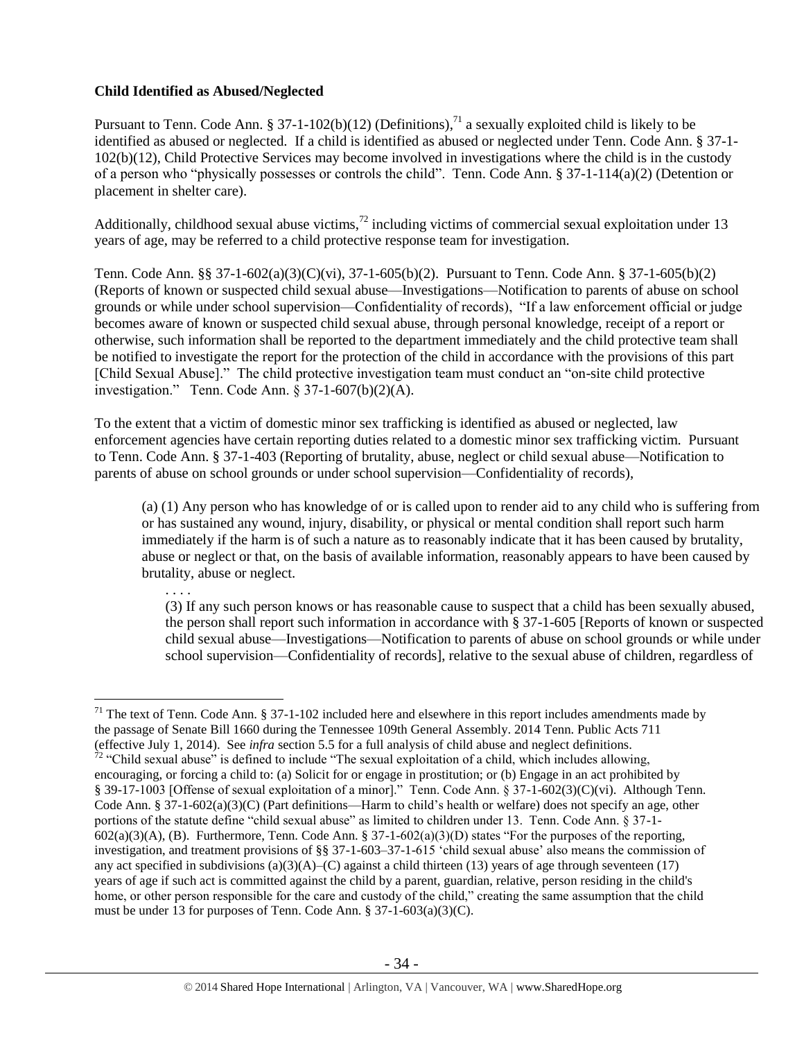**Child Identified as Abused/Neglected**

Pursuant to Tenn. Code Ann. § 37-1-102(b)(12) (Definitions),[71] a sexually exploited child is likely to be identified as abused or neglected. If a child is identified as abused or neglected under Tenn. Code Ann. § 37-1-102(b)(12), Child Protective Services may become involved in investigations where the child is in the custody of a person who "physically possesses or controls the child". Tenn. Code Ann. § 37-1-114(a)(2) (Detention or placement in shelter care).

Additionally, childhood sexual abuse victims,[72] including victims of commercial sexual exploitation under 13 years of age, may be referred to a child protective response team for investigation.

Tenn. Code Ann. §§ 37-1-602(a)(3)(C)(vi), 37-1-605(b)(2). Pursuant to Tenn. Code Ann. § 37-1-605(b)(2) (Reports of known or suspected child sexual abuse—Investigations—Notification to parents of abuse on school grounds or while under school supervision—Confidentiality of records), "If a law enforcement official or judge becomes aware of known or suspected child sexual abuse, through personal knowledge, receipt of a report or otherwise, such information shall be reported to the department immediately and the child protective team shall be notified to investigate the report for the protection of the child in accordance with the provisions of this part [Child Sexual Abuse]." The child protective investigation team must conduct an "on-site child protective investigation." Tenn. Code Ann. § 37-1-607(b)(2)(A).

To the extent that a victim of domestic minor sex trafficking is identified as abused or neglected, law enforcement agencies have certain reporting duties related to a domestic minor sex trafficking victim. Pursuant to Tenn. Code Ann. § 37-1-403 (Reporting of brutality, abuse, neglect or child sexual abuse—Notification to parents of abuse on school grounds or under school supervision—Confidentiality of records),

> (a) (1) Any person who has knowledge of or is called upon to render aid to any child who is suffering from or has sustained any wound, injury, disability, or physical or mental condition shall report such harm immediately if the harm is of such a nature as to reasonably indicate that it has been caused by brutality, abuse or neglect or that, on the basis of available information, reasonably appears to have been caused by brutality, abuse or neglect.
>
> . . . .
>
> (3) If any such person knows or has reasonable cause to suspect that a child has been sexually abused, the person shall report such information in accordance with § 37-1-605 [Reports of known or suspected child sexual abuse—Investigations—Notification to parents of abuse on school grounds or while under school supervision—Confidentiality of records], relative to the sexual abuse of children, regardless of

---

[71] The text of Tenn. Code Ann. § 37-1-102 included here and elsewhere in this report includes amendments made by the passage of Senate Bill 1660 during the Tennessee 109th General Assembly. 2014 Tenn. Public Acts 711 (effective July 1, 2014). See *infra* section 5.5 for a full analysis of child abuse and neglect definitions.

[72] "Child sexual abuse" is defined to include "The sexual exploitation of a child, which includes allowing, encouraging, or forcing a child to: (a) Solicit for or engage in prostitution; or (b) Engage in an act prohibited by § 39-17-1003 [Offense of sexual exploitation of a minor]." Tenn. Code Ann. § 37-1-602(3)(C)(vi). Although Tenn. Code Ann. § 37-1-602(a)(3)(C) (Part definitions—Harm to child's health or welfare) does not specify an age, other portions of the statute define "child sexual abuse" as limited to children under 13. Tenn. Code Ann. § 37-1-602(a)(3)(A), (B). Furthermore, Tenn. Code Ann. § 37-1-602(a)(3)(D) states "For the purposes of the reporting, investigation, and treatment provisions of §§ 37-1-603–37-1-615 'child sexual abuse' also means the commission of any act specified in subdivisions (a)(3)(A)–(C) against a child thirteen (13) years of age through seventeen (17) years of age if such act is committed against the child by a parent, guardian, relative, person residing in the child's home, or other person responsible for the care and custody of the child," creating the same assumption that the child must be under 13 for purposes of Tenn. Code Ann. § 37-1-603(a)(3)(C).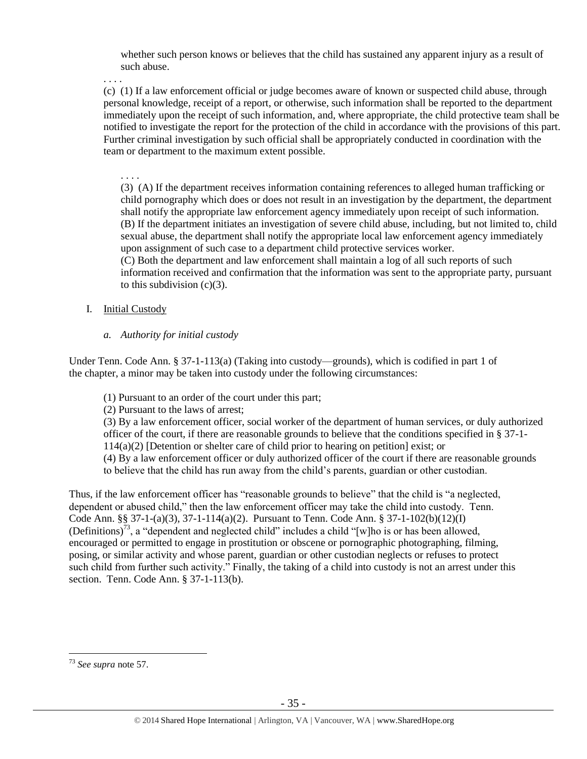whether such person knows or believes that the child has sustained any apparent injury as a result of such abuse.

. . . .

(c) (1) If a law enforcement official or judge becomes aware of known or suspected child abuse, through personal knowledge, receipt of a report, or otherwise, such information shall be reported to the department immediately upon the receipt of such information, and, where appropriate, the child protective team shall be notified to investigate the report for the protection of the child in accordance with the provisions of this part. Further criminal investigation by such official shall be appropriately conducted in coordination with the team or department to the maximum extent possible.

. . . .

(3) (A) If the department receives information containing references to alleged human trafficking or child pornography which does or does not result in an investigation by the department, the department shall notify the appropriate law enforcement agency immediately upon receipt of such information.
(B) If the department initiates an investigation of severe child abuse, including, but not limited to, child sexual abuse, the department shall notify the appropriate local law enforcement agency immediately upon assignment of such case to a department child protective services worker.
(C) Both the department and law enforcement shall maintain a log of all such reports of such information received and confirmation that the information was sent to the appropriate party, pursuant to this subdivision (c)(3).

I. Initial Custody

*a. Authority for initial custody*

Under Tenn. Code Ann. § 37-1-113(a) (Taking into custody—grounds), which is codified in part 1 of the chapter, a minor may be taken into custody under the following circumstances:

(1) Pursuant to an order of the court under this part;
(2) Pursuant to the laws of arrest;
(3) By a law enforcement officer, social worker of the department of human services, or duly authorized officer of the court, if there are reasonable grounds to believe that the conditions specified in § 37-1-114(a)(2) [Detention or shelter care of child prior to hearing on petition] exist; or
(4) By a law enforcement officer or duly authorized officer of the court if there are reasonable grounds to believe that the child has run away from the child's parents, guardian or other custodian.

Thus, if the law enforcement officer has "reasonable grounds to believe" that the child is "a neglected, dependent or abused child," then the law enforcement officer may take the child into custody. Tenn. Code Ann. §§ 37-1-(a)(3), 37-1-114(a)(2). Pursuant to Tenn. Code Ann. § 37-1-102(b)(12)(I) (Definitions)[73], a "dependent and neglected child" includes a child "[w]ho is or has been allowed, encouraged or permitted to engage in prostitution or obscene or pornographic photographing, filming, posing, or similar activity and whose parent, guardian or other custodian neglects or refuses to protect such child from further such activity." Finally, the taking of a child into custody is not an arrest under this section. Tenn. Code Ann. § 37-1-113(b).

[73] *See supra* note 57.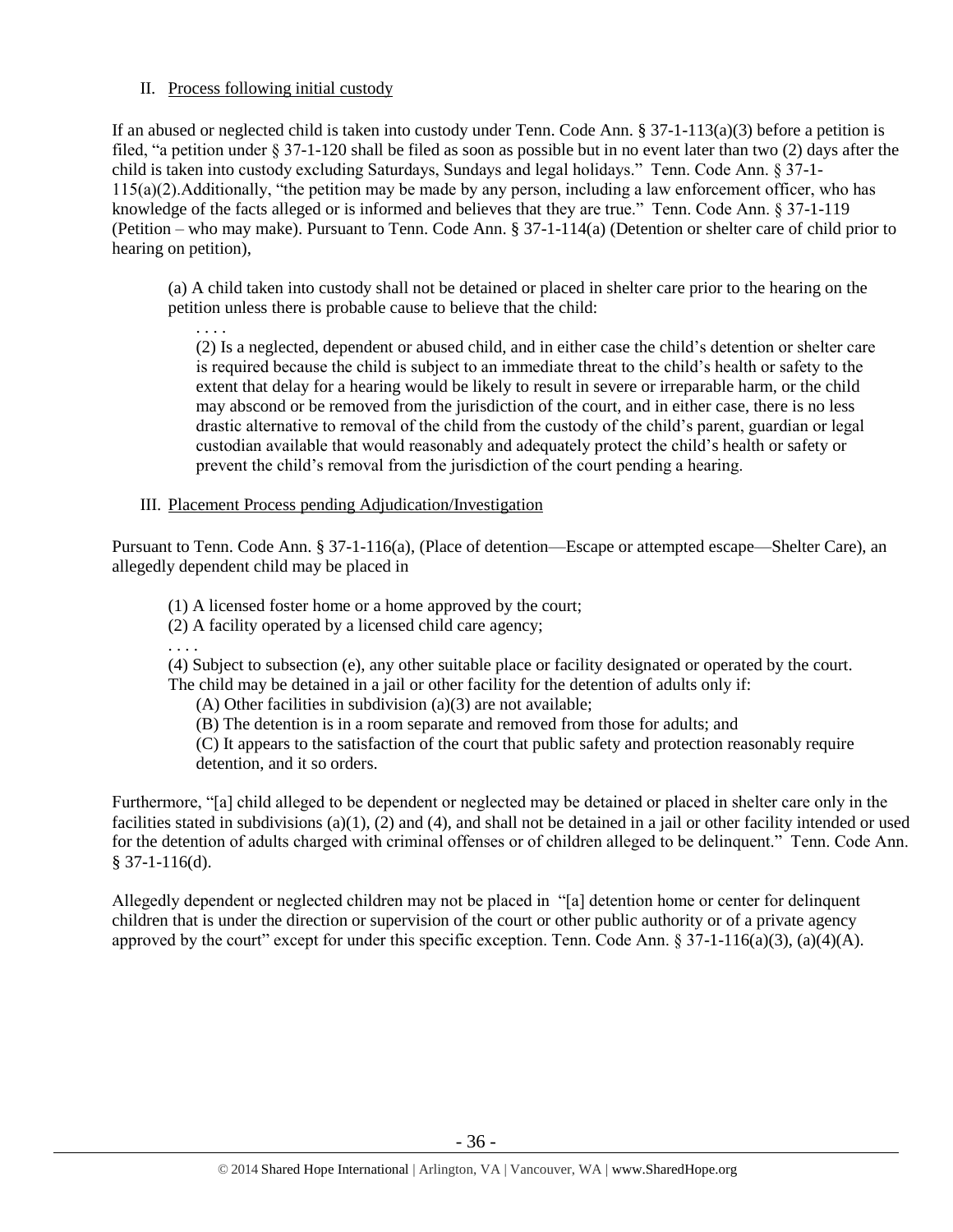## II. Process following initial custody

If an abused or neglected child is taken into custody under Tenn. Code Ann. § 37-1-113(a)(3) before a petition is filed, "a petition under § 37-1-120 shall be filed as soon as possible but in no event later than two (2) days after the child is taken into custody excluding Saturdays, Sundays and legal holidays." Tenn. Code Ann. § 37-1-115(a)(2).Additionally, "the petition may be made by any person, including a law enforcement officer, who has knowledge of the facts alleged or is informed and believes that they are true." Tenn. Code Ann. § 37-1-119 (Petition – who may make). Pursuant to Tenn. Code Ann. § 37-1-114(a) (Detention or shelter care of child prior to hearing on petition),

> (a) A child taken into custody shall not be detained or placed in shelter care prior to the hearing on the petition unless there is probable cause to believe that the child:
>
> . . . .
>
> (2) Is a neglected, dependent or abused child, and in either case the child's detention or shelter care is required because the child is subject to an immediate threat to the child's health or safety to the extent that delay for a hearing would be likely to result in severe or irreparable harm, or the child may abscond or be removed from the jurisdiction of the court, and in either case, there is no less drastic alternative to removal of the child from the custody of the child's parent, guardian or legal custodian available that would reasonably and adequately protect the child's health or safety or prevent the child's removal from the jurisdiction of the court pending a hearing.

## III. Placement Process pending Adjudication/Investigation

Pursuant to Tenn. Code Ann. § 37-1-116(a), (Place of detention—Escape or attempted escape—Shelter Care), an allegedly dependent child may be placed in

> (1) A licensed foster home or a home approved by the court;
>
> (2) A facility operated by a licensed child care agency;
>
> . . . .
>
> (4) Subject to subsection (e), any other suitable place or facility designated or operated by the court. The child may be detained in a jail or other facility for the detention of adults only if:
>
> (A) Other facilities in subdivision (a)(3) are not available;
>
> (B) The detention is in a room separate and removed from those for adults; and
>
> (C) It appears to the satisfaction of the court that public safety and protection reasonably require detention, and it so orders.

Furthermore, "[a] child alleged to be dependent or neglected may be detained or placed in shelter care only in the facilities stated in subdivisions (a)(1), (2) and (4), and shall not be detained in a jail or other facility intended or used for the detention of adults charged with criminal offenses or of children alleged to be delinquent." Tenn. Code Ann. § 37-1-116(d).

Allegedly dependent or neglected children may not be placed in "[a] detention home or center for delinquent children that is under the direction or supervision of the court or other public authority or of a private agency approved by the court" except for under this specific exception. Tenn. Code Ann. § 37-1-116(a)(3), (a)(4)(A).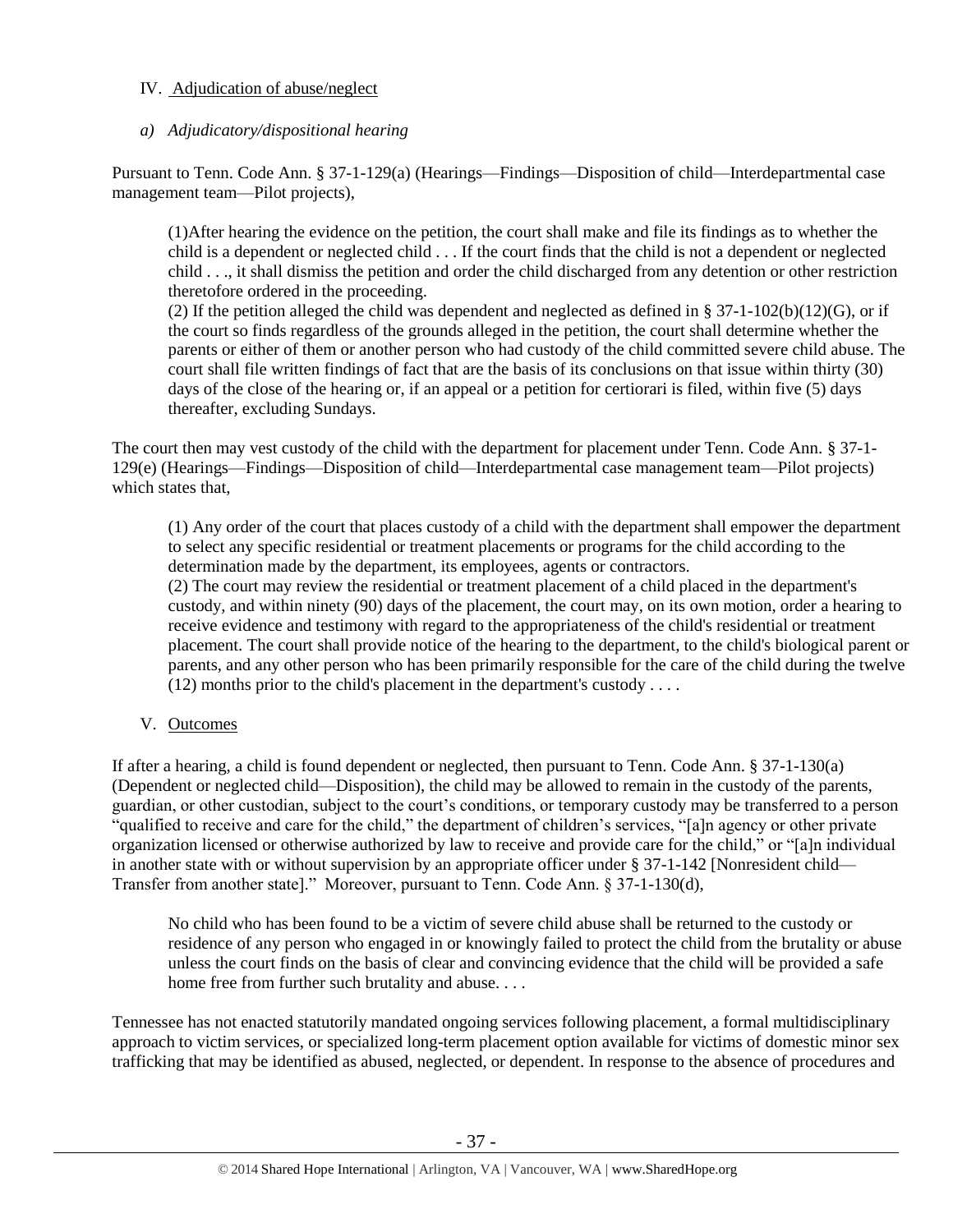## IV. Adjudication of abuse/neglect

### *a) Adjudicatory/dispositional hearing*

Pursuant to Tenn. Code Ann. § 37-1-129(a) (Hearings—Findings—Disposition of child—Interdepartmental case management team—Pilot projects),

> (1)After hearing the evidence on the petition, the court shall make and file its findings as to whether the child is a dependent or neglected child . . . If the court finds that the child is not a dependent or neglected child . . ., it shall dismiss the petition and order the child discharged from any detention or other restriction theretofore ordered in the proceeding.
>
> (2) If the petition alleged the child was dependent and neglected as defined in § 37-1-102(b)(12)(G), or if the court so finds regardless of the grounds alleged in the petition, the court shall determine whether the parents or either of them or another person who had custody of the child committed severe child abuse. The court shall file written findings of fact that are the basis of its conclusions on that issue within thirty (30) days of the close of the hearing or, if an appeal or a petition for certiorari is filed, within five (5) days thereafter, excluding Sundays.

The court then may vest custody of the child with the department for placement under Tenn. Code Ann. § 37-1-129(e) (Hearings—Findings—Disposition of child—Interdepartmental case management team—Pilot projects) which states that,

> (1) Any order of the court that places custody of a child with the department shall empower the department to select any specific residential or treatment placements or programs for the child according to the determination made by the department, its employees, agents or contractors.
>
> (2) The court may review the residential or treatment placement of a child placed in the department's custody, and within ninety (90) days of the placement, the court may, on its own motion, order a hearing to receive evidence and testimony with regard to the appropriateness of the child's residential or treatment placement. The court shall provide notice of the hearing to the department, to the child's biological parent or parents, and any other person who has been primarily responsible for the care of the child during the twelve (12) months prior to the child's placement in the department's custody . . . .

## V. Outcomes

If after a hearing, a child is found dependent or neglected, then pursuant to Tenn. Code Ann. § 37-1-130(a) (Dependent or neglected child—Disposition), the child may be allowed to remain in the custody of the parents, guardian, or other custodian, subject to the court's conditions, or temporary custody may be transferred to a person "qualified to receive and care for the child," the department of children's services, "[a]n agency or other private organization licensed or otherwise authorized by law to receive and provide care for the child," or "[a]n individual in another state with or without supervision by an appropriate officer under § 37-1-142 [Nonresident child—Transfer from another state]." Moreover, pursuant to Tenn. Code Ann. § 37-1-130(d),

> No child who has been found to be a victim of severe child abuse shall be returned to the custody or residence of any person who engaged in or knowingly failed to protect the child from the brutality or abuse unless the court finds on the basis of clear and convincing evidence that the child will be provided a safe home free from further such brutality and abuse. . . .

Tennessee has not enacted statutorily mandated ongoing services following placement, a formal multidisciplinary approach to victim services, or specialized long-term placement option available for victims of domestic minor sex trafficking that may be identified as abused, neglected, or dependent. In response to the absence of procedures and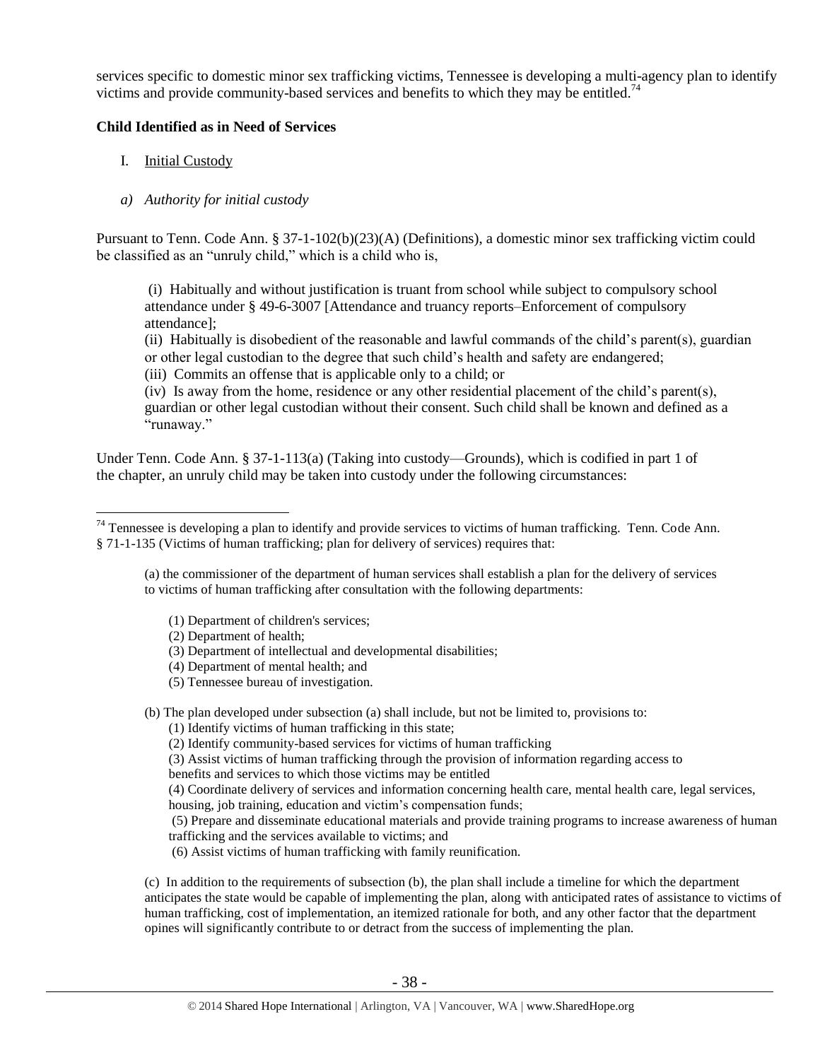services specific to domestic minor sex trafficking victims, Tennessee is developing a multi-agency plan to identify victims and provide community-based services and benefits to which they may be entitled.[74]

**Child Identified as in Need of Services**

I. Initial Custody

*a) Authority for initial custody*

Pursuant to Tenn. Code Ann. § 37-1-102(b)(23)(A) (Definitions), a domestic minor sex trafficking victim could be classified as an "unruly child," which is a child who is,

> (i) Habitually and without justification is truant from school while subject to compulsory school attendance under § 49-6-3007 [Attendance and truancy reports–Enforcement of compulsory attendance];
>
> (ii) Habitually is disobedient of the reasonable and lawful commands of the child's parent(s), guardian or other legal custodian to the degree that such child's health and safety are endangered;
>
> (iii) Commits an offense that is applicable only to a child; or
>
> (iv) Is away from the home, residence or any other residential placement of the child's parent(s), guardian or other legal custodian without their consent. Such child shall be known and defined as a "runaway."

Under Tenn. Code Ann. § 37-1-113(a) (Taking into custody—Grounds), which is codified in part 1 of the chapter, an unruly child may be taken into custody under the following circumstances:

---

[74] Tennessee is developing a plan to identify and provide services to victims of human trafficking. Tenn. Code Ann. § 71-1-135 (Victims of human trafficking; plan for delivery of services) requires that:

> (a) the commissioner of the department of human services shall establish a plan for the delivery of services to victims of human trafficking after consultation with the following departments:
>
> (1) Department of children's services;
> (2) Department of health;
> (3) Department of intellectual and developmental disabilities;
> (4) Department of mental health; and
> (5) Tennessee bureau of investigation.
>
> (b) The plan developed under subsection (a) shall include, but not be limited to, provisions to:
>
> (1) Identify victims of human trafficking in this state;
> (2) Identify community-based services for victims of human trafficking
> (3) Assist victims of human trafficking through the provision of information regarding access to benefits and services to which those victims may be entitled
> (4) Coordinate delivery of services and information concerning health care, mental health care, legal services, housing, job training, education and victim's compensation funds;
> (5) Prepare and disseminate educational materials and provide training programs to increase awareness of human trafficking and the services available to victims; and
> (6) Assist victims of human trafficking with family reunification.
>
> (c) In addition to the requirements of subsection (b), the plan shall include a timeline for which the department anticipates the state would be capable of implementing the plan, along with anticipated rates of assistance to victims of human trafficking, cost of implementation, an itemized rationale for both, and any other factor that the department opines will significantly contribute to or detract from the success of implementing the plan.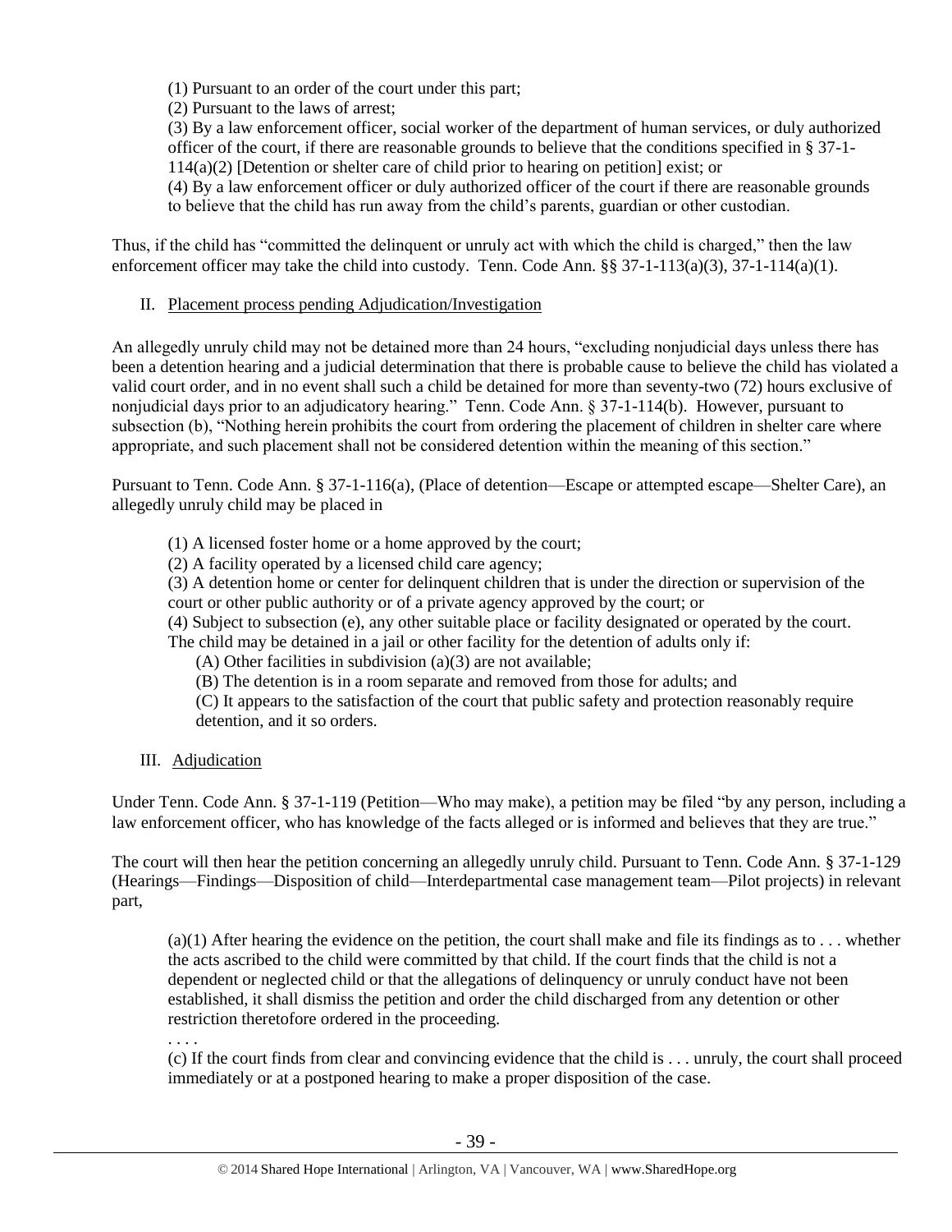> (1) Pursuant to an order of the court under this part;
> (2) Pursuant to the laws of arrest;
> (3) By a law enforcement officer, social worker of the department of human services, or duly authorized officer of the court, if there are reasonable grounds to believe that the conditions specified in § 37-1-114(a)(2) [Detention or shelter care of child prior to hearing on petition] exist; or
> (4) By a law enforcement officer or duly authorized officer of the court if there are reasonable grounds to believe that the child has run away from the child's parents, guardian or other custodian.

Thus, if the child has "committed the delinquent or unruly act with which the child is charged," then the law enforcement officer may take the child into custody. Tenn. Code Ann. §§ 37-1-113(a)(3), 37-1-114(a)(1).

## II. Placement process pending Adjudication/Investigation

An allegedly unruly child may not be detained more than 24 hours, "excluding nonjudicial days unless there has been a detention hearing and a judicial determination that there is probable cause to believe the child has violated a valid court order, and in no event shall such a child be detained for more than seventy-two (72) hours exclusive of nonjudicial days prior to an adjudicatory hearing." Tenn. Code Ann. § 37-1-114(b). However, pursuant to subsection (b), "Nothing herein prohibits the court from ordering the placement of children in shelter care where appropriate, and such placement shall not be considered detention within the meaning of this section."

Pursuant to Tenn. Code Ann. § 37-1-116(a), (Place of detention—Escape or attempted escape—Shelter Care), an allegedly unruly child may be placed in

> (1) A licensed foster home or a home approved by the court;
> (2) A facility operated by a licensed child care agency;
> (3) A detention home or center for delinquent children that is under the direction or supervision of the court or other public authority or of a private agency approved by the court; or
> (4) Subject to subsection (e), any other suitable place or facility designated or operated by the court.
> The child may be detained in a jail or other facility for the detention of adults only if:
> (A) Other facilities in subdivision (a)(3) are not available;
> (B) The detention is in a room separate and removed from those for adults; and
> (C) It appears to the satisfaction of the court that public safety and protection reasonably require detention, and it so orders.

## III. Adjudication

Under Tenn. Code Ann. § 37-1-119 (Petition—Who may make), a petition may be filed "by any person, including a law enforcement officer, who has knowledge of the facts alleged or is informed and believes that they are true."

The court will then hear the petition concerning an allegedly unruly child. Pursuant to Tenn. Code Ann. § 37-1-129 (Hearings—Findings—Disposition of child—Interdepartmental case management team—Pilot projects) in relevant part,

> (a)(1) After hearing the evidence on the petition, the court shall make and file its findings as to . . . whether the acts ascribed to the child were committed by that child. If the court finds that the child is not a dependent or neglected child or that the allegations of delinquency or unruly conduct have not been established, it shall dismiss the petition and order the child discharged from any detention or other restriction theretofore ordered in the proceeding.
> . . . .
> (c) If the court finds from clear and convincing evidence that the child is . . . unruly, the court shall proceed immediately or at a postponed hearing to make a proper disposition of the case.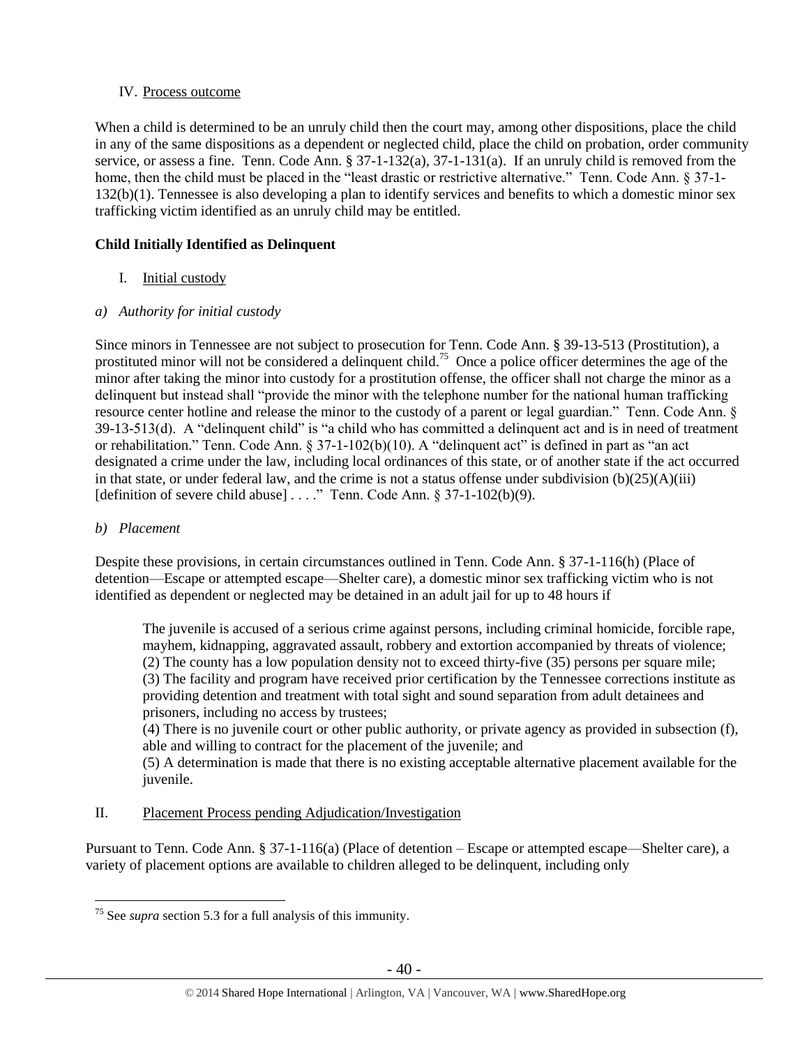IV. Process outcome

When a child is determined to be an unruly child then the court may, among other dispositions, place the child in any of the same dispositions as a dependent or neglected child, place the child on probation, order community service, or assess a fine. Tenn. Code Ann. § 37-1-132(a), 37-1-131(a). If an unruly child is removed from the home, then the child must be placed in the "least drastic or restrictive alternative." Tenn. Code Ann. § 37-1-132(b)(1). Tennessee is also developing a plan to identify services and benefits to which a domestic minor sex trafficking victim identified as an unruly child may be entitled.

**Child Initially Identified as Delinquent**

I. Initial custody

*a) Authority for initial custody*

Since minors in Tennessee are not subject to prosecution for Tenn. Code Ann. § 39-13-513 (Prostitution), a prostituted minor will not be considered a delinquent child.[75] Once a police officer determines the age of the minor after taking the minor into custody for a prostitution offense, the officer shall not charge the minor as a delinquent but instead shall "provide the minor with the telephone number for the national human trafficking resource center hotline and release the minor to the custody of a parent or legal guardian." Tenn. Code Ann. § 39-13-513(d). A "delinquent child" is "a child who has committed a delinquent act and is in need of treatment or rehabilitation." Tenn. Code Ann. § 37-1-102(b)(10). A "delinquent act" is defined in part as "an act designated a crime under the law, including local ordinances of this state, or of another state if the act occurred in that state, or under federal law, and the crime is not a status offense under subdivision (b)(25)(A)(iii) [definition of severe child abuse] . . . ." Tenn. Code Ann. § 37-1-102(b)(9).

*b) Placement*

Despite these provisions, in certain circumstances outlined in Tenn. Code Ann. § 37-1-116(h) (Place of detention—Escape or attempted escape—Shelter care), a domestic minor sex trafficking victim who is not identified as dependent or neglected may be detained in an adult jail for up to 48 hours if

> The juvenile is accused of a serious crime against persons, including criminal homicide, forcible rape, mayhem, kidnapping, aggravated assault, robbery and extortion accompanied by threats of violence;
> (2) The county has a low population density not to exceed thirty-five (35) persons per square mile;
> (3) The facility and program have received prior certification by the Tennessee corrections institute as providing detention and treatment with total sight and sound separation from adult detainees and prisoners, including no access by trustees;
> (4) There is no juvenile court or other public authority, or private agency as provided in subsection (f), able and willing to contract for the placement of the juvenile; and
> (5) A determination is made that there is no existing acceptable alternative placement available for the juvenile.

II. Placement Process pending Adjudication/Investigation

Pursuant to Tenn. Code Ann. § 37-1-116(a) (Place of detention – Escape or attempted escape—Shelter care), a variety of placement options are available to children alleged to be delinquent, including only

[75] See *supra* section 5.3 for a full analysis of this immunity.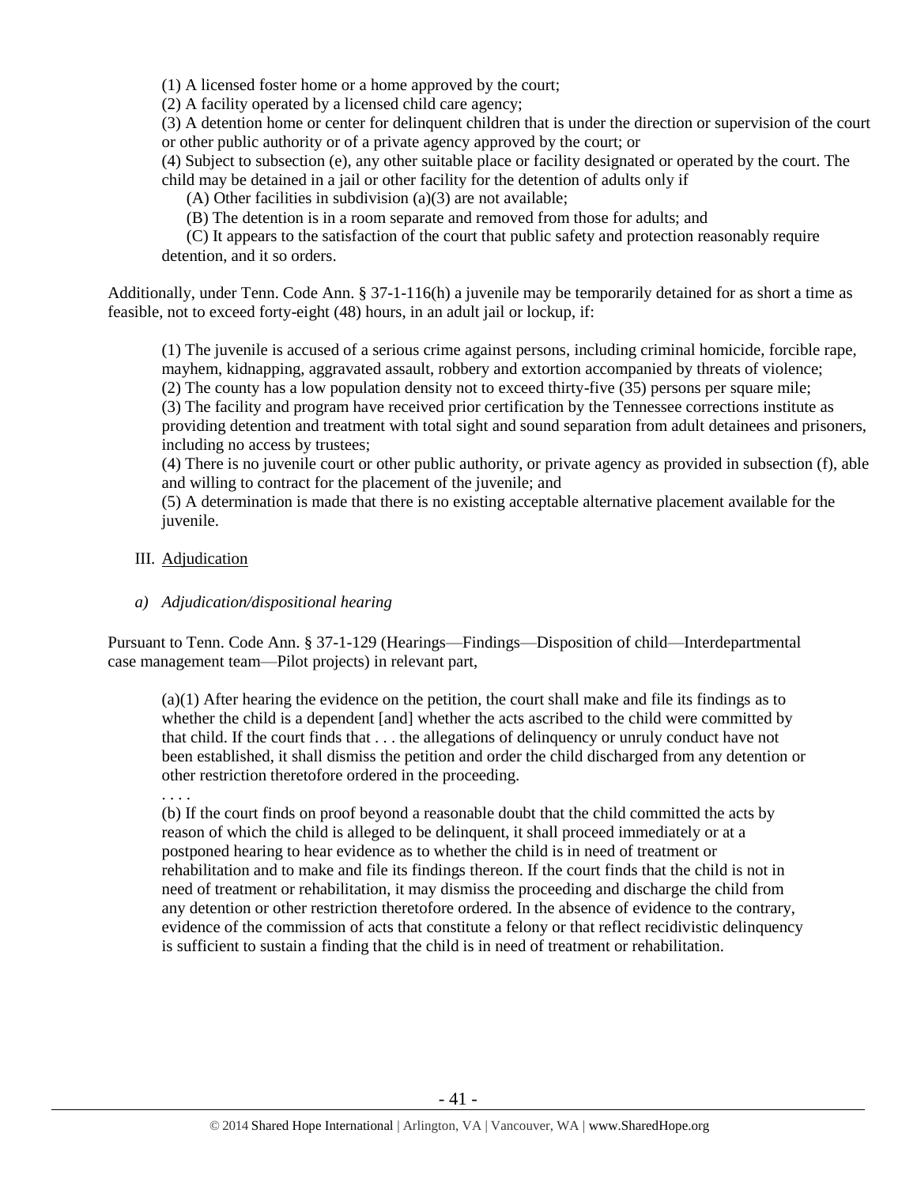(1) A licensed foster home or a home approved by the court;

(2) A facility operated by a licensed child care agency;

(3) A detention home or center for delinquent children that is under the direction or supervision of the court or other public authority or of a private agency approved by the court; or

(4) Subject to subsection (e), any other suitable place or facility designated or operated by the court. The child may be detained in a jail or other facility for the detention of adults only if

(A) Other facilities in subdivision (a)(3) are not available;

(B) The detention is in a room separate and removed from those for adults; and

(C) It appears to the satisfaction of the court that public safety and protection reasonably require detention, and it so orders.

Additionally, under Tenn. Code Ann. § 37-1-116(h) a juvenile may be temporarily detained for as short a time as feasible, not to exceed forty-eight (48) hours, in an adult jail or lockup, if:

(1) The juvenile is accused of a serious crime against persons, including criminal homicide, forcible rape, mayhem, kidnapping, aggravated assault, robbery and extortion accompanied by threats of violence;

(2) The county has a low population density not to exceed thirty-five (35) persons per square mile;

(3) The facility and program have received prior certification by the Tennessee corrections institute as providing detention and treatment with total sight and sound separation from adult detainees and prisoners, including no access by trustees;

(4) There is no juvenile court or other public authority, or private agency as provided in subsection (f), able and willing to contract for the placement of the juvenile; and

(5) A determination is made that there is no existing acceptable alternative placement available for the juvenile.

III. Adjudication

*a) Adjudication/dispositional hearing*

Pursuant to Tenn. Code Ann. § 37-1-129 (Hearings—Findings—Disposition of child—Interdepartmental case management team—Pilot projects) in relevant part,

(a)(1) After hearing the evidence on the petition, the court shall make and file its findings as to whether the child is a dependent [and] whether the acts ascribed to the child were committed by that child. If the court finds that . . . the allegations of delinquency or unruly conduct have not been established, it shall dismiss the petition and order the child discharged from any detention or other restriction theretofore ordered in the proceeding.

. . . .

(b) If the court finds on proof beyond a reasonable doubt that the child committed the acts by reason of which the child is alleged to be delinquent, it shall proceed immediately or at a postponed hearing to hear evidence as to whether the child is in need of treatment or rehabilitation and to make and file its findings thereon. If the court finds that the child is not in need of treatment or rehabilitation, it may dismiss the proceeding and discharge the child from any detention or other restriction theretofore ordered. In the absence of evidence to the contrary, evidence of the commission of acts that constitute a felony or that reflect recidivistic delinquency is sufficient to sustain a finding that the child is in need of treatment or rehabilitation.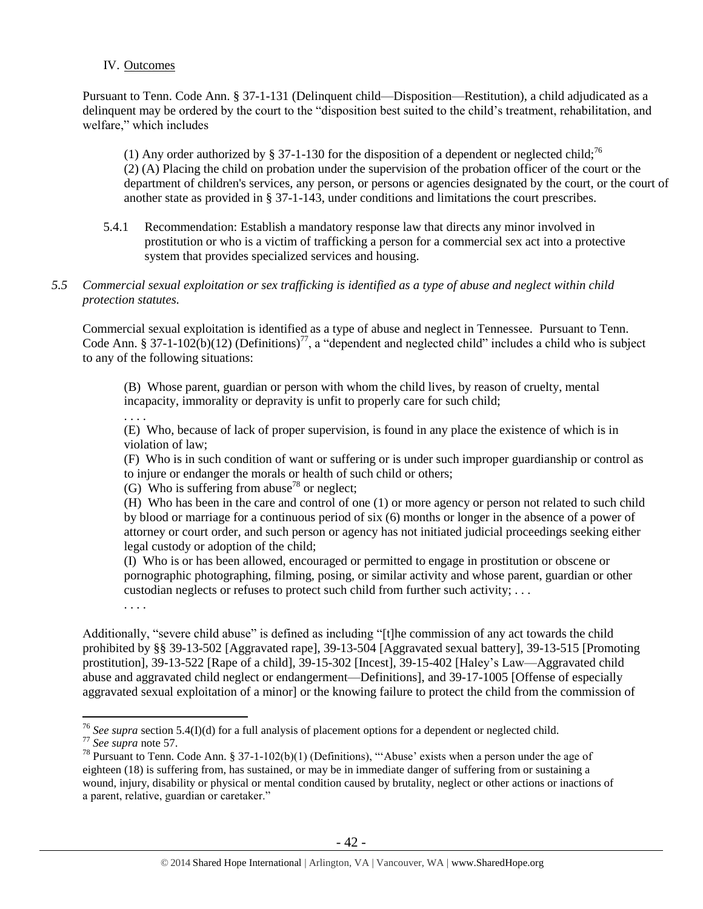IV. Outcomes

Pursuant to Tenn. Code Ann. § 37-1-131 (Delinquent child—Disposition—Restitution), a child adjudicated as a delinquent may be ordered by the court to the "disposition best suited to the child's treatment, rehabilitation, and welfare," which includes

> (1) Any order authorized by § 37-1-130 for the disposition of a dependent or neglected child;[76]
> (2) (A) Placing the child on probation under the supervision of the probation officer of the court or the department of children's services, any person, or persons or agencies designated by the court, or the court of another state as provided in § 37-1-143, under conditions and limitations the court prescribes.

5.4.1 Recommendation: Establish a mandatory response law that directs any minor involved in prostitution or who is a victim of trafficking a person for a commercial sex act into a protective system that provides specialized services and housing.

*5.5 Commercial sexual exploitation or sex trafficking is identified as a type of abuse and neglect within child protection statutes.*

Commercial sexual exploitation is identified as a type of abuse and neglect in Tennessee. Pursuant to Tenn. Code Ann. § 37-1-102(b)(12) (Definitions)[77], a "dependent and neglected child" includes a child who is subject to any of the following situations:

> (B) Whose parent, guardian or person with whom the child lives, by reason of cruelty, mental incapacity, immorality or depravity is unfit to properly care for such child;
> . . . .
> (E) Who, because of lack of proper supervision, is found in any place the existence of which is in violation of law;
> (F) Who is in such condition of want or suffering or is under such improper guardianship or control as to injure or endanger the morals or health of such child or others;
> (G) Who is suffering from abuse[78] or neglect;
> (H) Who has been in the care and control of one (1) or more agency or person not related to such child by blood or marriage for a continuous period of six (6) months or longer in the absence of a power of attorney or court order, and such person or agency has not initiated judicial proceedings seeking either legal custody or adoption of the child;
> (I) Who is or has been allowed, encouraged or permitted to engage in prostitution or obscene or pornographic photographing, filming, posing, or similar activity and whose parent, guardian or other custodian neglects or refuses to protect such child from further such activity; . . .
> . . . .

Additionally, "severe child abuse" is defined as including "[t]he commission of any act towards the child prohibited by §§ 39-13-502 [Aggravated rape], 39-13-504 [Aggravated sexual battery], 39-13-515 [Promoting prostitution], 39-13-522 [Rape of a child], 39-15-302 [Incest], 39-15-402 [Haley's Law—Aggravated child abuse and aggravated child neglect or endangerment—Definitions], and 39-17-1005 [Offense of especially aggravated sexual exploitation of a minor] or the knowing failure to protect the child from the commission of

---

[76] *See supra* section 5.4(I)(d) for a full analysis of placement options for a dependent or neglected child.

[77] *See supra* note 57.

[78] Pursuant to Tenn. Code Ann. § 37-1-102(b)(1) (Definitions), "'Abuse' exists when a person under the age of eighteen (18) is suffering from, has sustained, or may be in immediate danger of suffering from or sustaining a wound, injury, disability or physical or mental condition caused by brutality, neglect or other actions or inactions of a parent, relative, guardian or caretaker."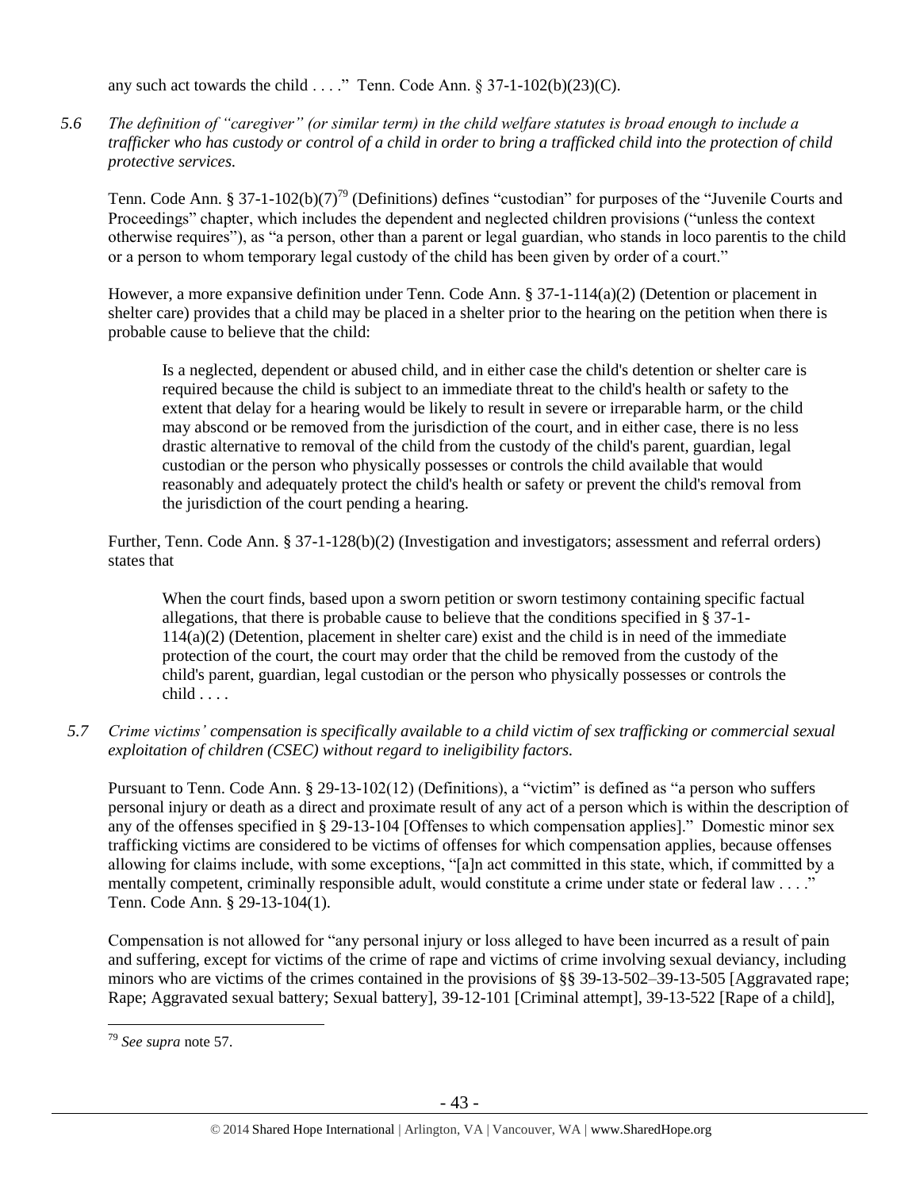any such act towards the child . . . ." Tenn. Code Ann. § 37-1-102(b)(23)(C).

*5.6 The definition of "caregiver" (or similar term) in the child welfare statutes is broad enough to include a trafficker who has custody or control of a child in order to bring a trafficked child into the protection of child protective services.*

Tenn. Code Ann. § 37-1-102(b)(7)[79] (Definitions) defines "custodian" for purposes of the "Juvenile Courts and Proceedings" chapter, which includes the dependent and neglected children provisions ("unless the context otherwise requires"), as "a person, other than a parent or legal guardian, who stands in loco parentis to the child or a person to whom temporary legal custody of the child has been given by order of a court."

However, a more expansive definition under Tenn. Code Ann. § 37-1-114(a)(2) (Detention or placement in shelter care) provides that a child may be placed in a shelter prior to the hearing on the petition when there is probable cause to believe that the child:

> Is a neglected, dependent or abused child, and in either case the child's detention or shelter care is required because the child is subject to an immediate threat to the child's health or safety to the extent that delay for a hearing would be likely to result in severe or irreparable harm, or the child may abscond or be removed from the jurisdiction of the court, and in either case, there is no less drastic alternative to removal of the child from the custody of the child's parent, guardian, legal custodian or the person who physically possesses or controls the child available that would reasonably and adequately protect the child's health or safety or prevent the child's removal from the jurisdiction of the court pending a hearing.

Further, Tenn. Code Ann. § 37-1-128(b)(2) (Investigation and investigators; assessment and referral orders) states that

> When the court finds, based upon a sworn petition or sworn testimony containing specific factual allegations, that there is probable cause to believe that the conditions specified in § 37-1-114(a)(2) (Detention, placement in shelter care) exist and the child is in need of the immediate protection of the court, the court may order that the child be removed from the custody of the child's parent, guardian, legal custodian or the person who physically possesses or controls the child . . . .

*5.7 Crime victims' compensation is specifically available to a child victim of sex trafficking or commercial sexual exploitation of children (CSEC) without regard to ineligibility factors.*

Pursuant to Tenn. Code Ann. § 29-13-102(12) (Definitions), a "victim" is defined as "a person who suffers personal injury or death as a direct and proximate result of any act of a person which is within the description of any of the offenses specified in § 29-13-104 [Offenses to which compensation applies]." Domestic minor sex trafficking victims are considered to be victims of offenses for which compensation applies, because offenses allowing for claims include, with some exceptions, "[a]n act committed in this state, which, if committed by a mentally competent, criminally responsible adult, would constitute a crime under state or federal law . . . ." Tenn. Code Ann. § 29-13-104(1).

Compensation is not allowed for "any personal injury or loss alleged to have been incurred as a result of pain and suffering, except for victims of the crime of rape and victims of crime involving sexual deviancy, including minors who are victims of the crimes contained in the provisions of §§ 39-13-502–39-13-505 [Aggravated rape; Rape; Aggravated sexual battery; Sexual battery], 39-12-101 [Criminal attempt], 39-13-522 [Rape of a child],

---

[79] *See supra* note 57.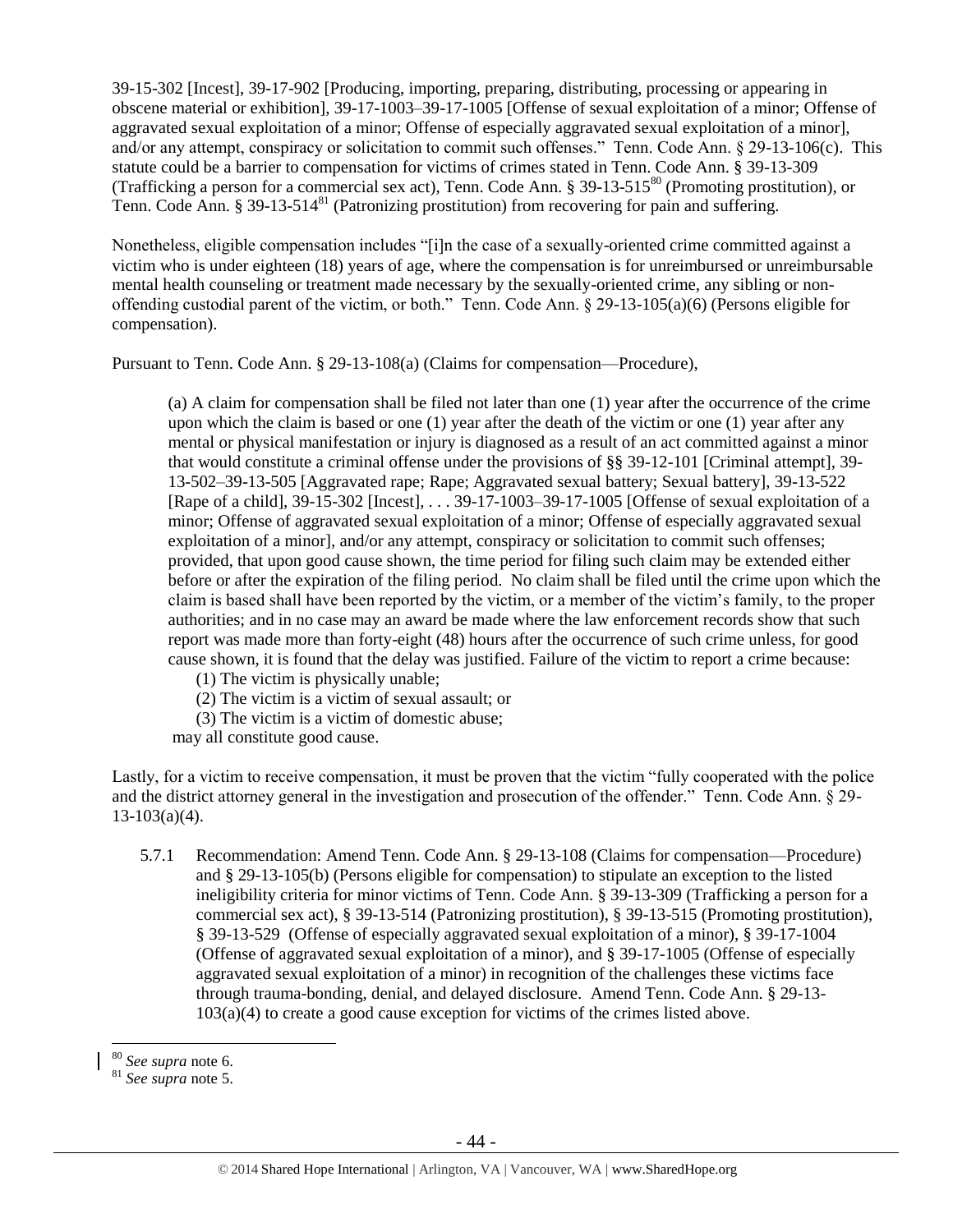39-15-302 [Incest], 39-17-902 [Producing, importing, preparing, distributing, processing or appearing in obscene material or exhibition], 39-17-1003–39-17-1005 [Offense of sexual exploitation of a minor; Offense of aggravated sexual exploitation of a minor; Offense of especially aggravated sexual exploitation of a minor], and/or any attempt, conspiracy or solicitation to commit such offenses." Tenn. Code Ann. § 29-13-106(c). This statute could be a barrier to compensation for victims of crimes stated in Tenn. Code Ann. § 39-13-309 (Trafficking a person for a commercial sex act), Tenn. Code Ann. § 39-13-515[80] (Promoting prostitution), or Tenn. Code Ann. § 39-13-514[81] (Patronizing prostitution) from recovering for pain and suffering.

Nonetheless, eligible compensation includes "[i]n the case of a sexually-oriented crime committed against a victim who is under eighteen (18) years of age, where the compensation is for unreimbursed or unreimbursable mental health counseling or treatment made necessary by the sexually-oriented crime, any sibling or non-offending custodial parent of the victim, or both." Tenn. Code Ann. § 29-13-105(a)(6) (Persons eligible for compensation).

Pursuant to Tenn. Code Ann. § 29-13-108(a) (Claims for compensation—Procedure),

> (a) A claim for compensation shall be filed not later than one (1) year after the occurrence of the crime upon which the claim is based or one (1) year after the death of the victim or one (1) year after any mental or physical manifestation or injury is diagnosed as a result of an act committed against a minor that would constitute a criminal offense under the provisions of §§ 39-12-101 [Criminal attempt], 39-13-502–39-13-505 [Aggravated rape; Rape; Aggravated sexual battery; Sexual battery], 39-13-522 [Rape of a child], 39-15-302 [Incest], . . . 39-17-1003–39-17-1005 [Offense of sexual exploitation of a minor; Offense of aggravated sexual exploitation of a minor; Offense of especially aggravated sexual exploitation of a minor], and/or any attempt, conspiracy or solicitation to commit such offenses; provided, that upon good cause shown, the time period for filing such claim may be extended either before or after the expiration of the filing period. No claim shall be filed until the crime upon which the claim is based shall have been reported by the victim, or a member of the victim's family, to the proper authorities; and in no case may an award be made where the law enforcement records show that such report was made more than forty-eight (48) hours after the occurrence of such crime unless, for good cause shown, it is found that the delay was justified. Failure of the victim to report a crime because:
>
> (1) The victim is physically unable;
>
> (2) The victim is a victim of sexual assault; or
>
> (3) The victim is a victim of domestic abuse;
>
> may all constitute good cause.

Lastly, for a victim to receive compensation, it must be proven that the victim "fully cooperated with the police and the district attorney general in the investigation and prosecution of the offender." Tenn. Code Ann. § 29-13-103(a)(4).

5.7.1 Recommendation: Amend Tenn. Code Ann. § 29-13-108 (Claims for compensation—Procedure) and § 29-13-105(b) (Persons eligible for compensation) to stipulate an exception to the listed ineligibility criteria for minor victims of Tenn. Code Ann. § 39-13-309 (Trafficking a person for a commercial sex act), § 39-13-514 (Patronizing prostitution), § 39-13-515 (Promoting prostitution), § 39-13-529 (Offense of especially aggravated sexual exploitation of a minor), § 39-17-1004 (Offense of aggravated sexual exploitation of a minor), and § 39-17-1005 (Offense of especially aggravated sexual exploitation of a minor) in recognition of the challenges these victims face through trauma-bonding, denial, and delayed disclosure. Amend Tenn. Code Ann. § 29-13-103(a)(4) to create a good cause exception for victims of the crimes listed above.

---

[80] *See supra* note 6.

[81] *See supra* note 5.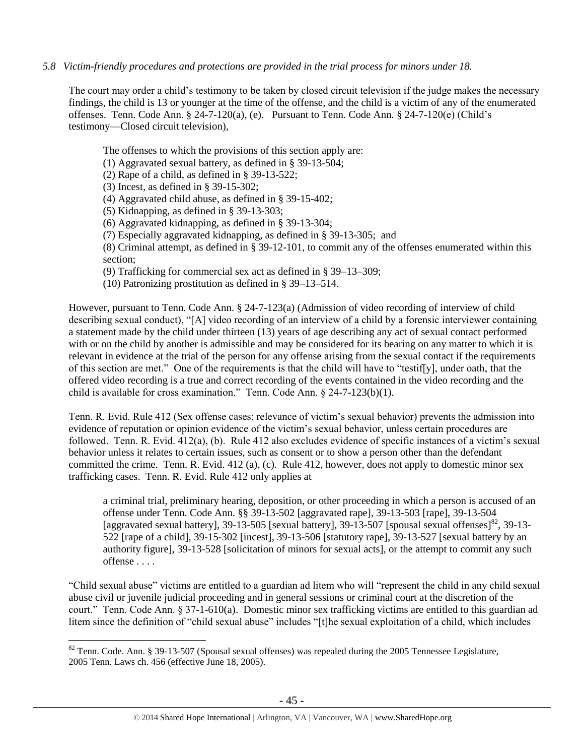*5.8 Victim-friendly procedures and protections are provided in the trial process for minors under 18.*

The court may order a child's testimony to be taken by closed circuit television if the judge makes the necessary findings, the child is 13 or younger at the time of the offense, and the child is a victim of any of the enumerated offenses. Tenn. Code Ann. § 24-7-120(a), (e). Pursuant to Tenn. Code Ann. § 24-7-120(e) (Child's testimony—Closed circuit television),

> The offenses to which the provisions of this section apply are:
> (1) Aggravated sexual battery, as defined in § 39-13-504;
> (2) Rape of a child, as defined in § 39-13-522;
> (3) Incest, as defined in § 39-15-302;
> (4) Aggravated child abuse, as defined in § 39-15-402;
> (5) Kidnapping, as defined in § 39-13-303;
> (6) Aggravated kidnapping, as defined in § 39-13-304;
> (7) Especially aggravated kidnapping, as defined in § 39-13-305; and
> (8) Criminal attempt, as defined in § 39-12-101, to commit any of the offenses enumerated within this section;
> (9) Trafficking for commercial sex act as defined in § 39–13–309;
> (10) Patronizing prostitution as defined in § 39–13–514.

However, pursuant to Tenn. Code Ann. § 24-7-123(a) (Admission of video recording of interview of child describing sexual conduct), "[A] video recording of an interview of a child by a forensic interviewer containing a statement made by the child under thirteen (13) years of age describing any act of sexual contact performed with or on the child by another is admissible and may be considered for its bearing on any matter to which it is relevant in evidence at the trial of the person for any offense arising from the sexual contact if the requirements of this section are met." One of the requirements is that the child will have to "testif[y], under oath, that the offered video recording is a true and correct recording of the events contained in the video recording and the child is available for cross examination." Tenn. Code Ann. § 24-7-123(b)(1).

Tenn. R. Evid. Rule 412 (Sex offense cases; relevance of victim's sexual behavior) prevents the admission into evidence of reputation or opinion evidence of the victim's sexual behavior, unless certain procedures are followed. Tenn. R. Evid. 412(a), (b). Rule 412 also excludes evidence of specific instances of a victim's sexual behavior unless it relates to certain issues, such as consent or to show a person other than the defendant committed the crime. Tenn. R. Evid. 412 (a), (c). Rule 412, however, does not apply to domestic minor sex trafficking cases. Tenn. R. Evid. Rule 412 only applies at

> a criminal trial, preliminary hearing, deposition, or other proceeding in which a person is accused of an offense under Tenn. Code Ann. §§ 39-13-502 [aggravated rape], 39-13-503 [rape], 39-13-504 [aggravated sexual battery], 39-13-505 [sexual battery], 39-13-507 [spousal sexual offenses][82], 39-13-522 [rape of a child], 39-15-302 [incest], 39-13-506 [statutory rape], 39-13-527 [sexual battery by an authority figure], 39-13-528 [solicitation of minors for sexual acts], or the attempt to commit any such offense . . . .

"Child sexual abuse" victims are entitled to a guardian ad litem who will "represent the child in any child sexual abuse civil or juvenile judicial proceeding and in general sessions or criminal court at the discretion of the court." Tenn. Code Ann. § 37-1-610(a). Domestic minor sex trafficking victims are entitled to this guardian ad litem since the definition of "child sexual abuse" includes "[t]he sexual exploitation of a child, which includes

---

[82] Tenn. Code. Ann. § 39-13-507 (Spousal sexual offenses) was repealed during the 2005 Tennessee Legislature, 2005 Tenn. Laws ch. 456 (effective June 18, 2005).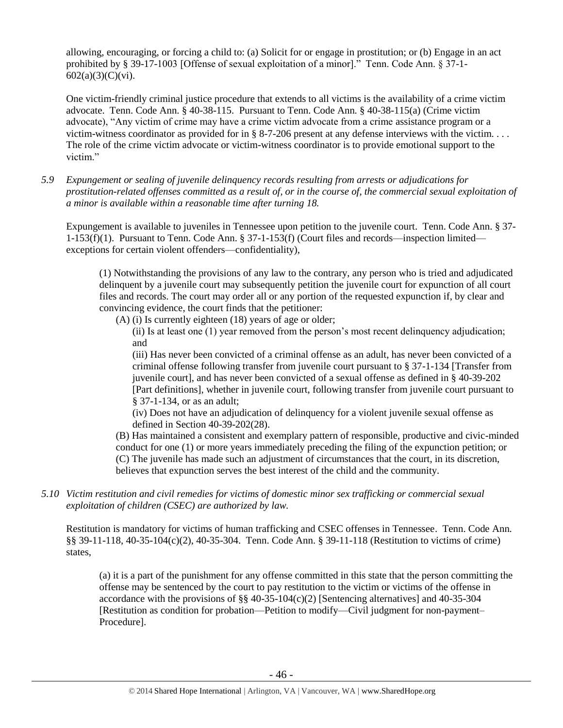allowing, encouraging, or forcing a child to: (a) Solicit for or engage in prostitution; or (b) Engage in an act prohibited by § 39-17-1003 [Offense of sexual exploitation of a minor]." Tenn. Code Ann. § 37-1-602(a)(3)(C)(vi).

One victim-friendly criminal justice procedure that extends to all victims is the availability of a crime victim advocate. Tenn. Code Ann. § 40-38-115. Pursuant to Tenn. Code Ann. § 40-38-115(a) (Crime victim advocate), "Any victim of crime may have a crime victim advocate from a crime assistance program or a victim-witness coordinator as provided for in § 8-7-206 present at any defense interviews with the victim. . . . The role of the crime victim advocate or victim-witness coordinator is to provide emotional support to the victim."

*5.9 Expungement or sealing of juvenile delinquency records resulting from arrests or adjudications for prostitution-related offenses committed as a result of, or in the course of, the commercial sexual exploitation of a minor is available within a reasonable time after turning 18.*

Expungement is available to juveniles in Tennessee upon petition to the juvenile court. Tenn. Code Ann. § 37-1-153(f)(1). Pursuant to Tenn. Code Ann. § 37-1-153(f) (Court files and records—inspection limited—exceptions for certain violent offenders—confidentiality),

> (1) Notwithstanding the provisions of any law to the contrary, any person who is tried and adjudicated delinquent by a juvenile court may subsequently petition the juvenile court for expunction of all court files and records. The court may order all or any portion of the requested expunction if, by clear and convincing evidence, the court finds that the petitioner:
>
> (A) (i) Is currently eighteen (18) years of age or older;
>
> (ii) Is at least one (1) year removed from the person's most recent delinquency adjudication; and
>
> (iii) Has never been convicted of a criminal offense as an adult, has never been convicted of a criminal offense following transfer from juvenile court pursuant to § 37-1-134 [Transfer from juvenile court], and has never been convicted of a sexual offense as defined in § 40-39-202 [Part definitions], whether in juvenile court, following transfer from juvenile court pursuant to § 37-1-134, or as an adult;
>
> (iv) Does not have an adjudication of delinquency for a violent juvenile sexual offense as defined in Section 40-39-202(28).
>
> (B) Has maintained a consistent and exemplary pattern of responsible, productive and civic-minded conduct for one (1) or more years immediately preceding the filing of the expunction petition; or
>
> (C) The juvenile has made such an adjustment of circumstances that the court, in its discretion, believes that expunction serves the best interest of the child and the community.

*5.10 Victim restitution and civil remedies for victims of domestic minor sex trafficking or commercial sexual exploitation of children (CSEC) are authorized by law.*

Restitution is mandatory for victims of human trafficking and CSEC offenses in Tennessee. Tenn. Code Ann. §§ 39-11-118, 40-35-104(c)(2), 40-35-304. Tenn. Code Ann. § 39-11-118 (Restitution to victims of crime) states,

> (a) it is a part of the punishment for any offense committed in this state that the person committing the offense may be sentenced by the court to pay restitution to the victim or victims of the offense in accordance with the provisions of §§ 40-35-104(c)(2) [Sentencing alternatives] and 40-35-304 [Restitution as condition for probation—Petition to modify—Civil judgment for non-payment–Procedure].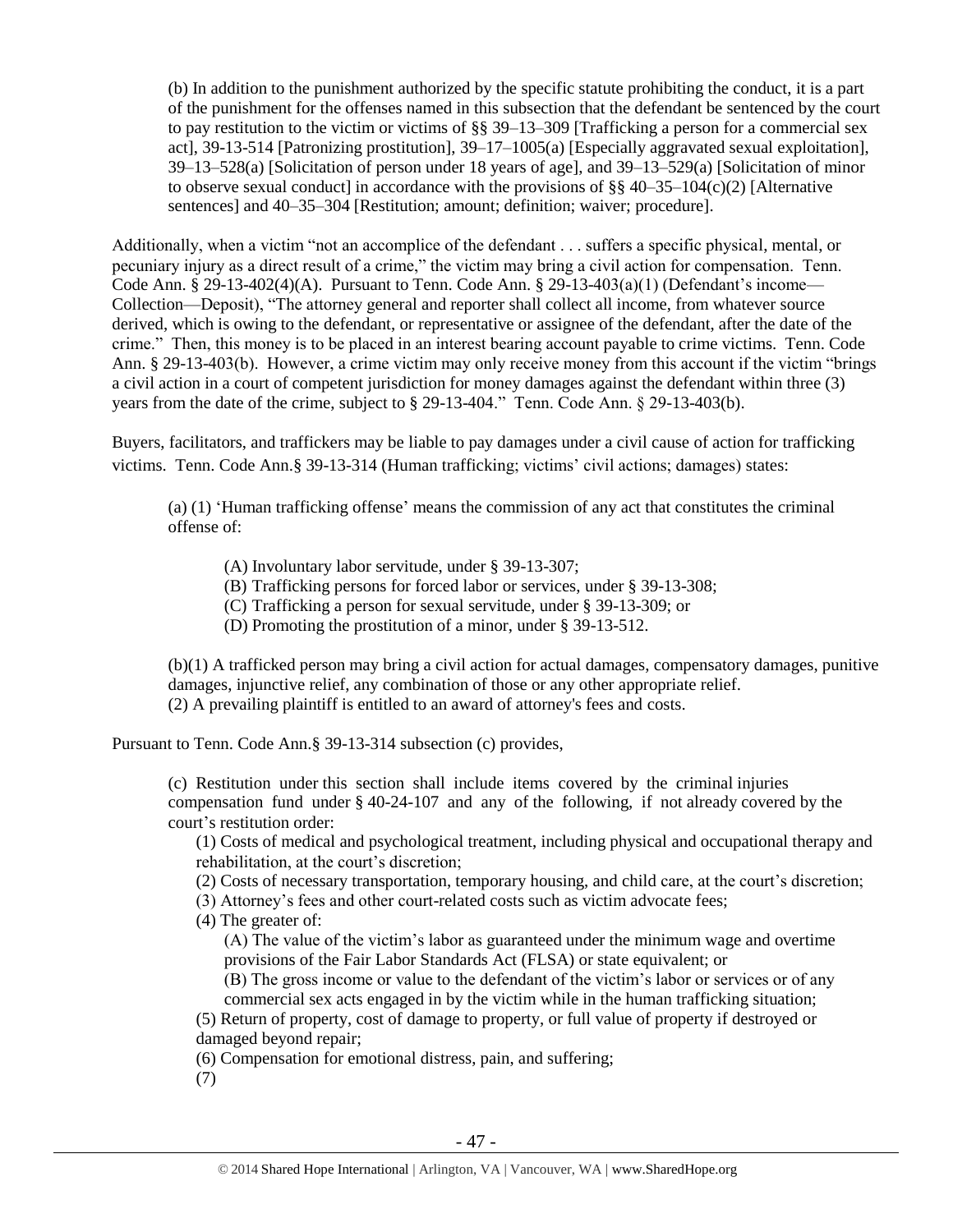> (b) In addition to the punishment authorized by the specific statute prohibiting the conduct, it is a part of the punishment for the offenses named in this subsection that the defendant be sentenced by the court to pay restitution to the victim or victims of §§ 39–13–309 [Trafficking a person for a commercial sex act], 39-13-514 [Patronizing prostitution], 39–17–1005(a) [Especially aggravated sexual exploitation], 39–13–528(a) [Solicitation of person under 18 years of age], and 39–13–529(a) [Solicitation of minor to observe sexual conduct] in accordance with the provisions of §§ 40–35–104(c)(2) [Alternative sentences] and 40–35–304 [Restitution; amount; definition; waiver; procedure].

Additionally, when a victim "not an accomplice of the defendant . . . suffers a specific physical, mental, or pecuniary injury as a direct result of a crime," the victim may bring a civil action for compensation. Tenn. Code Ann. § 29-13-402(4)(A). Pursuant to Tenn. Code Ann. § 29-13-403(a)(1) (Defendant's income—Collection—Deposit), "The attorney general and reporter shall collect all income, from whatever source derived, which is owing to the defendant, or representative or assignee of the defendant, after the date of the crime." Then, this money is to be placed in an interest bearing account payable to crime victims. Tenn. Code Ann. § 29-13-403(b). However, a crime victim may only receive money from this account if the victim "brings a civil action in a court of competent jurisdiction for money damages against the defendant within three (3) years from the date of the crime, subject to § 29-13-404." Tenn. Code Ann. § 29-13-403(b).

Buyers, facilitators, and traffickers may be liable to pay damages under a civil cause of action for trafficking victims. Tenn. Code Ann.§ 39-13-314 (Human trafficking; victims' civil actions; damages) states:

> (a) (1) 'Human trafficking offense' means the commission of any act that constitutes the criminal offense of:
>
> (A) Involuntary labor servitude, under § 39-13-307;
> (B) Trafficking persons for forced labor or services, under § 39-13-308;
> (C) Trafficking a person for sexual servitude, under § 39-13-309; or
> (D) Promoting the prostitution of a minor, under § 39-13-512.
>
> (b)(1) A trafficked person may bring a civil action for actual damages, compensatory damages, punitive damages, injunctive relief, any combination of those or any other appropriate relief.
> (2) A prevailing plaintiff is entitled to an award of attorney's fees and costs.

Pursuant to Tenn. Code Ann.§ 39-13-314 subsection (c) provides,

> (c) Restitution under this section shall include items covered by the criminal injuries compensation fund under § 40-24-107 and any of the following, if not already covered by the court's restitution order:
>
> (1) Costs of medical and psychological treatment, including physical and occupational therapy and rehabilitation, at the court's discretion;
> (2) Costs of necessary transportation, temporary housing, and child care, at the court's discretion;
> (3) Attorney's fees and other court-related costs such as victim advocate fees;
> (4) The greater of:
>
> (A) The value of the victim's labor as guaranteed under the minimum wage and overtime provisions of the Fair Labor Standards Act (FLSA) or state equivalent; or
> (B) The gross income or value to the defendant of the victim's labor or services or of any commercial sex acts engaged in by the victim while in the human trafficking situation;
>
> (5) Return of property, cost of damage to property, or full value of property if destroyed or damaged beyond repair;
> (6) Compensation for emotional distress, pain, and suffering;
> (7)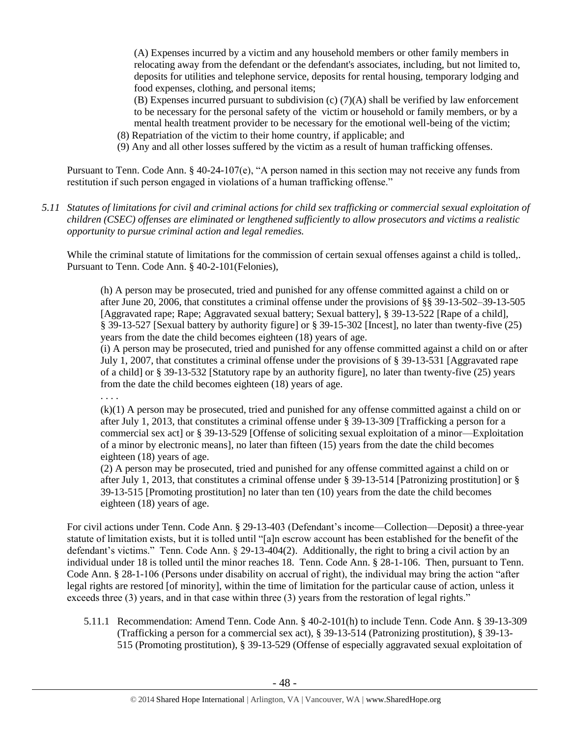(A) Expenses incurred by a victim and any household members or other family members in relocating away from the defendant or the defendant's associates, including, but not limited to, deposits for utilities and telephone service, deposits for rental housing, temporary lodging and food expenses, clothing, and personal items;

(B) Expenses incurred pursuant to subdivision (c) (7)(A) shall be verified by law enforcement to be necessary for the personal safety of the victim or household or family members, or by a mental health treatment provider to be necessary for the emotional well-being of the victim;

(8) Repatriation of the victim to their home country, if applicable; and

(9) Any and all other losses suffered by the victim as a result of human trafficking offenses.

Pursuant to Tenn. Code Ann. § 40-24-107(e), "A person named in this section may not receive any funds from restitution if such person engaged in violations of a human trafficking offense."

*5.11 Statutes of limitations for civil and criminal actions for child sex trafficking or commercial sexual exploitation of children (CSEC) offenses are eliminated or lengthened sufficiently to allow prosecutors and victims a realistic opportunity to pursue criminal action and legal remedies.*

While the criminal statute of limitations for the commission of certain sexual offenses against a child is tolled,. Pursuant to Tenn. Code Ann. § 40-2-101(Felonies),

> (h) A person may be prosecuted, tried and punished for any offense committed against a child on or after June 20, 2006, that constitutes a criminal offense under the provisions of §§ 39-13-502–39-13-505 [Aggravated rape; Rape; Aggravated sexual battery; Sexual battery], § 39-13-522 [Rape of a child], § 39-13-527 [Sexual battery by authority figure] or § 39-15-302 [Incest], no later than twenty-five (25) years from the date the child becomes eighteen (18) years of age.
>
> (i) A person may be prosecuted, tried and punished for any offense committed against a child on or after July 1, 2007, that constitutes a criminal offense under the provisions of § 39-13-531 [Aggravated rape of a child] or § 39-13-532 [Statutory rape by an authority figure], no later than twenty-five (25) years from the date the child becomes eighteen (18) years of age.
>
> . . . .
>
> (k)(1) A person may be prosecuted, tried and punished for any offense committed against a child on or after July 1, 2013, that constitutes a criminal offense under § 39-13-309 [Trafficking a person for a commercial sex act] or § 39-13-529 [Offense of soliciting sexual exploitation of a minor—Exploitation of a minor by electronic means], no later than fifteen (15) years from the date the child becomes eighteen (18) years of age.
>
> (2) A person may be prosecuted, tried and punished for any offense committed against a child on or after July 1, 2013, that constitutes a criminal offense under § 39-13-514 [Patronizing prostitution] or § 39-13-515 [Promoting prostitution] no later than ten (10) years from the date the child becomes eighteen (18) years of age.

For civil actions under Tenn. Code Ann. § 29-13-403 (Defendant's income—Collection—Deposit) a three-year statute of limitation exists, but it is tolled until "[a]n escrow account has been established for the benefit of the defendant's victims." Tenn. Code Ann. § 29-13-404(2). Additionally, the right to bring a civil action by an individual under 18 is tolled until the minor reaches 18. Tenn. Code Ann. § 28-1-106. Then, pursuant to Tenn. Code Ann. § 28-1-106 (Persons under disability on accrual of right), the individual may bring the action "after legal rights are restored [of minority], within the time of limitation for the particular cause of action, unless it exceeds three (3) years, and in that case within three (3) years from the restoration of legal rights."

5.11.1 Recommendation: Amend Tenn. Code Ann. § 40-2-101(h) to include Tenn. Code Ann. § 39-13-309 (Trafficking a person for a commercial sex act), § 39-13-514 (Patronizing prostitution), § 39-13-515 (Promoting prostitution), § 39-13-529 (Offense of especially aggravated sexual exploitation of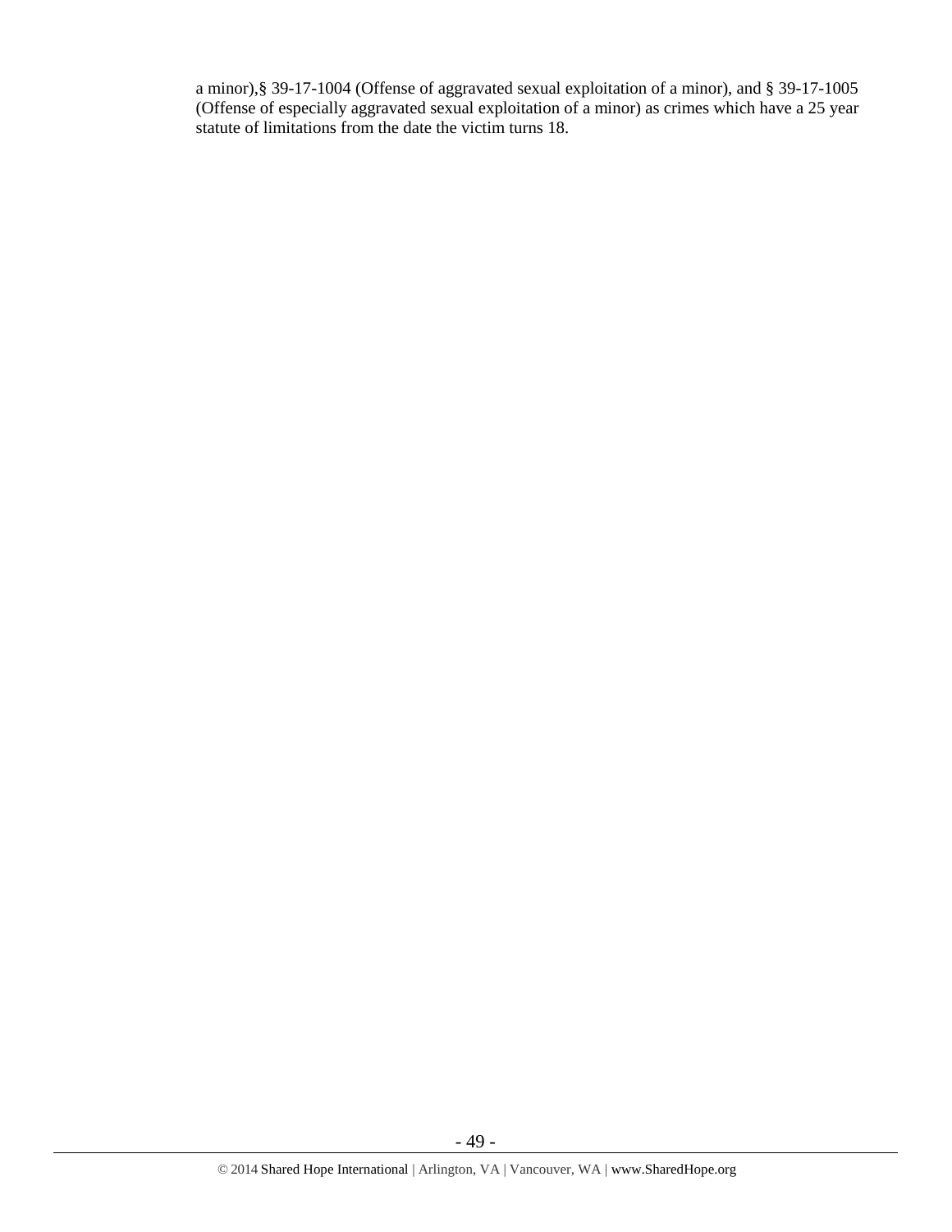a minor),§ 39-17-1004 (Offense of aggravated sexual exploitation of a minor), and § 39-17-1005 (Offense of especially aggravated sexual exploitation of a minor) as crimes which have a 25 year statute of limitations from the date the victim turns 18.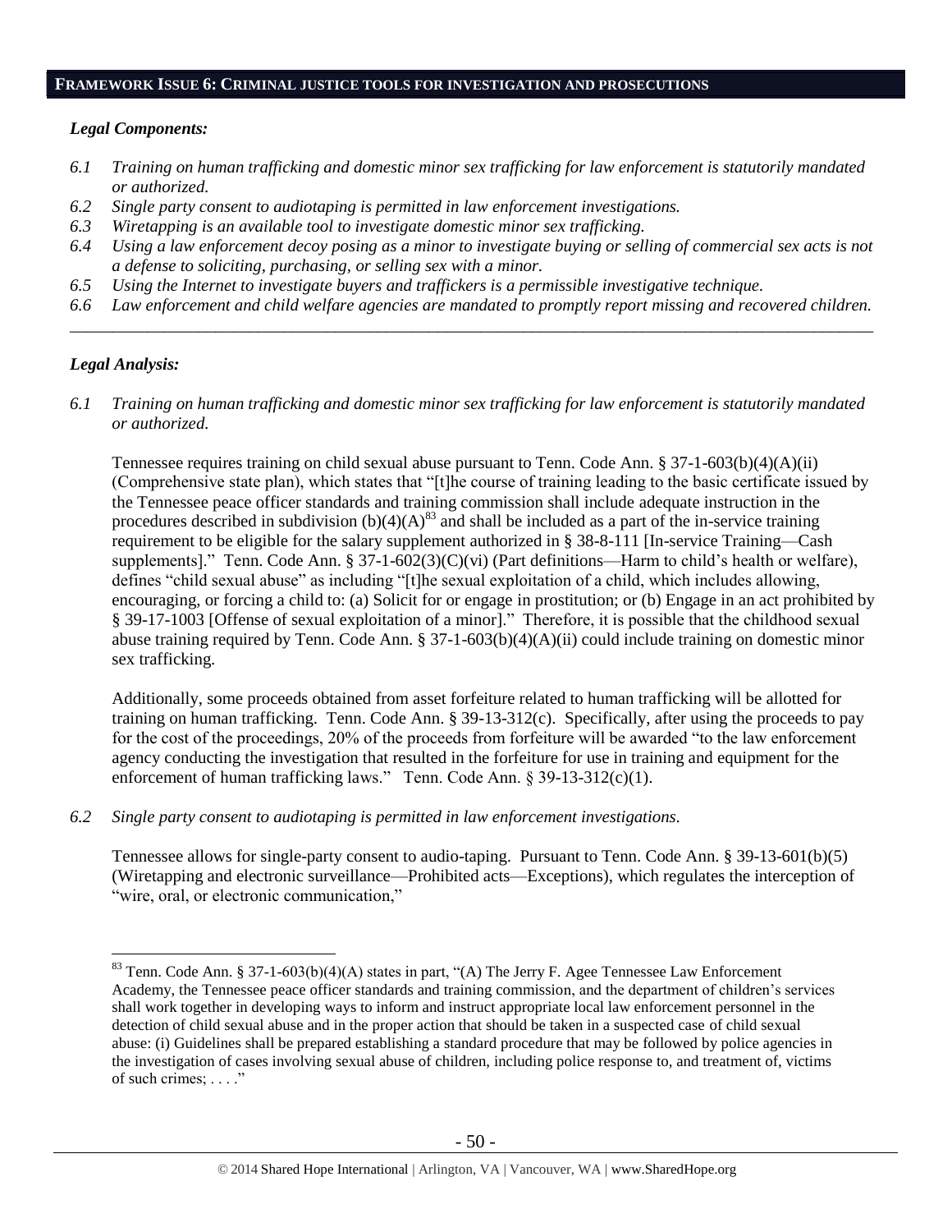## FRAMEWORK ISSUE 6: CRIMINAL JUSTICE TOOLS FOR INVESTIGATION AND PROSECUTIONS

### *Legal Components:*

*6.1 Training on human trafficking and domestic minor sex trafficking for law enforcement is statutorily mandated or authorized.*

*6.2 Single party consent to audiotaping is permitted in law enforcement investigations.*

*6.3 Wiretapping is an available tool to investigate domestic minor sex trafficking.*

*6.4 Using a law enforcement decoy posing as a minor to investigate buying or selling of commercial sex acts is not a defense to soliciting, purchasing, or selling sex with a minor.*

*6.5 Using the Internet to investigate buyers and traffickers is a permissible investigative technique.*

*6.6 Law enforcement and child welfare agencies are mandated to promptly report missing and recovered children.*

---

### *Legal Analysis:*

*6.1 Training on human trafficking and domestic minor sex trafficking for law enforcement is statutorily mandated or authorized.*

Tennessee requires training on child sexual abuse pursuant to Tenn. Code Ann. § 37-1-603(b)(4)(A)(ii) (Comprehensive state plan), which states that "[t]he course of training leading to the basic certificate issued by the Tennessee peace officer standards and training commission shall include adequate instruction in the procedures described in subdivision (b)(4)(A)[83] and shall be included as a part of the in-service training requirement to be eligible for the salary supplement authorized in § 38-8-111 [In-service Training—Cash supplements]." Tenn. Code Ann. § 37-1-602(3)(C)(vi) (Part definitions—Harm to child's health or welfare), defines "child sexual abuse" as including "[t]he sexual exploitation of a child, which includes allowing, encouraging, or forcing a child to: (a) Solicit for or engage in prostitution; or (b) Engage in an act prohibited by § 39-17-1003 [Offense of sexual exploitation of a minor]." Therefore, it is possible that the childhood sexual abuse training required by Tenn. Code Ann. § 37-1-603(b)(4)(A)(ii) could include training on domestic minor sex trafficking.

Additionally, some proceeds obtained from asset forfeiture related to human trafficking will be allotted for training on human trafficking. Tenn. Code Ann. § 39-13-312(c). Specifically, after using the proceeds to pay for the cost of the proceedings, 20% of the proceeds from forfeiture will be awarded "to the law enforcement agency conducting the investigation that resulted in the forfeiture for use in training and equipment for the enforcement of human trafficking laws." Tenn. Code Ann. § 39-13-312(c)(1).

*6.2 Single party consent to audiotaping is permitted in law enforcement investigations.*

Tennessee allows for single-party consent to audio-taping. Pursuant to Tenn. Code Ann. § 39-13-601(b)(5) (Wiretapping and electronic surveillance—Prohibited acts—Exceptions), which regulates the interception of "wire, oral, or electronic communication,"

---

[83] Tenn. Code Ann. § 37-1-603(b)(4)(A) states in part, "(A) The Jerry F. Agee Tennessee Law Enforcement Academy, the Tennessee peace officer standards and training commission, and the department of children's services shall work together in developing ways to inform and instruct appropriate local law enforcement personnel in the detection of child sexual abuse and in the proper action that should be taken in a suspected case of child sexual abuse: (i) Guidelines shall be prepared establishing a standard procedure that may be followed by police agencies in the investigation of cases involving sexual abuse of children, including police response to, and treatment of, victims of such crimes; . . . ."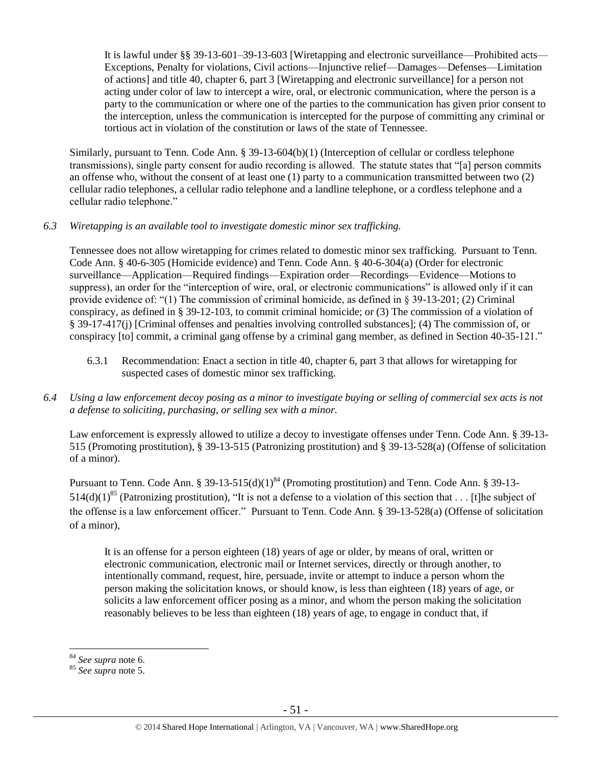> It is lawful under §§ 39-13-601–39-13-603 [Wiretapping and electronic surveillance—Prohibited acts—Exceptions, Penalty for violations, Civil actions—Injunctive relief—Damages—Defenses—Limitation of actions] and title 40, chapter 6, part 3 [Wiretapping and electronic surveillance] for a person not acting under color of law to intercept a wire, oral, or electronic communication, where the person is a party to the communication or where one of the parties to the communication has given prior consent to the interception, unless the communication is intercepted for the purpose of committing any criminal or tortious act in violation of the constitution or laws of the state of Tennessee.

Similarly, pursuant to Tenn. Code Ann. § 39-13-604(b)(1) (Interception of cellular or cordless telephone transmissions), single party consent for audio recording is allowed. The statute states that "[a] person commits an offense who, without the consent of at least one (1) party to a communication transmitted between two (2) cellular radio telephones, a cellular radio telephone and a landline telephone, or a cordless telephone and a cellular radio telephone."

*6.3 Wiretapping is an available tool to investigate domestic minor sex trafficking.*

Tennessee does not allow wiretapping for crimes related to domestic minor sex trafficking. Pursuant to Tenn. Code Ann. § 40-6-305 (Homicide evidence) and Tenn. Code Ann. § 40-6-304(a) (Order for electronic surveillance—Application—Required findings—Expiration order—Recordings—Evidence—Motions to suppress), an order for the "interception of wire, oral, or electronic communications" is allowed only if it can provide evidence of: "(1) The commission of criminal homicide, as defined in § 39-13-201; (2) Criminal conspiracy, as defined in § 39-12-103, to commit criminal homicide; or (3) The commission of a violation of § 39-17-417(j) [Criminal offenses and penalties involving controlled substances]; (4) The commission of, or conspiracy [to] commit, a criminal gang offense by a criminal gang member, as defined in Section 40-35-121."

> 6.3.1 Recommendation: Enact a section in title 40, chapter 6, part 3 that allows for wiretapping for suspected cases of domestic minor sex trafficking.

*6.4 Using a law enforcement decoy posing as a minor to investigate buying or selling of commercial sex acts is not a defense to soliciting, purchasing, or selling sex with a minor.*

Law enforcement is expressly allowed to utilize a decoy to investigate offenses under Tenn. Code Ann. § 39-13-515 (Promoting prostitution), § 39-13-515 (Patronizing prostitution) and § 39-13-528(a) (Offense of solicitation of a minor).

Pursuant to Tenn. Code Ann. § 39-13-515(d)(1)[84] (Promoting prostitution) and Tenn. Code Ann. § 39-13-514(d)(1)[85] (Patronizing prostitution), "It is not a defense to a violation of this section that . . . [t]he subject of the offense is a law enforcement officer." Pursuant to Tenn. Code Ann. § 39-13-528(a) (Offense of solicitation of a minor),

> It is an offense for a person eighteen (18) years of age or older, by means of oral, written or electronic communication, electronic mail or Internet services, directly or through another, to intentionally command, request, hire, persuade, invite or attempt to induce a person whom the person making the solicitation knows, or should know, is less than eighteen (18) years of age, or solicits a law enforcement officer posing as a minor, and whom the person making the solicitation reasonably believes to be less than eighteen (18) years of age, to engage in conduct that, if

---

[84] *See supra* note 6.

[85] *See supra* note 5.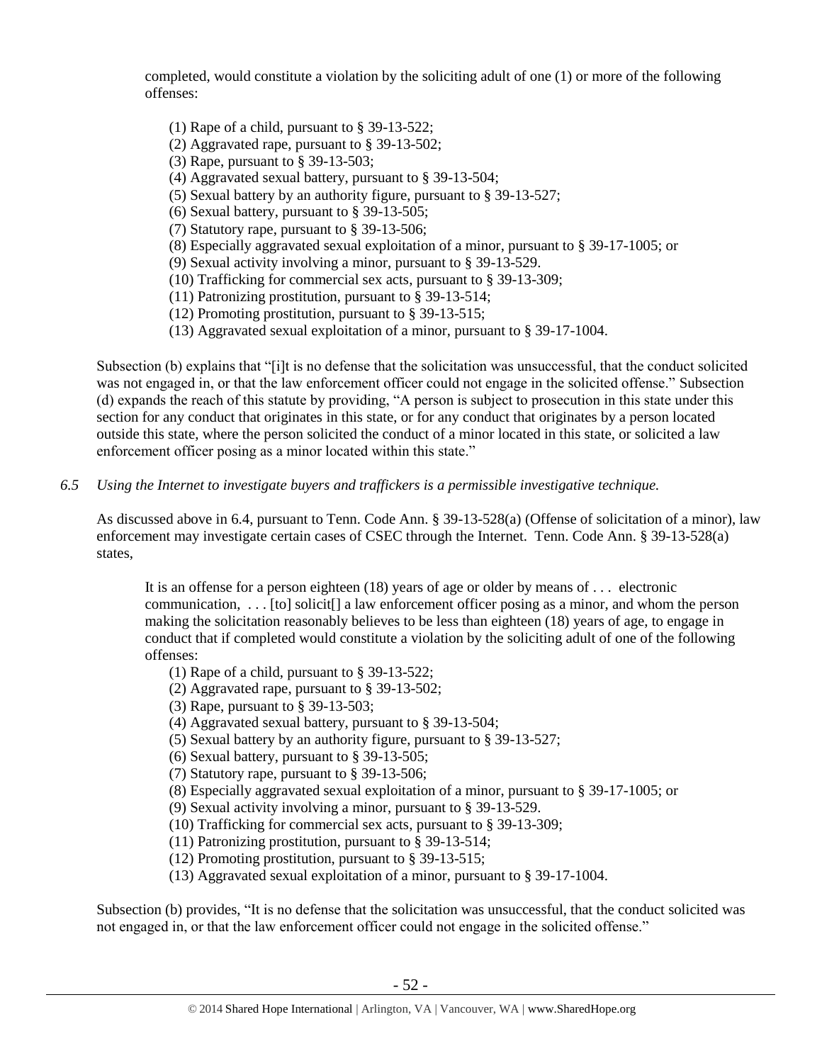completed, would constitute a violation by the soliciting adult of one (1) or more of the following offenses:

(1) Rape of a child, pursuant to § 39-13-522;
(2) Aggravated rape, pursuant to § 39-13-502;
(3) Rape, pursuant to § 39-13-503;
(4) Aggravated sexual battery, pursuant to § 39-13-504;
(5) Sexual battery by an authority figure, pursuant to § 39-13-527;
(6) Sexual battery, pursuant to § 39-13-505;
(7) Statutory rape, pursuant to § 39-13-506;
(8) Especially aggravated sexual exploitation of a minor, pursuant to § 39-17-1005; or
(9) Sexual activity involving a minor, pursuant to § 39-13-529.
(10) Trafficking for commercial sex acts, pursuant to § 39-13-309;
(11) Patronizing prostitution, pursuant to § 39-13-514;
(12) Promoting prostitution, pursuant to § 39-13-515;
(13) Aggravated sexual exploitation of a minor, pursuant to § 39-17-1004.

Subsection (b) explains that "[i]t is no defense that the solicitation was unsuccessful, that the conduct solicited was not engaged in, or that the law enforcement officer could not engage in the solicited offense." Subsection (d) expands the reach of this statute by providing, "A person is subject to prosecution in this state under this section for any conduct that originates in this state, or for any conduct that originates by a person located outside this state, where the person solicited the conduct of a minor located in this state, or solicited a law enforcement officer posing as a minor located within this state."

*6.5 Using the Internet to investigate buyers and traffickers is a permissible investigative technique.*

As discussed above in 6.4, pursuant to Tenn. Code Ann. § 39-13-528(a) (Offense of solicitation of a minor), law enforcement may investigate certain cases of CSEC through the Internet. Tenn. Code Ann. § 39-13-528(a) states,

> It is an offense for a person eighteen (18) years of age or older by means of . . . electronic communication, . . . [to] solicit[] a law enforcement officer posing as a minor, and whom the person making the solicitation reasonably believes to be less than eighteen (18) years of age, to engage in conduct that if completed would constitute a violation by the soliciting adult of one of the following offenses:
>
> (1) Rape of a child, pursuant to § 39-13-522;
> (2) Aggravated rape, pursuant to § 39-13-502;
> (3) Rape, pursuant to § 39-13-503;
> (4) Aggravated sexual battery, pursuant to § 39-13-504;
> (5) Sexual battery by an authority figure, pursuant to § 39-13-527;
> (6) Sexual battery, pursuant to § 39-13-505;
> (7) Statutory rape, pursuant to § 39-13-506;
> (8) Especially aggravated sexual exploitation of a minor, pursuant to § 39-17-1005; or
> (9) Sexual activity involving a minor, pursuant to § 39-13-529.
> (10) Trafficking for commercial sex acts, pursuant to § 39-13-309;
> (11) Patronizing prostitution, pursuant to § 39-13-514;
> (12) Promoting prostitution, pursuant to § 39-13-515;
> (13) Aggravated sexual exploitation of a minor, pursuant to § 39-17-1004.

Subsection (b) provides, "It is no defense that the solicitation was unsuccessful, that the conduct solicited was not engaged in, or that the law enforcement officer could not engage in the solicited offense."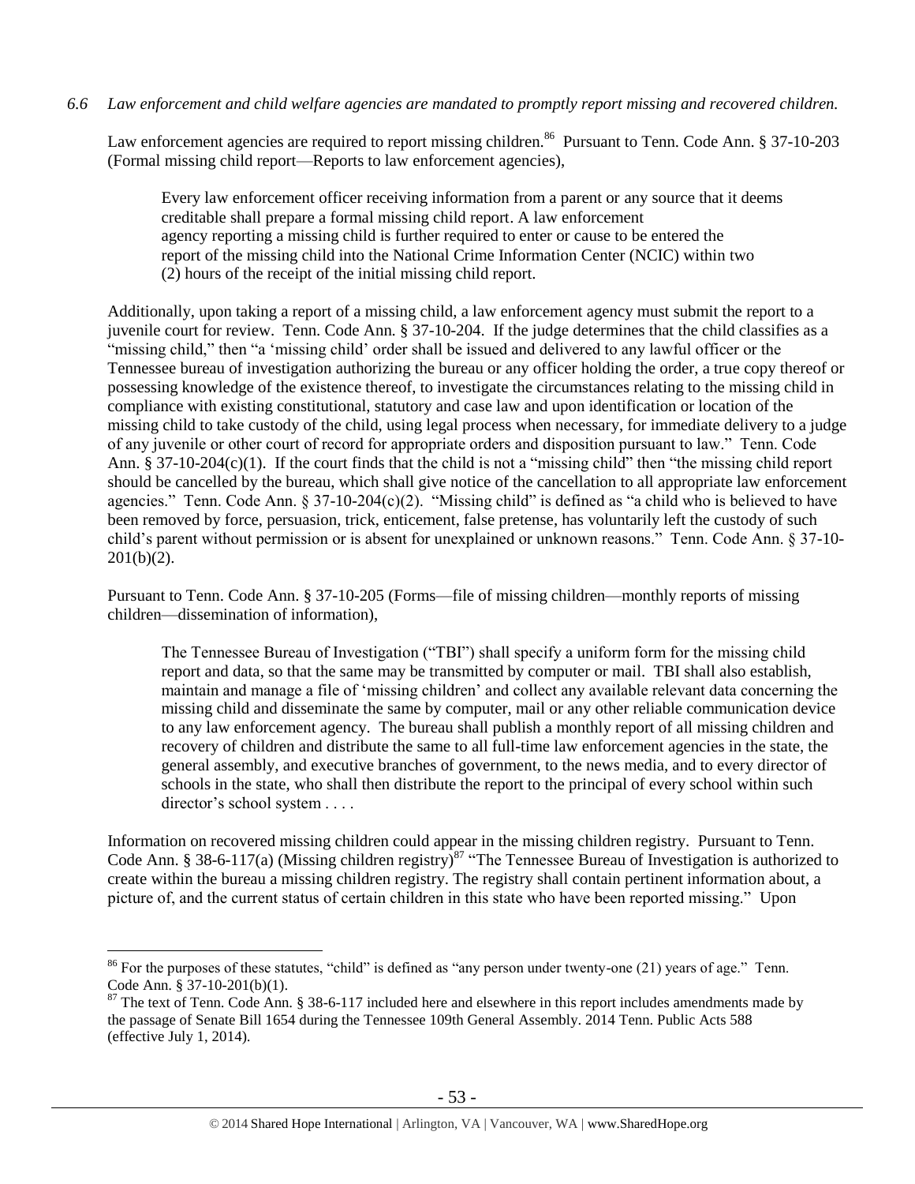*6.6 Law enforcement and child welfare agencies are mandated to promptly report missing and recovered children.*

Law enforcement agencies are required to report missing children.[86] Pursuant to Tenn. Code Ann. § 37-10-203 (Formal missing child report—Reports to law enforcement agencies),

> Every law enforcement officer receiving information from a parent or any source that it deems creditable shall prepare a formal missing child report. A law enforcement agency reporting a missing child is further required to enter or cause to be entered the report of the missing child into the National Crime Information Center (NCIC) within two (2) hours of the receipt of the initial missing child report.

Additionally, upon taking a report of a missing child, a law enforcement agency must submit the report to a juvenile court for review. Tenn. Code Ann. § 37-10-204. If the judge determines that the child classifies as a "missing child," then "a 'missing child' order shall be issued and delivered to any lawful officer or the Tennessee bureau of investigation authorizing the bureau or any officer holding the order, a true copy thereof or possessing knowledge of the existence thereof, to investigate the circumstances relating to the missing child in compliance with existing constitutional, statutory and case law and upon identification or location of the missing child to take custody of the child, using legal process when necessary, for immediate delivery to a judge of any juvenile or other court of record for appropriate orders and disposition pursuant to law." Tenn. Code Ann. § 37-10-204(c)(1). If the court finds that the child is not a "missing child" then "the missing child report should be cancelled by the bureau, which shall give notice of the cancellation to all appropriate law enforcement agencies." Tenn. Code Ann. § 37-10-204(c)(2). "Missing child" is defined as "a child who is believed to have been removed by force, persuasion, trick, enticement, false pretense, has voluntarily left the custody of such child's parent without permission or is absent for unexplained or unknown reasons." Tenn. Code Ann. § 37-10-201(b)(2).

Pursuant to Tenn. Code Ann. § 37-10-205 (Forms—file of missing children—monthly reports of missing children—dissemination of information),

> The Tennessee Bureau of Investigation ("TBI") shall specify a uniform form for the missing child report and data, so that the same may be transmitted by computer or mail. TBI shall also establish, maintain and manage a file of 'missing children' and collect any available relevant data concerning the missing child and disseminate the same by computer, mail or any other reliable communication device to any law enforcement agency. The bureau shall publish a monthly report of all missing children and recovery of children and distribute the same to all full-time law enforcement agencies in the state, the general assembly, and executive branches of government, to the news media, and to every director of schools in the state, who shall then distribute the report to the principal of every school within such director's school system . . . .

Information on recovered missing children could appear in the missing children registry. Pursuant to Tenn. Code Ann. § 38-6-117(a) (Missing children registry)[87] "The Tennessee Bureau of Investigation is authorized to create within the bureau a missing children registry. The registry shall contain pertinent information about, a picture of, and the current status of certain children in this state who have been reported missing." Upon

---

[86] For the purposes of these statutes, "child" is defined as "any person under twenty-one (21) years of age." Tenn. Code Ann. § 37-10-201(b)(1).

[87] The text of Tenn. Code Ann. § 38-6-117 included here and elsewhere in this report includes amendments made by the passage of Senate Bill 1654 during the Tennessee 109th General Assembly. 2014 Tenn. Public Acts 588 (effective July 1, 2014).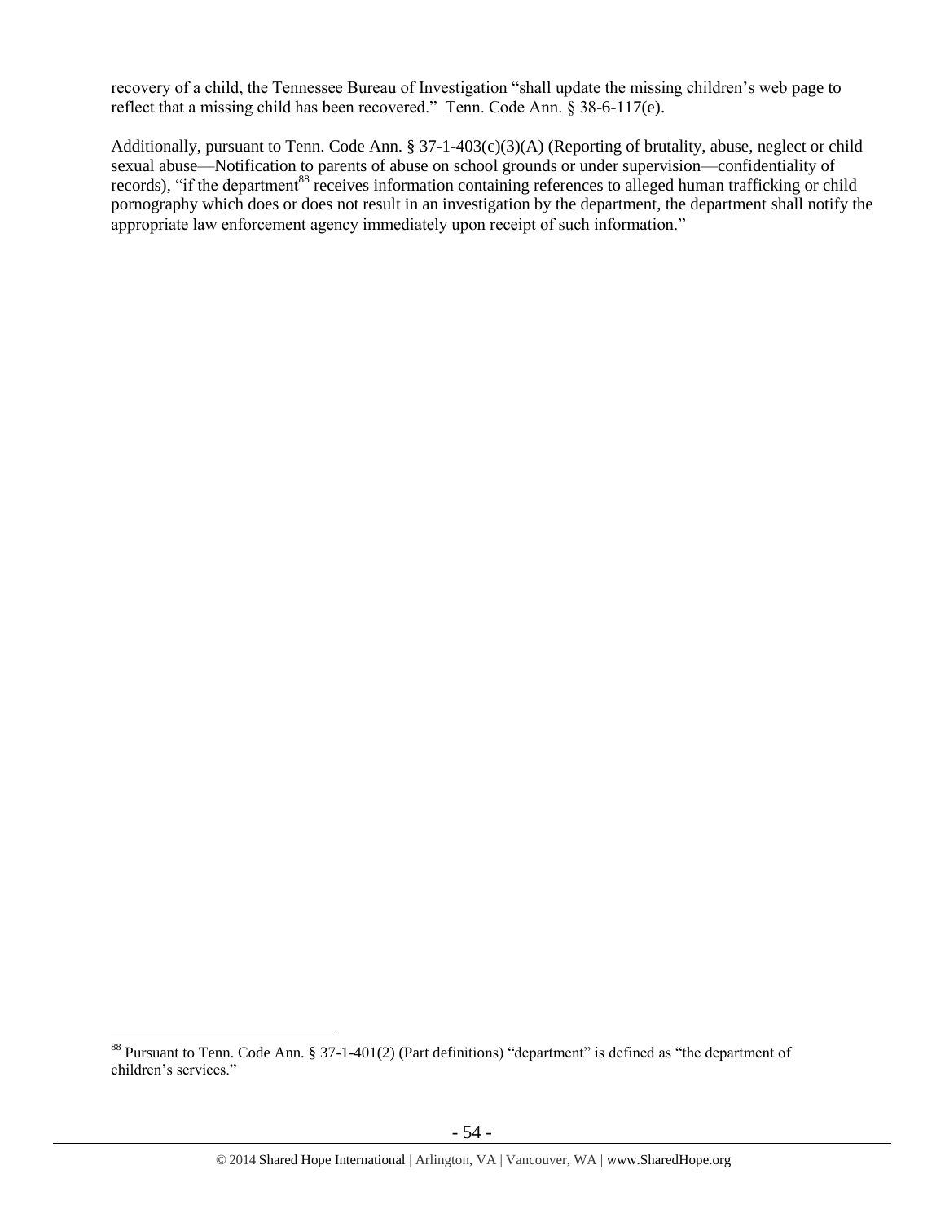recovery of a child, the Tennessee Bureau of Investigation "shall update the missing children's web page to reflect that a missing child has been recovered." Tenn. Code Ann. § 38-6-117(e).

Additionally, pursuant to Tenn. Code Ann. § 37-1-403(c)(3)(A) (Reporting of brutality, abuse, neglect or child sexual abuse—Notification to parents of abuse on school grounds or under supervision—confidentiality of records), "if the department[88] receives information containing references to alleged human trafficking or child pornography which does or does not result in an investigation by the department, the department shall notify the appropriate law enforcement agency immediately upon receipt of such information."

[88] Pursuant to Tenn. Code Ann. § 37-1-401(2) (Part definitions) "department" is defined as "the department of children's services."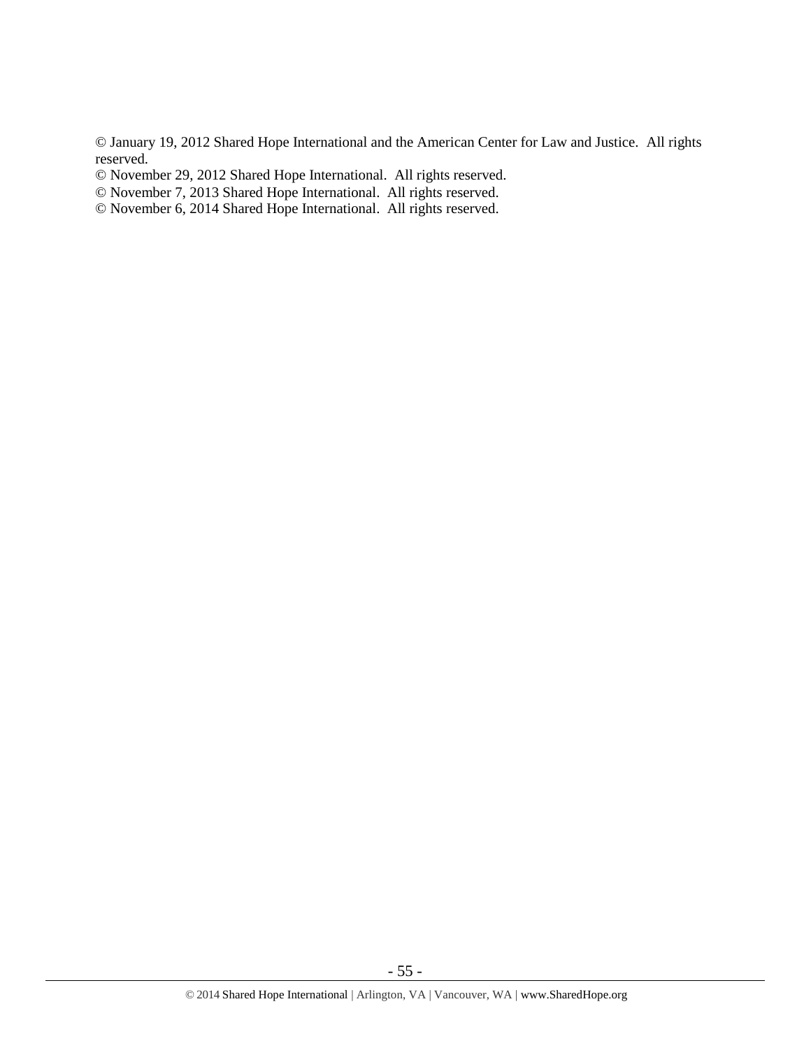© January 19, 2012 Shared Hope International and the American Center for Law and Justice. All rights reserved.

© November 29, 2012 Shared Hope International. All rights reserved.

© November 7, 2013 Shared Hope International. All rights reserved.

© November 6, 2014 Shared Hope International. All rights reserved.